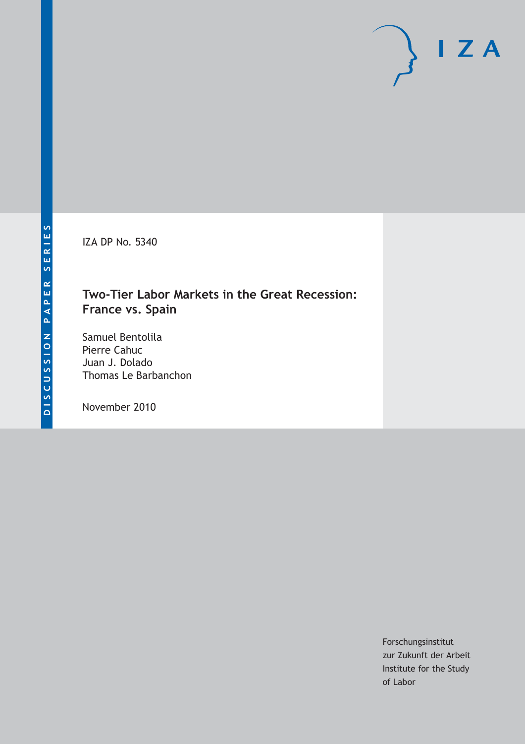DISCUSSION PAPER SERIES

IZA

IZA DP No. 5340

# Two-Tier Labor Markets in the Great Recession: France vs. Spain

Samuel Bentolila
Pierre Cahuc
Juan J. Dolado
Thomas Le Barbanchon

November 2010

Forschungsinstitut
zur Zukunft der Arbeit
Institute for the Study
of Labor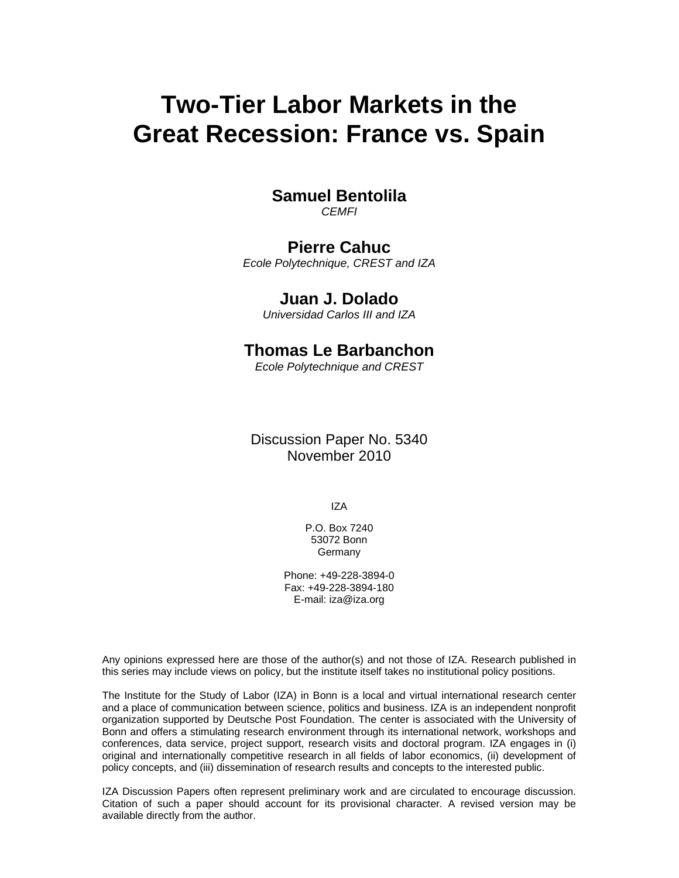# Two-Tier Labor Markets in the Great Recession: France vs. Spain

**Samuel Bentolila**
*CEMFI*

**Pierre Cahuc**
*Ecole Polytechnique, CREST and IZA*

**Juan J. Dolado**
*Universidad Carlos III and IZA*

**Thomas Le Barbanchon**
*Ecole Polytechnique and CREST*

Discussion Paper No. 5340
November 2010

IZA

P.O. Box 7240
53072 Bonn
Germany

Phone: +49-228-3894-0
Fax: +49-228-3894-180
E-mail: iza@iza.org

Any opinions expressed here are those of the author(s) and not those of IZA. Research published in this series may include views on policy, but the institute itself takes no institutional policy positions.

The Institute for the Study of Labor (IZA) in Bonn is a local and virtual international research center and a place of communication between science, politics and business. IZA is an independent nonprofit organization supported by Deutsche Post Foundation. The center is associated with the University of Bonn and offers a stimulating research environment through its international network, workshops and conferences, data service, project support, research visits and doctoral program. IZA engages in (i) original and internationally competitive research in all fields of labor economics, (ii) development of policy concepts, and (iii) dissemination of research results and concepts to the interested public.

IZA Discussion Papers often represent preliminary work and are circulated to encourage discussion. Citation of such a paper should account for its provisional character. A revised version may be available directly from the author.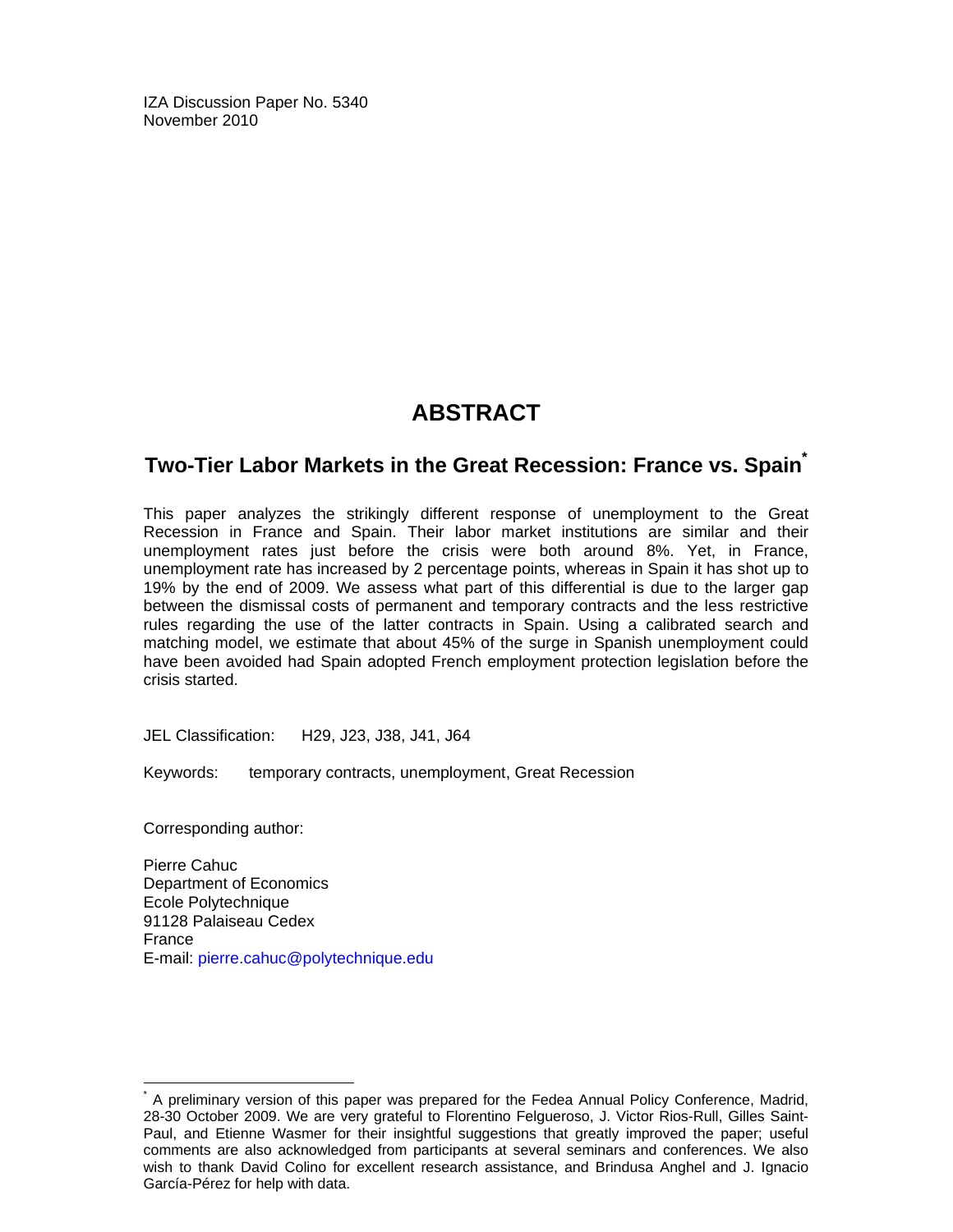IZA Discussion Paper No. 5340
November 2010

# ABSTRACT

## Two-Tier Labor Markets in the Great Recession: France vs. Spain[*]

This paper analyzes the strikingly different response of unemployment to the Great Recession in France and Spain. Their labor market institutions are similar and their unemployment rates just before the crisis were both around 8%. Yet, in France, unemployment rate has increased by 2 percentage points, whereas in Spain it has shot up to 19% by the end of 2009. We assess what part of this differential is due to the larger gap between the dismissal costs of permanent and temporary contracts and the less restrictive rules regarding the use of the latter contracts in Spain. Using a calibrated search and matching model, we estimate that about 45% of the surge in Spanish unemployment could have been avoided had Spain adopted French employment protection legislation before the crisis started.

JEL Classification: H29, J23, J38, J41, J64

Keywords: temporary contracts, unemployment, Great Recession

Corresponding author:

Pierre Cahuc
Department of Economics
Ecole Polytechnique
91128 Palaiseau Cedex
France
E-mail: pierre.cahuc@polytechnique.edu

---

[*] A preliminary version of this paper was prepared for the Fedea Annual Policy Conference, Madrid, 28-30 October 2009. We are very grateful to Florentino Felgueroso, J. Victor Rios-Rull, Gilles Saint-Paul, and Etienne Wasmer for their insightful suggestions that greatly improved the paper; useful comments are also acknowledged from participants at several seminars and conferences. We also wish to thank David Colino for excellent research assistance, and Brindusa Anghel and J. Ignacio García-Pérez for help with data.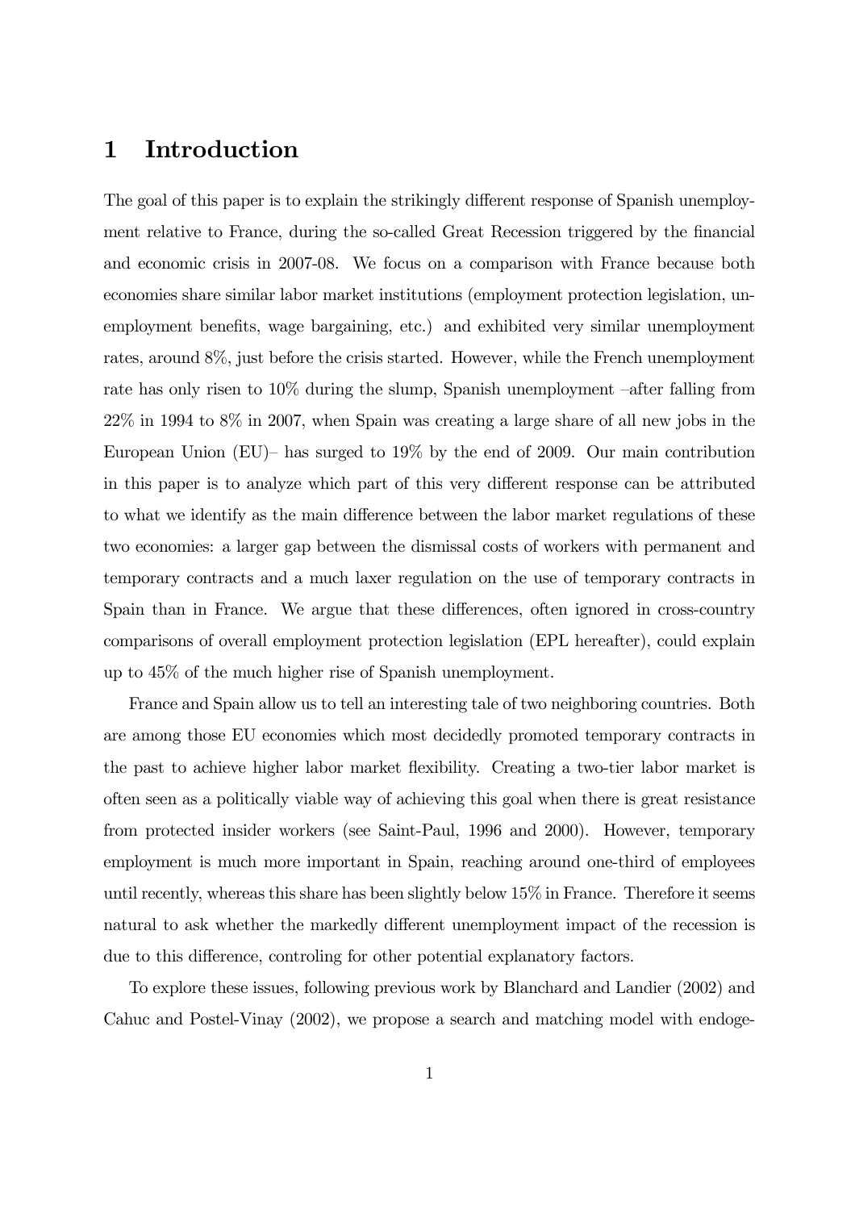# 1 Introduction

The goal of this paper is to explain the strikingly different response of Spanish unemployment relative to France, during the so-called Great Recession triggered by the financial and economic crisis in 2007-08. We focus on a comparison with France because both economies share similar labor market institutions (employment protection legislation, unemployment benefits, wage bargaining, etc.) and exhibited very similar unemployment rates, around 8%, just before the crisis started. However, while the French unemployment rate has only risen to 10% during the slump, Spanish unemployment –after falling from 22% in 1994 to 8% in 2007, when Spain was creating a large share of all new jobs in the European Union (EU)– has surged to 19% by the end of 2009. Our main contribution in this paper is to analyze which part of this very different response can be attributed to what we identify as the main difference between the labor market regulations of these two economies: a larger gap between the dismissal costs of workers with permanent and temporary contracts and a much laxer regulation on the use of temporary contracts in Spain than in France. We argue that these differences, often ignored in cross-country comparisons of overall employment protection legislation (EPL hereafter), could explain up to 45% of the much higher rise of Spanish unemployment.

France and Spain allow us to tell an interesting tale of two neighboring countries. Both are among those EU economies which most decidedly promoted temporary contracts in the past to achieve higher labor market flexibility. Creating a two-tier labor market is often seen as a politically viable way of achieving this goal when there is great resistance from protected insider workers (see Saint-Paul, 1996 and 2000). However, temporary employment is much more important in Spain, reaching around one-third of employees until recently, whereas this share has been slightly below 15% in France. Therefore it seems natural to ask whether the markedly different unemployment impact of the recession is due to this difference, controling for other potential explanatory factors.

To explore these issues, following previous work by Blanchard and Landier (2002) and Cahuc and Postel-Vinay (2002), we propose a search and matching model with endoge-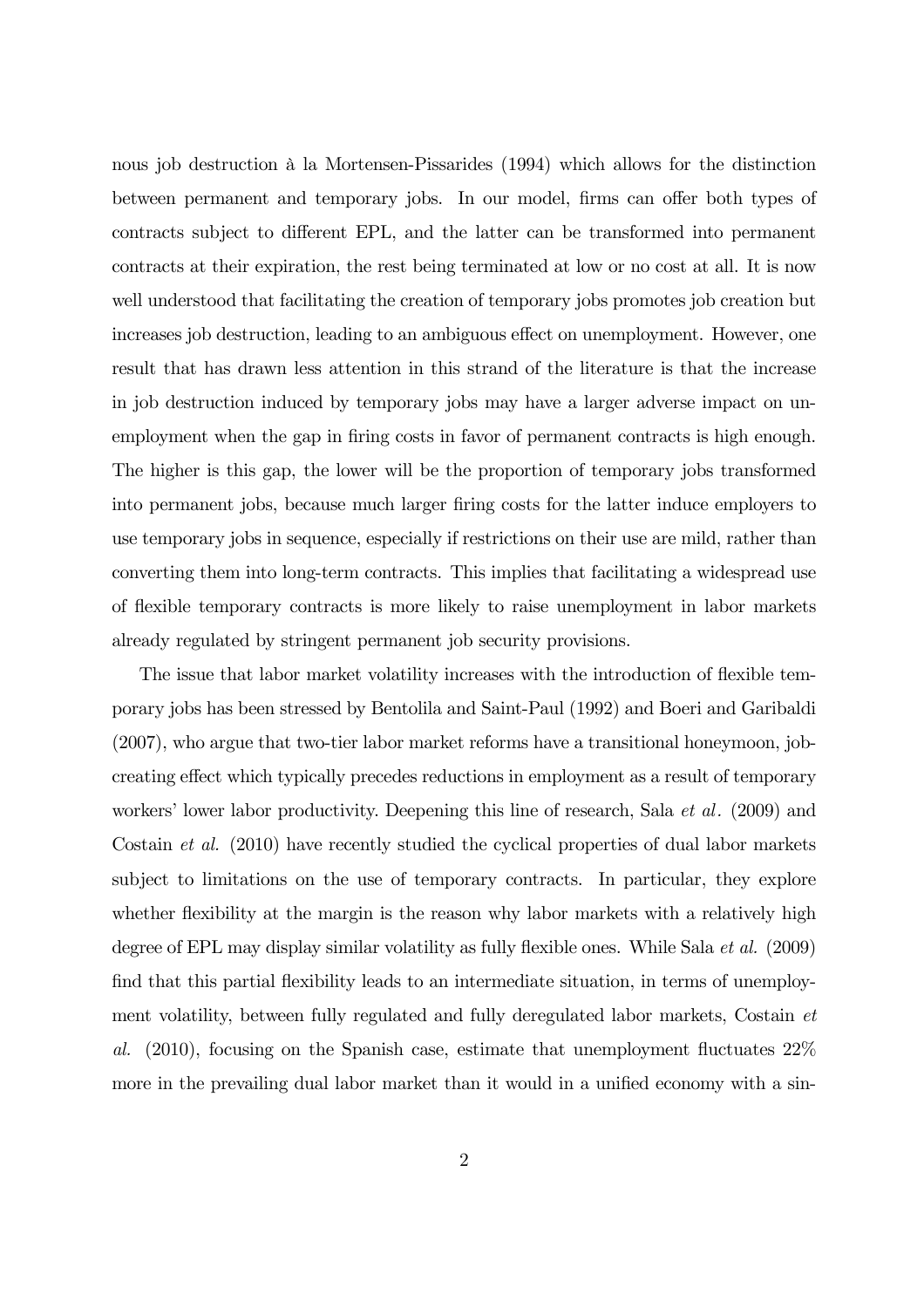nous job destruction à la Mortensen-Pissarides (1994) which allows for the distinction between permanent and temporary jobs. In our model, firms can offer both types of contracts subject to different EPL, and the latter can be transformed into permanent contracts at their expiration, the rest being terminated at low or no cost at all. It is now well understood that facilitating the creation of temporary jobs promotes job creation but increases job destruction, leading to an ambiguous effect on unemployment. However, one result that has drawn less attention in this strand of the literature is that the increase in job destruction induced by temporary jobs may have a larger adverse impact on unemployment when the gap in firing costs in favor of permanent contracts is high enough. The higher is this gap, the lower will be the proportion of temporary jobs transformed into permanent jobs, because much larger firing costs for the latter induce employers to use temporary jobs in sequence, especially if restrictions on their use are mild, rather than converting them into long-term contracts. This implies that facilitating a widespread use of flexible temporary contracts is more likely to raise unemployment in labor markets already regulated by stringent permanent job security provisions.

The issue that labor market volatility increases with the introduction of flexible temporary jobs has been stressed by Bentolila and Saint-Paul (1992) and Boeri and Garibaldi (2007), who argue that two-tier labor market reforms have a transitional honeymoon, job-creating effect which typically precedes reductions in employment as a result of temporary workers' lower labor productivity. Deepening this line of research, Sala *et al*. (2009) and Costain *et al.* (2010) have recently studied the cyclical properties of dual labor markets subject to limitations on the use of temporary contracts. In particular, they explore whether flexibility at the margin is the reason why labor markets with a relatively high degree of EPL may display similar volatility as fully flexible ones. While Sala *et al.* (2009) find that this partial flexibility leads to an intermediate situation, in terms of unemployment volatility, between fully regulated and fully deregulated labor markets, Costain *et al.* (2010), focusing on the Spanish case, estimate that unemployment fluctuates 22% more in the prevailing dual labor market than it would in a unified economy with a sin-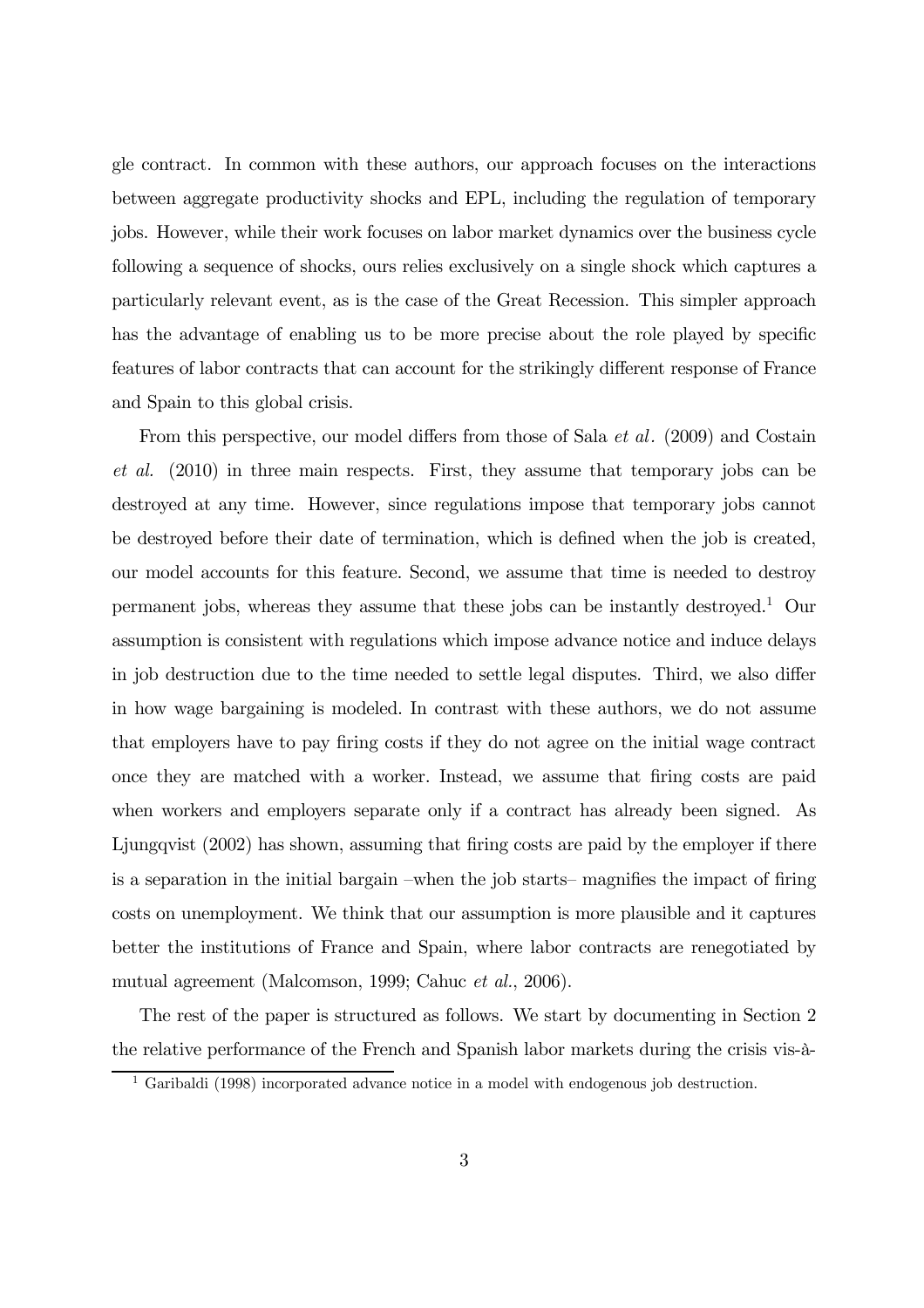gle contract. In common with these authors, our approach focuses on the interactions between aggregate productivity shocks and EPL, including the regulation of temporary jobs. However, while their work focuses on labor market dynamics over the business cycle following a sequence of shocks, ours relies exclusively on a single shock which captures a particularly relevant event, as is the case of the Great Recession. This simpler approach has the advantage of enabling us to be more precise about the role played by specific features of labor contracts that can account for the strikingly different response of France and Spain to this global crisis.

From this perspective, our model differs from those of Sala *et al*. (2009) and Costain *et al.* (2010) in three main respects. First, they assume that temporary jobs can be destroyed at any time. However, since regulations impose that temporary jobs cannot be destroyed before their date of termination, which is defined when the job is created, our model accounts for this feature. Second, we assume that time is needed to destroy permanent jobs, whereas they assume that these jobs can be instantly destroyed.[1] Our assumption is consistent with regulations which impose advance notice and induce delays in job destruction due to the time needed to settle legal disputes. Third, we also differ in how wage bargaining is modeled. In contrast with these authors, we do not assume that employers have to pay firing costs if they do not agree on the initial wage contract once they are matched with a worker. Instead, we assume that firing costs are paid when workers and employers separate only if a contract has already been signed. As Ljungqvist (2002) has shown, assuming that firing costs are paid by the employer if there is a separation in the initial bargain –when the job starts– magnifies the impact of firing costs on unemployment. We think that our assumption is more plausible and it captures better the institutions of France and Spain, where labor contracts are renegotiated by mutual agreement (Malcomson, 1999; Cahuc *et al.*, 2006).

The rest of the paper is structured as follows. We start by documenting in Section 2 the relative performance of the French and Spanish labor markets during the crisis vis-à-

[1] Garibaldi (1998) incorporated advance notice in a model with endogenous job destruction.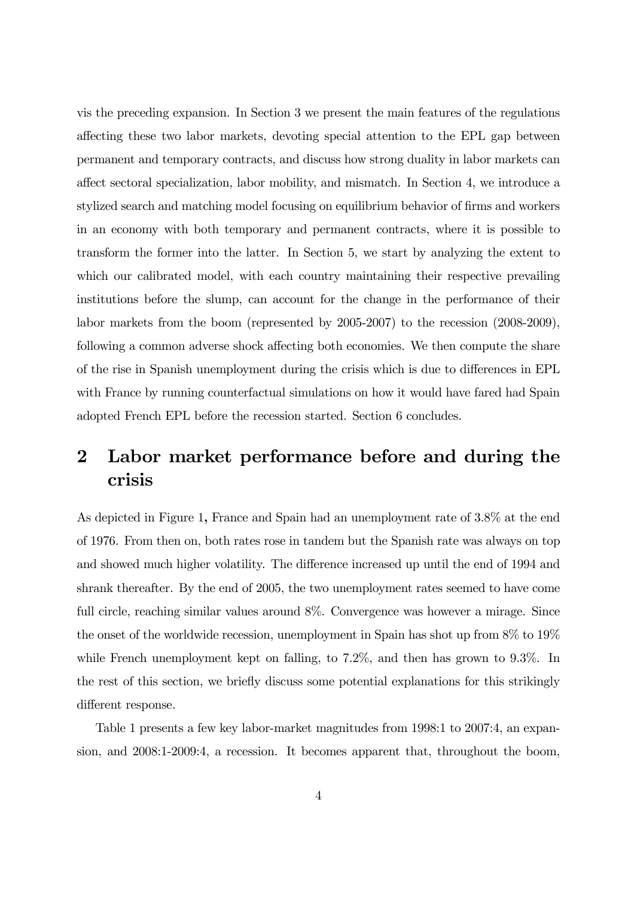vis the preceding expansion. In Section 3 we present the main features of the regulations affecting these two labor markets, devoting special attention to the EPL gap between permanent and temporary contracts, and discuss how strong duality in labor markets can affect sectoral specialization, labor mobility, and mismatch. In Section 4, we introduce a stylized search and matching model focusing on equilibrium behavior of firms and workers in an economy with both temporary and permanent contracts, where it is possible to transform the former into the latter. In Section 5, we start by analyzing the extent to which our calibrated model, with each country maintaining their respective prevailing institutions before the slump, can account for the change in the performance of their labor markets from the boom (represented by 2005-2007) to the recession (2008-2009), following a common adverse shock affecting both economies. We then compute the share of the rise in Spanish unemployment during the crisis which is due to differences in EPL with France by running counterfactual simulations on how it would have fared had Spain adopted French EPL before the recession started. Section 6 concludes.

# 2 Labor market performance before and during the crisis

As depicted in Figure 1, France and Spain had an unemployment rate of 3.8% at the end of 1976. From then on, both rates rose in tandem but the Spanish rate was always on top and showed much higher volatility. The difference increased up until the end of 1994 and shrank thereafter. By the end of 2005, the two unemployment rates seemed to have come full circle, reaching similar values around 8%. Convergence was however a mirage. Since the onset of the worldwide recession, unemployment in Spain has shot up from 8% to 19% while French unemployment kept on falling, to 7.2%, and then has grown to 9.3%. In the rest of this section, we briefly discuss some potential explanations for this strikingly different response.

Table 1 presents a few key labor-market magnitudes from 1998:1 to 2007:4, an expansion, and 2008:1-2009:4, a recession. It becomes apparent that, throughout the boom,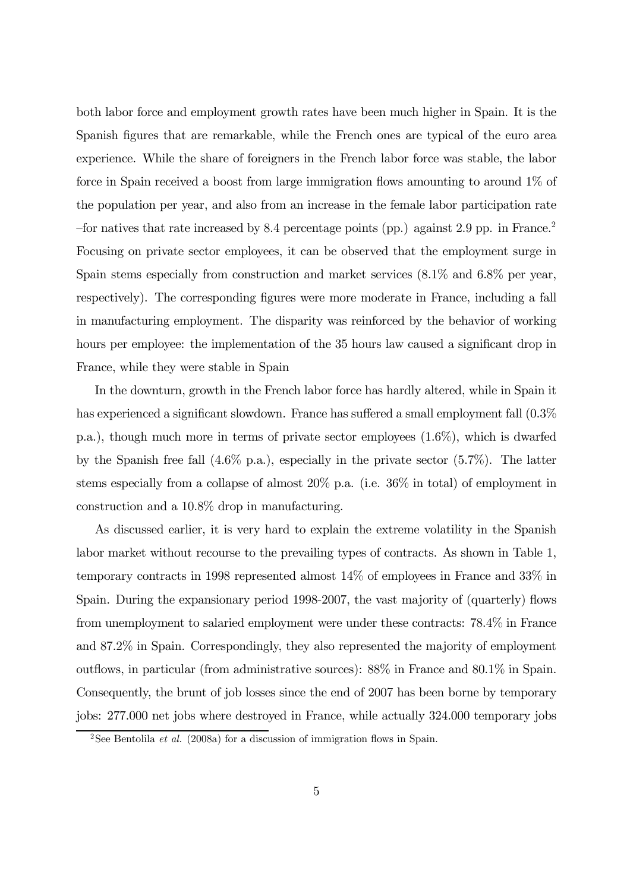both labor force and employment growth rates have been much higher in Spain. It is the Spanish figures that are remarkable, while the French ones are typical of the euro area experience. While the share of foreigners in the French labor force was stable, the labor force in Spain received a boost from large immigration flows amounting to around 1% of the population per year, and also from an increase in the female labor participation rate –for natives that rate increased by 8.4 percentage points (pp.) against 2.9 pp. in France.[2] Focusing on private sector employees, it can be observed that the employment surge in Spain stems especially from construction and market services (8.1% and 6.8% per year, respectively). The corresponding figures were more moderate in France, including a fall in manufacturing employment. The disparity was reinforced by the behavior of working hours per employee: the implementation of the 35 hours law caused a significant drop in France, while they were stable in Spain

In the downturn, growth in the French labor force has hardly altered, while in Spain it has experienced a significant slowdown. France has suffered a small employment fall (0.3% p.a.), though much more in terms of private sector employees (1.6%), which is dwarfed by the Spanish free fall (4.6% p.a.), especially in the private sector (5.7%). The latter stems especially from a collapse of almost 20% p.a. (i.e. 36% in total) of employment in construction and a 10.8% drop in manufacturing.

As discussed earlier, it is very hard to explain the extreme volatility in the Spanish labor market without recourse to the prevailing types of contracts. As shown in Table 1, temporary contracts in 1998 represented almost 14% of employees in France and 33% in Spain. During the expansionary period 1998-2007, the vast majority of (quarterly) flows from unemployment to salaried employment were under these contracts: 78.4% in France and 87.2% in Spain. Correspondingly, they also represented the majority of employment outflows, in particular (from administrative sources): 88% in France and 80.1% in Spain. Consequently, the brunt of job losses since the end of 2007 has been borne by temporary jobs: 277.000 net jobs where destroyed in France, while actually 324.000 temporary jobs

[2] See Bentolila *et al.* (2008a) for a discussion of immigration flows in Spain.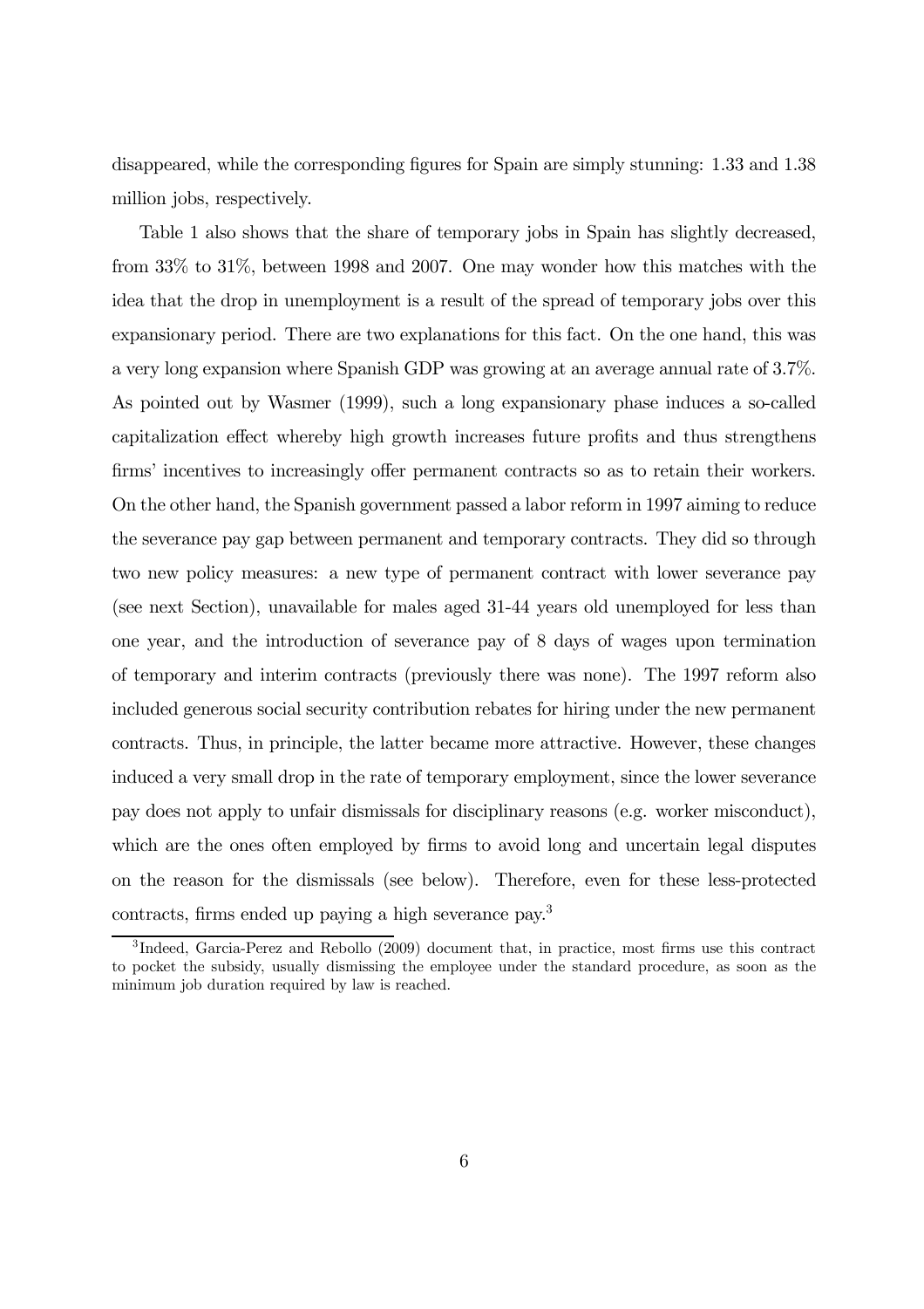disappeared, while the corresponding figures for Spain are simply stunning: 1.33 and 1.38 million jobs, respectively.

Table 1 also shows that the share of temporary jobs in Spain has slightly decreased, from 33% to 31%, between 1998 and 2007. One may wonder how this matches with the idea that the drop in unemployment is a result of the spread of temporary jobs over this expansionary period. There are two explanations for this fact. On the one hand, this was a very long expansion where Spanish GDP was growing at an average annual rate of 3.7%. As pointed out by Wasmer (1999), such a long expansionary phase induces a so-called capitalization effect whereby high growth increases future profits and thus strengthens firms' incentives to increasingly offer permanent contracts so as to retain their workers. On the other hand, the Spanish government passed a labor reform in 1997 aiming to reduce the severance pay gap between permanent and temporary contracts. They did so through two new policy measures: a new type of permanent contract with lower severance pay (see next Section), unavailable for males aged 31-44 years old unemployed for less than one year, and the introduction of severance pay of 8 days of wages upon termination of temporary and interim contracts (previously there was none). The 1997 reform also included generous social security contribution rebates for hiring under the new permanent contracts. Thus, in principle, the latter became more attractive. However, these changes induced a very small drop in the rate of temporary employment, since the lower severance pay does not apply to unfair dismissals for disciplinary reasons (e.g. worker misconduct), which are the ones often employed by firms to avoid long and uncertain legal disputes on the reason for the dismissals (see below). Therefore, even for these less-protected contracts, firms ended up paying a high severance pay.[3]

[3] Indeed, Garcia-Perez and Rebollo (2009) document that, in practice, most firms use this contract to pocket the subsidy, usually dismissing the employee under the standard procedure, as soon as the minimum job duration required by law is reached.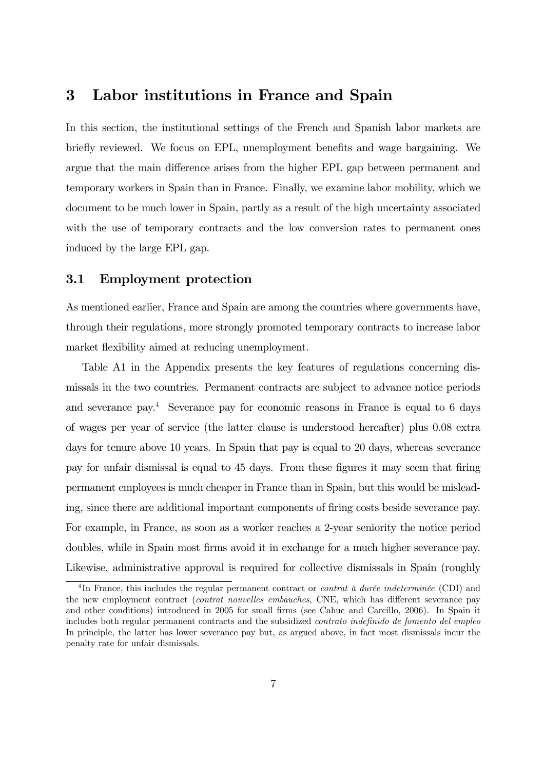# 3 Labor institutions in France and Spain

In this section, the institutional settings of the French and Spanish labor markets are briefly reviewed. We focus on EPL, unemployment benefits and wage bargaining. We argue that the main difference arises from the higher EPL gap between permanent and temporary workers in Spain than in France. Finally, we examine labor mobility, which we document to be much lower in Spain, partly as a result of the high uncertainty associated with the use of temporary contracts and the low conversion rates to permanent ones induced by the large EPL gap.

## 3.1 Employment protection

As mentioned earlier, France and Spain are among the countries where governments have, through their regulations, more strongly promoted temporary contracts to increase labor market flexibility aimed at reducing unemployment.

Table A1 in the Appendix presents the key features of regulations concerning dismissals in the two countries. Permanent contracts are subject to advance notice periods and severance pay.[4] Severance pay for economic reasons in France is equal to 6 days of wages per year of service (the latter clause is understood hereafter) plus 0.08 extra days for tenure above 10 years. In Spain that pay is equal to 20 days, whereas severance pay for unfair dismissal is equal to 45 days. From these figures it may seem that firing permanent employees is much cheaper in France than in Spain, but this would be misleading, since there are additional important components of firing costs beside severance pay. For example, in France, as soon as a worker reaches a 2-year seniority the notice period doubles, while in Spain most firms avoid it in exchange for a much higher severance pay. Likewise, administrative approval is required for collective dismissals in Spain (roughly

[4] In France, this includes the regular permanent contract or *contrat à durée indeterminée* (CDI) and the new employment contract (*contrat nouvelles embauches*, CNE, which has different severance pay and other conditions) introduced in 2005 for small firms (see Cahuc and Carcillo, 2006). In Spain it includes both regular permanent contracts and the subsidized *contrato indefinido de fomento del empleo* In principle, the latter has lower severance pay but, as argued above, in fact most dismissals incur the penalty rate for unfair dismissals.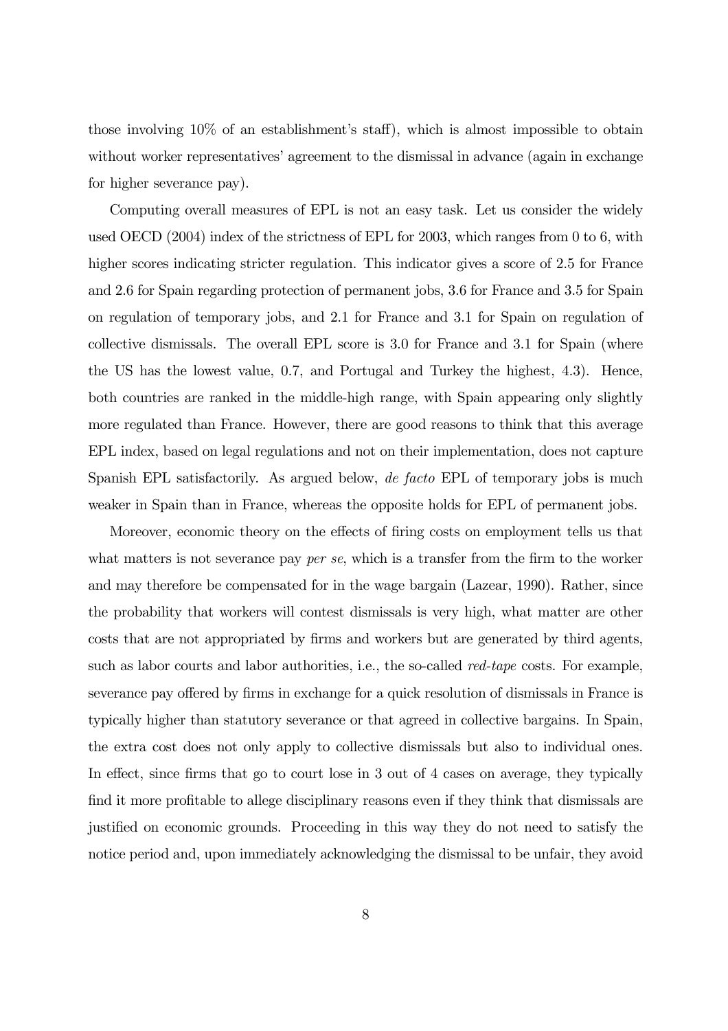those involving 10% of an establishment's staff), which is almost impossible to obtain without worker representatives' agreement to the dismissal in advance (again in exchange for higher severance pay).

Computing overall measures of EPL is not an easy task. Let us consider the widely used OECD (2004) index of the strictness of EPL for 2003, which ranges from 0 to 6, with higher scores indicating stricter regulation. This indicator gives a score of 2.5 for France and 2.6 for Spain regarding protection of permanent jobs, 3.6 for France and 3.5 for Spain on regulation of temporary jobs, and 2.1 for France and 3.1 for Spain on regulation of collective dismissals. The overall EPL score is 3.0 for France and 3.1 for Spain (where the US has the lowest value, 0.7, and Portugal and Turkey the highest, 4.3). Hence, both countries are ranked in the middle-high range, with Spain appearing only slightly more regulated than France. However, there are good reasons to think that this average EPL index, based on legal regulations and not on their implementation, does not capture Spanish EPL satisfactorily. As argued below, *de facto* EPL of temporary jobs is much weaker in Spain than in France, whereas the opposite holds for EPL of permanent jobs.

Moreover, economic theory on the effects of firing costs on employment tells us that what matters is not severance pay *per se*, which is a transfer from the firm to the worker and may therefore be compensated for in the wage bargain (Lazear, 1990). Rather, since the probability that workers will contest dismissals is very high, what matter are other costs that are not appropriated by firms and workers but are generated by third agents, such as labor courts and labor authorities, i.e., the so-called *red-tape* costs. For example, severance pay offered by firms in exchange for a quick resolution of dismissals in France is typically higher than statutory severance or that agreed in collective bargains. In Spain, the extra cost does not only apply to collective dismissals but also to individual ones. In effect, since firms that go to court lose in 3 out of 4 cases on average, they typically find it more profitable to allege disciplinary reasons even if they think that dismissals are justified on economic grounds. Proceeding in this way they do not need to satisfy the notice period and, upon immediately acknowledging the dismissal to be unfair, they avoid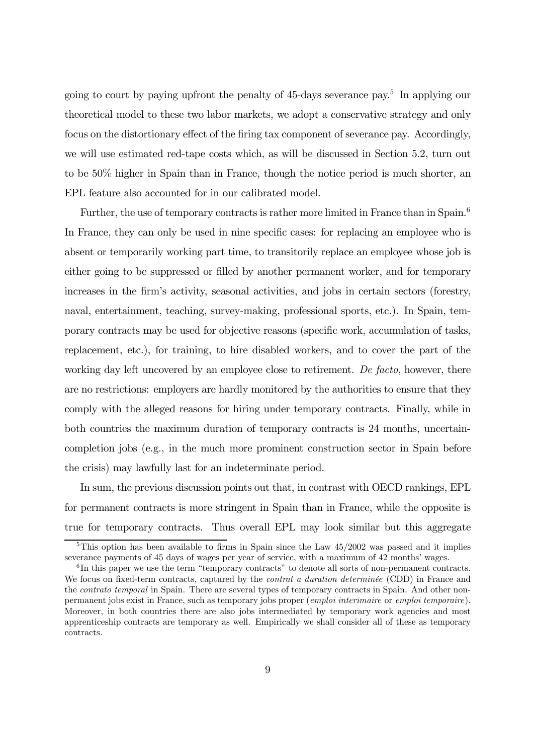going to court by paying upfront the penalty of 45-days severance pay.[5] In applying our theoretical model to these two labor markets, we adopt a conservative strategy and only focus on the distortionary effect of the firing tax component of severance pay. Accordingly, we will use estimated red-tape costs which, as will be discussed in Section 5.2, turn out to be 50% higher in Spain than in France, though the notice period is much shorter, an EPL feature also accounted for in our calibrated model.

Further, the use of temporary contracts is rather more limited in France than in Spain.[6] In France, they can only be used in nine specific cases: for replacing an employee who is absent or temporarily working part time, to transitorily replace an employee whose job is either going to be suppressed or filled by another permanent worker, and for temporary increases in the firm's activity, seasonal activities, and jobs in certain sectors (forestry, naval, entertainment, teaching, survey-making, professional sports, etc.). In Spain, temporary contracts may be used for objective reasons (specific work, accumulation of tasks, replacement, etc.), for training, to hire disabled workers, and to cover the part of the working day left uncovered by an employee close to retirement. *De facto*, however, there are no restrictions: employers are hardly monitored by the authorities to ensure that they comply with the alleged reasons for hiring under temporary contracts. Finally, while in both countries the maximum duration of temporary contracts is 24 months, uncertain-completion jobs (e.g., in the much more prominent construction sector in Spain before the crisis) may lawfully last for an indeterminate period.

In sum, the previous discussion points out that, in contrast with OECD rankings, EPL for permanent contracts is more stringent in Spain than in France, while the opposite is true for temporary contracts. Thus overall EPL may look similar but this aggregate

[5] This option has been available to firms in Spain since the Law 45/2002 was passed and it implies severance payments of 45 days of wages per year of service, with a maximum of 42 months' wages.

[6] In this paper we use the term "temporary contracts" to denote all sorts of non-permanent contracts. We focus on fixed-term contracts, captured by the *contrat a duration determinée* (CDD) in France and the *contrato temporal* in Spain. There are several types of temporary contracts in Spain. And other non-permanent jobs exist in France, such as temporary jobs proper (*emploi interimaire* or *emploi temporaire*). Moreover, in both countries there are also jobs intermediated by temporary work agencies and most apprenticeship contracts are temporary as well. Empirically we shall consider all of these as temporary contracts.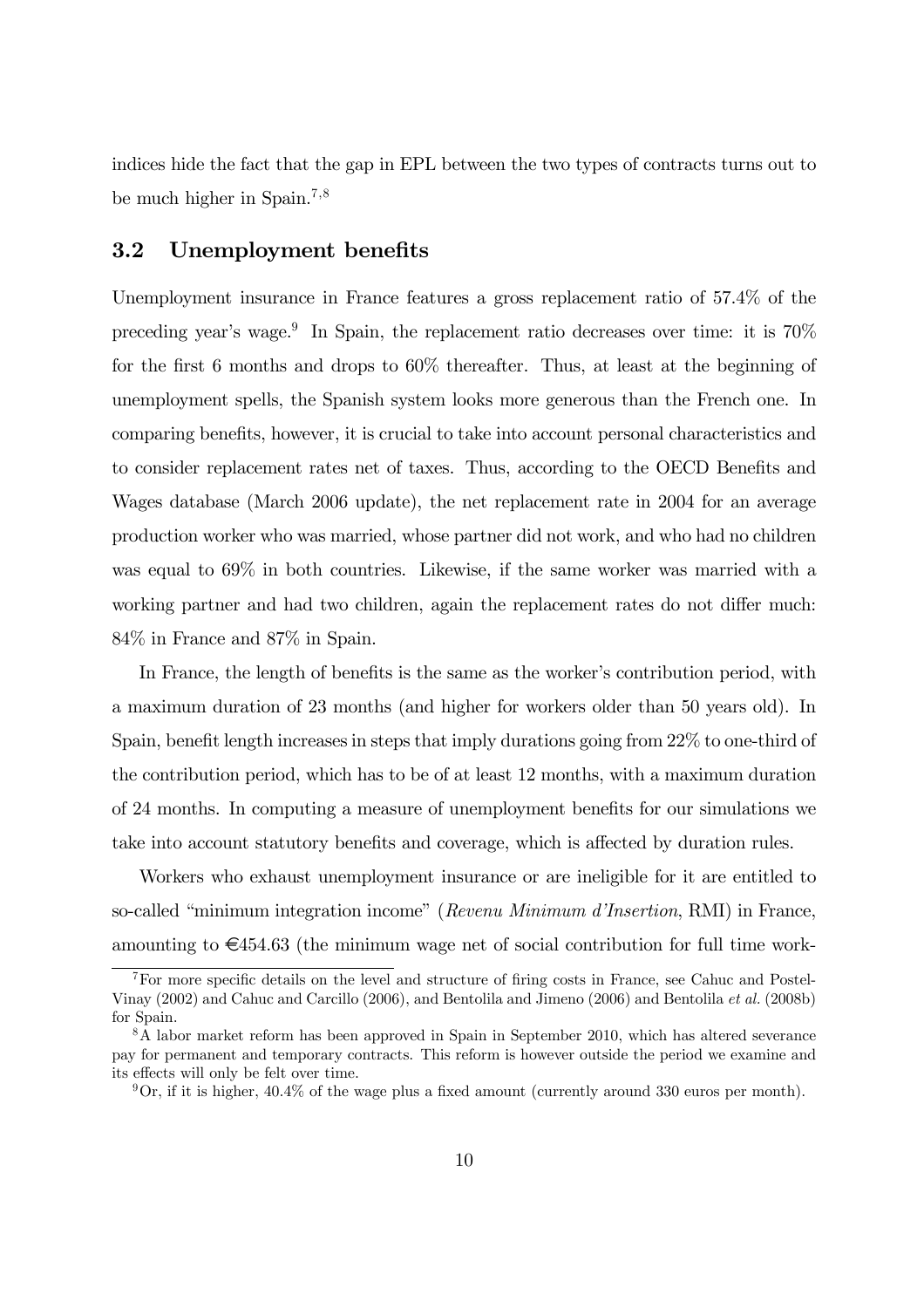indices hide the fact that the gap in EPL between the two types of contracts turns out to be much higher in Spain.[7,8]

### 3.2 Unemployment benefits

Unemployment insurance in France features a gross replacement ratio of 57.4% of the preceding year's wage.[9] In Spain, the replacement ratio decreases over time: it is 70% for the first 6 months and drops to 60% thereafter. Thus, at least at the beginning of unemployment spells, the Spanish system looks more generous than the French one. In comparing benefits, however, it is crucial to take into account personal characteristics and to consider replacement rates net of taxes. Thus, according to the OECD Benefits and Wages database (March 2006 update), the net replacement rate in 2004 for an average production worker who was married, whose partner did not work, and who had no children was equal to 69% in both countries. Likewise, if the same worker was married with a working partner and had two children, again the replacement rates do not differ much: 84% in France and 87% in Spain.

In France, the length of benefits is the same as the worker's contribution period, with a maximum duration of 23 months (and higher for workers older than 50 years old). In Spain, benefit length increases in steps that imply durations going from 22% to one-third of the contribution period, which has to be of at least 12 months, with a maximum duration of 24 months. In computing a measure of unemployment benefits for our simulations we take into account statutory benefits and coverage, which is affected by duration rules.

Workers who exhaust unemployment insurance or are ineligible for it are entitled to so-called "minimum integration income" (*Revenu Minimum d'Insertion*, RMI) in France, amounting to €454.63 (the minimum wage net of social contribution for full time work-

[7] For more specific details on the level and structure of firing costs in France, see Cahuc and Postel-Vinay (2002) and Cahuc and Carcillo (2006), and Bentolila and Jimeno (2006) and Bentolila *et al.* (2008b) for Spain.

[8] A labor market reform has been approved in Spain in September 2010, which has altered severance pay for permanent and temporary contracts. This reform is however outside the period we examine and its effects will only be felt over time.

[9] Or, if it is higher, 40.4% of the wage plus a fixed amount (currently around 330 euros per month).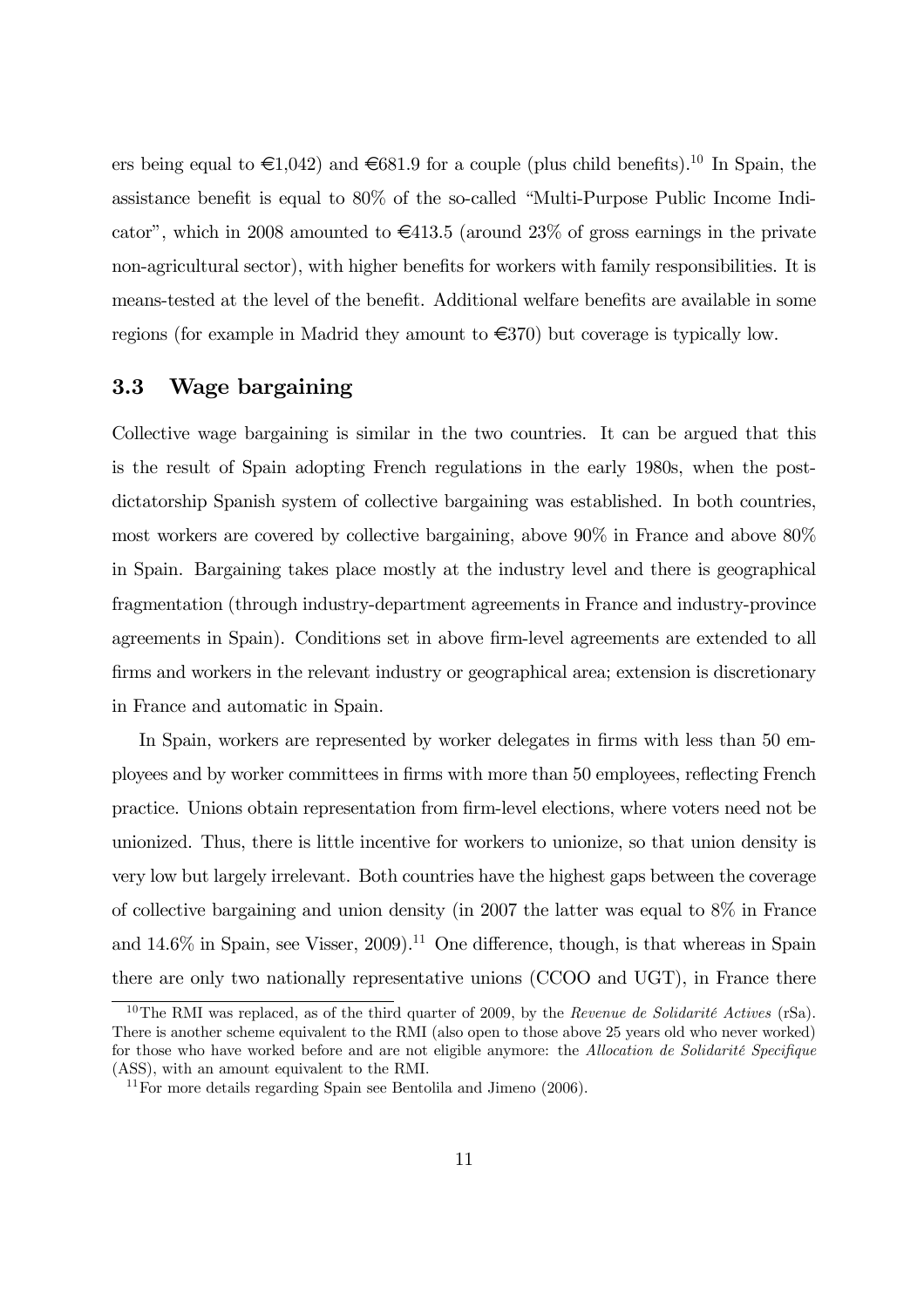ers being equal to €1,042) and €681.9 for a couple (plus child benefits).[10] In Spain, the assistance benefit is equal to 80% of the so-called "Multi-Purpose Public Income Indicator", which in 2008 amounted to €413.5 (around 23% of gross earnings in the private non-agricultural sector), with higher benefits for workers with family responsibilities. It is means-tested at the level of the benefit. Additional welfare benefits are available in some regions (for example in Madrid they amount to €370) but coverage is typically low.

### 3.3 Wage bargaining

Collective wage bargaining is similar in the two countries. It can be argued that this is the result of Spain adopting French regulations in the early 1980s, when the post-dictatorship Spanish system of collective bargaining was established. In both countries, most workers are covered by collective bargaining, above 90% in France and above 80% in Spain. Bargaining takes place mostly at the industry level and there is geographical fragmentation (through industry-department agreements in France and industry-province agreements in Spain). Conditions set in above firm-level agreements are extended to all firms and workers in the relevant industry or geographical area; extension is discretionary in France and automatic in Spain.

In Spain, workers are represented by worker delegates in firms with less than 50 employees and by worker committees in firms with more than 50 employees, reflecting French practice. Unions obtain representation from firm-level elections, where voters need not be unionized. Thus, there is little incentive for workers to unionize, so that union density is very low but largely irrelevant. Both countries have the highest gaps between the coverage of collective bargaining and union density (in 2007 the latter was equal to 8% in France and 14.6% in Spain, see Visser, 2009).[11] One difference, though, is that whereas in Spain there are only two nationally representative unions (CCOO and UGT), in France there

[10] The RMI was replaced, as of the third quarter of 2009, by the *Revenue de Solidarité Actives* (rSa). There is another scheme equivalent to the RMI (also open to those above 25 years old who never worked) for those who have worked before and are not eligible anymore: the *Allocation de Solidarité Specifique* (ASS), with an amount equivalent to the RMI.

[11] For more details regarding Spain see Bentolila and Jimeno (2006).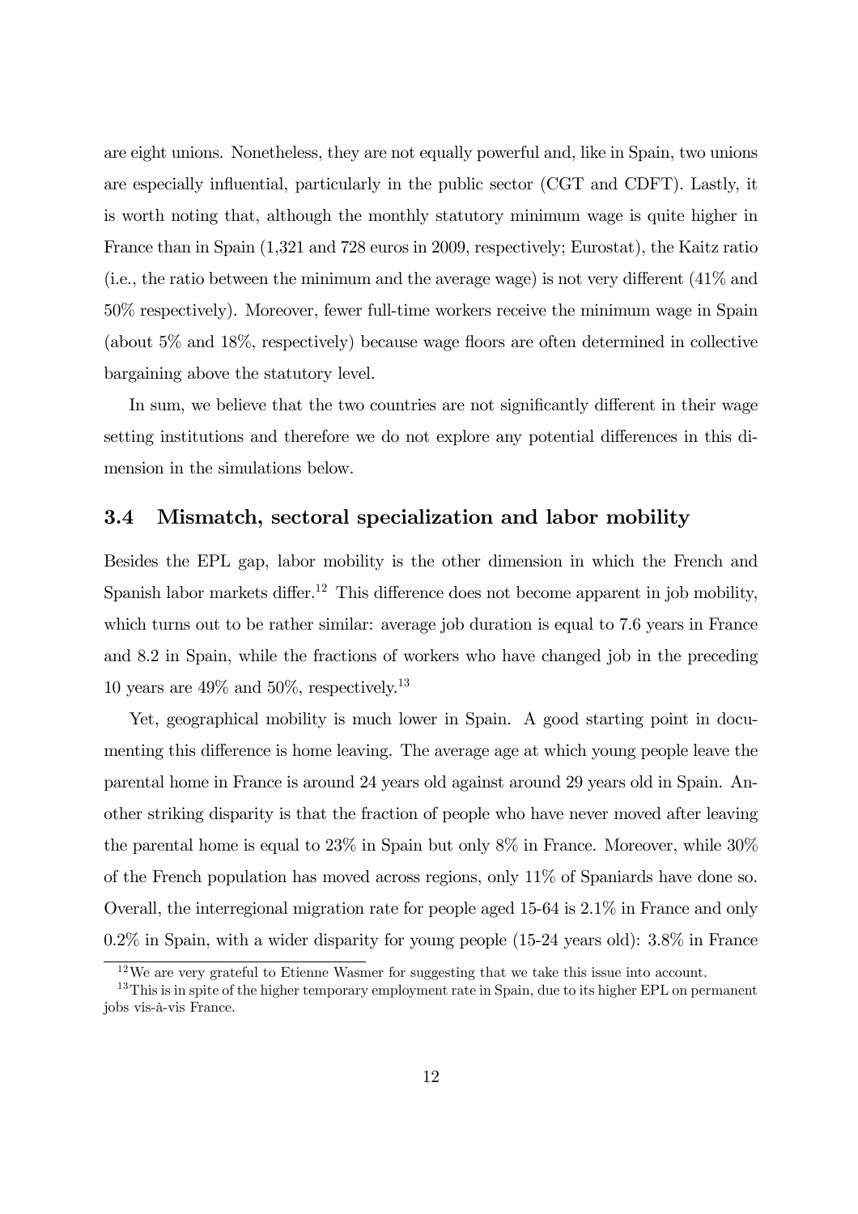are eight unions. Nonetheless, they are not equally powerful and, like in Spain, two unions are especially influential, particularly in the public sector (CGT and CDFT). Lastly, it is worth noting that, although the monthly statutory minimum wage is quite higher in France than in Spain (1,321 and 728 euros in 2009, respectively; Eurostat), the Kaitz ratio (i.e., the ratio between the minimum and the average wage) is not very different (41% and 50% respectively). Moreover, fewer full-time workers receive the minimum wage in Spain (about 5% and 18%, respectively) because wage floors are often determined in collective bargaining above the statutory level.

In sum, we believe that the two countries are not significantly different in their wage setting institutions and therefore we do not explore any potential differences in this dimension in the simulations below.

### 3.4 Mismatch, sectoral specialization and labor mobility

Besides the EPL gap, labor mobility is the other dimension in which the French and Spanish labor markets differ.[12] This difference does not become apparent in job mobility, which turns out to be rather similar: average job duration is equal to 7.6 years in France and 8.2 in Spain, while the fractions of workers who have changed job in the preceding 10 years are 49% and 50%, respectively.[13]

Yet, geographical mobility is much lower in Spain. A good starting point in documenting this difference is home leaving. The average age at which young people leave the parental home in France is around 24 years old against around 29 years old in Spain. Another striking disparity is that the fraction of people who have never moved after leaving the parental home is equal to 23% in Spain but only 8% in France. Moreover, while 30% of the French population has moved across regions, only 11% of Spaniards have done so. Overall, the interregional migration rate for people aged 15-64 is 2.1% in France and only 0.2% in Spain, with a wider disparity for young people (15-24 years old): 3.8% in France

[12] We are very grateful to Etienne Wasmer for suggesting that we take this issue into account.

[13] This is in spite of the higher temporary employment rate in Spain, due to its higher EPL on permanent jobs vis-à-vis France.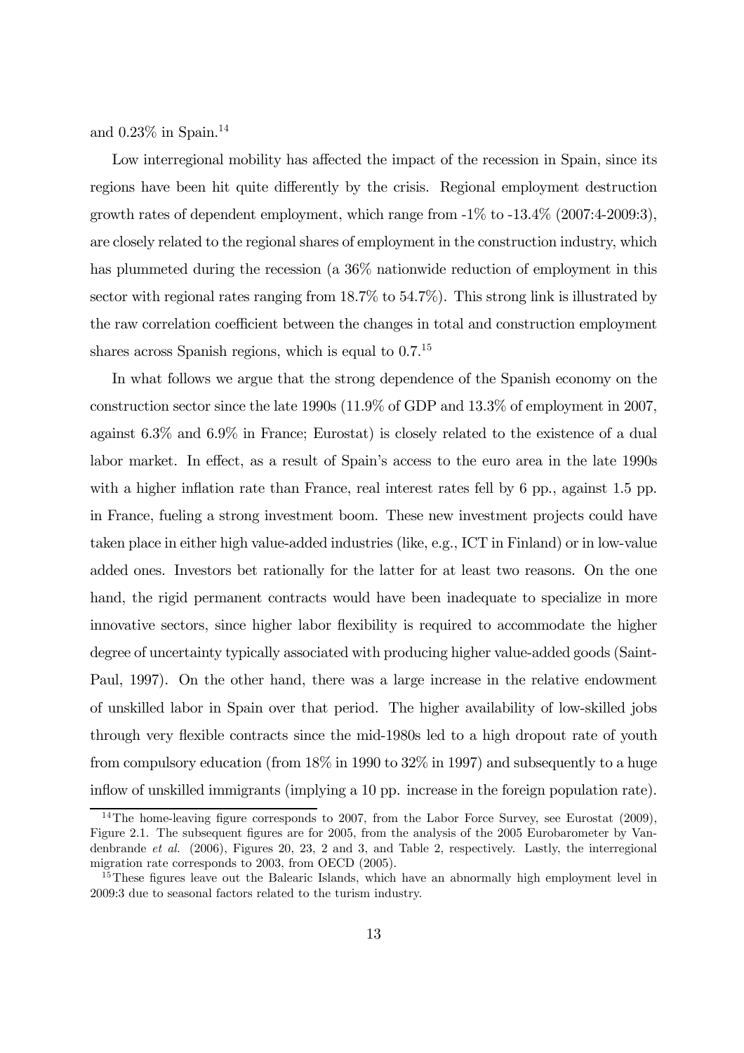and 0.23% in Spain.[14]

Low interregional mobility has affected the impact of the recession in Spain, since its regions have been hit quite differently by the crisis. Regional employment destruction growth rates of dependent employment, which range from -1% to -13.4% (2007:4-2009:3), are closely related to the regional shares of employment in the construction industry, which has plummeted during the recession (a 36% nationwide reduction of employment in this sector with regional rates ranging from 18.7% to 54.7%). This strong link is illustrated by the raw correlation coefficient between the changes in total and construction employment shares across Spanish regions, which is equal to 0.7.[15]

In what follows we argue that the strong dependence of the Spanish economy on the construction sector since the late 1990s (11.9% of GDP and 13.3% of employment in 2007, against 6.3% and 6.9% in France; Eurostat) is closely related to the existence of a dual labor market. In effect, as a result of Spain's access to the euro area in the late 1990s with a higher inflation rate than France, real interest rates fell by 6 pp., against 1.5 pp. in France, fueling a strong investment boom. These new investment projects could have taken place in either high value-added industries (like, e.g., ICT in Finland) or in low-value added ones. Investors bet rationally for the latter for at least two reasons. On the one hand, the rigid permanent contracts would have been inadequate to specialize in more innovative sectors, since higher labor flexibility is required to accommodate the higher degree of uncertainty typically associated with producing higher value-added goods (Saint-Paul, 1997). On the other hand, there was a large increase in the relative endowment of unskilled labor in Spain over that period. The higher availability of low-skilled jobs through very flexible contracts since the mid-1980s led to a high dropout rate of youth from compulsory education (from 18% in 1990 to 32% in 1997) and subsequently to a huge inflow of unskilled immigrants (implying a 10 pp. increase in the foreign population rate).

---

[14] The home-leaving figure corresponds to 2007, from the Labor Force Survey, see Eurostat (2009), Figure 2.1. The subsequent figures are for 2005, from the analysis of the 2005 Eurobarometer by Vandenbrande *et al.* (2006), Figures 20, 23, 2 and 3, and Table 2, respectively. Lastly, the interregional migration rate corresponds to 2003, from OECD (2005).

[15] These figures leave out the Balearic Islands, which have an abnormally high employment level in 2009:3 due to seasonal factors related to the turism industry.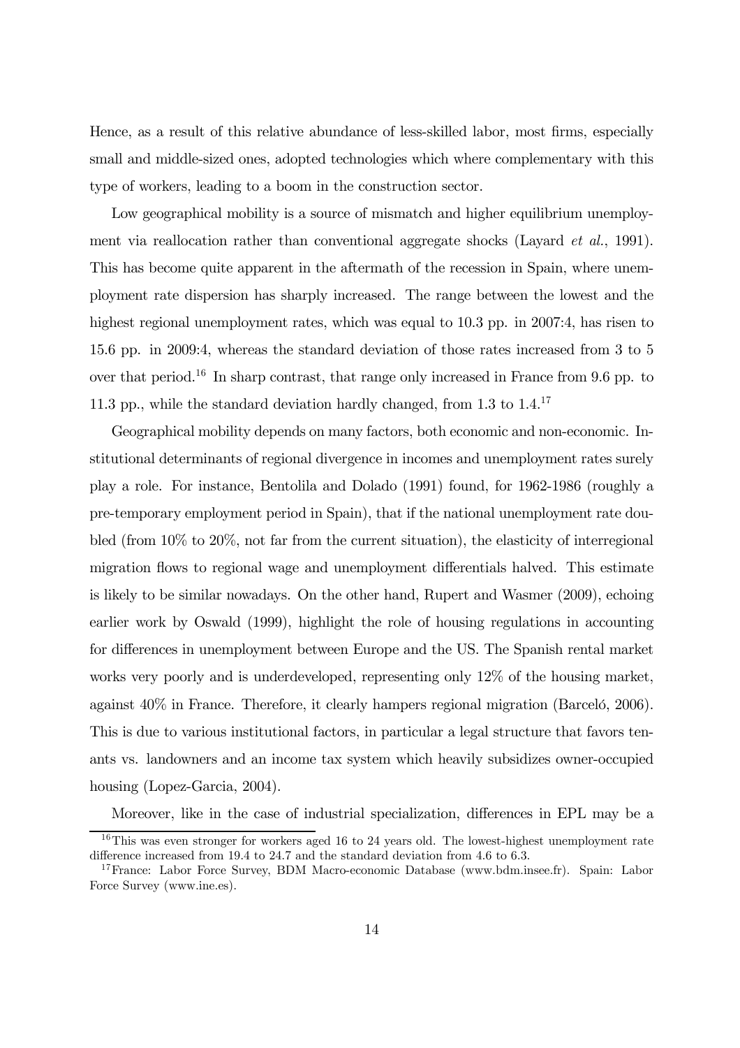Hence, as a result of this relative abundance of less-skilled labor, most firms, especially small and middle-sized ones, adopted technologies which where complementary with this type of workers, leading to a boom in the construction sector.

Low geographical mobility is a source of mismatch and higher equilibrium unemployment via reallocation rather than conventional aggregate shocks (Layard *et al.*, 1991). This has become quite apparent in the aftermath of the recession in Spain, where unemployment rate dispersion has sharply increased. The range between the lowest and the highest regional unemployment rates, which was equal to 10.3 pp. in 2007:4, has risen to 15.6 pp. in 2009:4, whereas the standard deviation of those rates increased from 3 to 5 over that period.[16] In sharp contrast, that range only increased in France from 9.6 pp. to 11.3 pp., while the standard deviation hardly changed, from 1.3 to 1.4.[17]

Geographical mobility depends on many factors, both economic and non-economic. Institutional determinants of regional divergence in incomes and unemployment rates surely play a role. For instance, Bentolila and Dolado (1991) found, for 1962-1986 (roughly a pre-temporary employment period in Spain), that if the national unemployment rate doubled (from 10% to 20%, not far from the current situation), the elasticity of interregional migration flows to regional wage and unemployment differentials halved. This estimate is likely to be similar nowadays. On the other hand, Rupert and Wasmer (2009), echoing earlier work by Oswald (1999), highlight the role of housing regulations in accounting for differences in unemployment between Europe and the US. The Spanish rental market works very poorly and is underdeveloped, representing only 12% of the housing market, against 40% in France. Therefore, it clearly hampers regional migration (Barceló, 2006). This is due to various institutional factors, in particular a legal structure that favors tenants vs. landowners and an income tax system which heavily subsidizes owner-occupied housing (Lopez-Garcia, 2004).

Moreover, like in the case of industrial specialization, differences in EPL may be a

[16] This was even stronger for workers aged 16 to 24 years old. The lowest-highest unemployment rate difference increased from 19.4 to 24.7 and the standard deviation from 4.6 to 6.3.

[17] France: Labor Force Survey, BDM Macro-economic Database (www.bdm.insee.fr). Spain: Labor Force Survey (www.ine.es).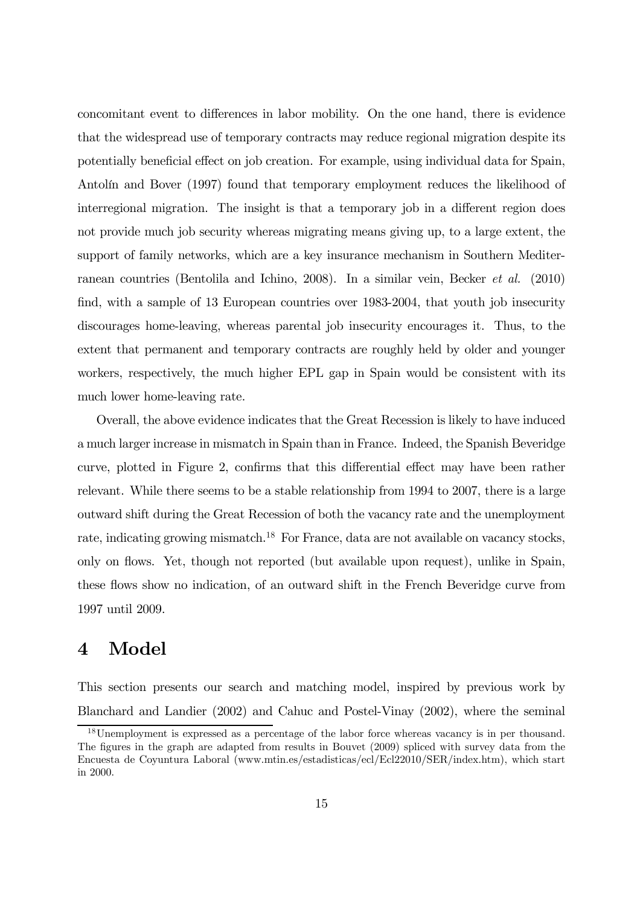concomitant event to differences in labor mobility. On the one hand, there is evidence that the widespread use of temporary contracts may reduce regional migration despite its potentially beneficial effect on job creation. For example, using individual data for Spain, Antolín and Bover (1997) found that temporary employment reduces the likelihood of interregional migration. The insight is that a temporary job in a different region does not provide much job security whereas migrating means giving up, to a large extent, the support of family networks, which are a key insurance mechanism in Southern Mediterranean countries (Bentolila and Ichino, 2008). In a similar vein, Becker *et al.* (2010) find, with a sample of 13 European countries over 1983-2004, that youth job insecurity discourages home-leaving, whereas parental job insecurity encourages it. Thus, to the extent that permanent and temporary contracts are roughly held by older and younger workers, respectively, the much higher EPL gap in Spain would be consistent with its much lower home-leaving rate.

Overall, the above evidence indicates that the Great Recession is likely to have induced a much larger increase in mismatch in Spain than in France. Indeed, the Spanish Beveridge curve, plotted in Figure 2, confirms that this differential effect may have been rather relevant. While there seems to be a stable relationship from 1994 to 2007, there is a large outward shift during the Great Recession of both the vacancy rate and the unemployment rate, indicating growing mismatch.[18] For France, data are not available on vacancy stocks, only on flows. Yet, though not reported (but available upon request), unlike in Spain, these flows show no indication, of an outward shift in the French Beveridge curve from 1997 until 2009.

# 4 Model

This section presents our search and matching model, inspired by previous work by Blanchard and Landier (2002) and Cahuc and Postel-Vinay (2002), where the seminal

[18] Unemployment is expressed as a percentage of the labor force whereas vacancy is in per thousand. The figures in the graph are adapted from results in Bouvet (2009) spliced with survey data from the Encuesta de Coyuntura Laboral (www.mtin.es/estadisticas/ecl/Ecl22010/SER/index.htm), which start in 2000.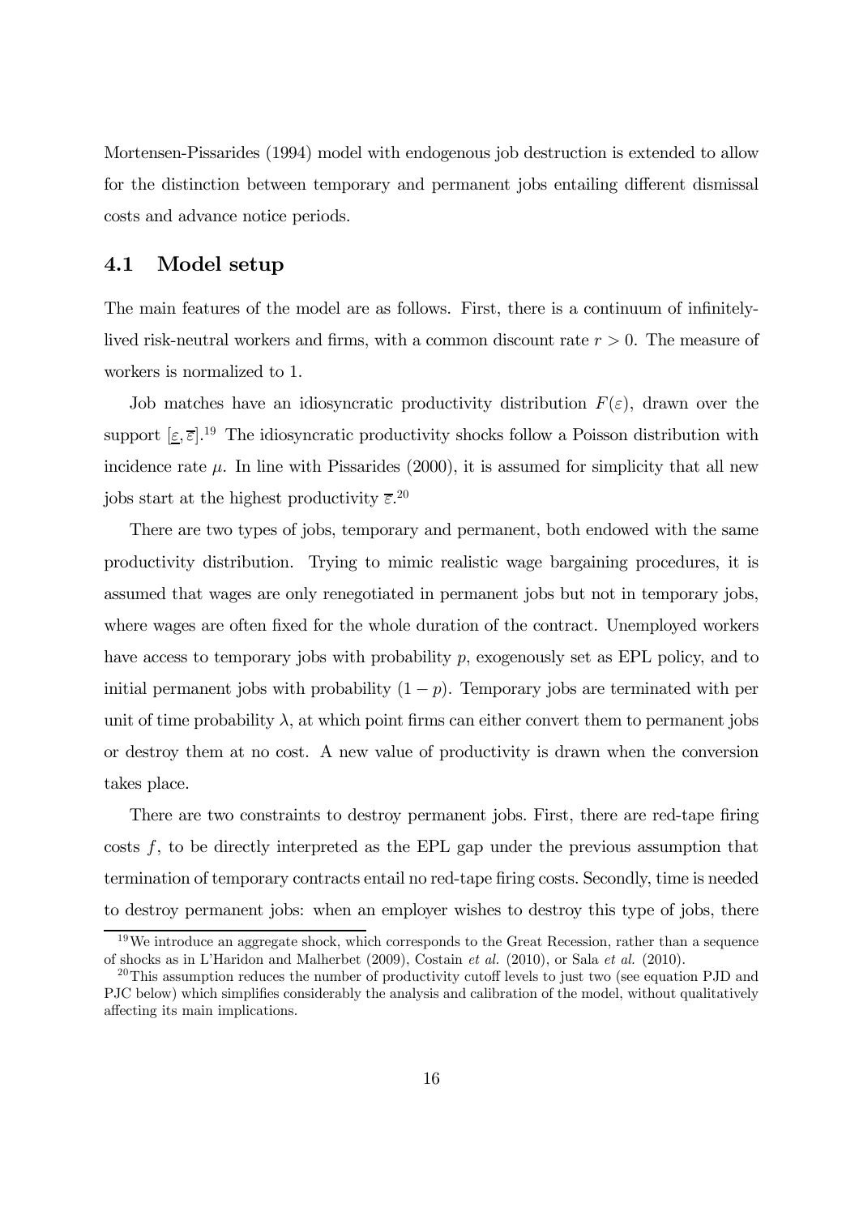Mortensen-Pissarides (1994) model with endogenous job destruction is extended to allow for the distinction between temporary and permanent jobs entailing different dismissal costs and advance notice periods.

## 4.1 Model setup

The main features of the model are as follows. First, there is a continuum of infinitely-lived risk-neutral workers and firms, with a common discount rate $r > 0$. The measure of workers is normalized to 1.

Job matches have an idiosyncratic productivity distribution $F(\varepsilon)$, drawn over the support $[\underline{\varepsilon}, \overline{\varepsilon}]$.[19] The idiosyncratic productivity shocks follow a Poisson distribution with incidence rate $\mu$. In line with Pissarides (2000), it is assumed for simplicity that all new jobs start at the highest productivity $\overline{\varepsilon}$.[20]

There are two types of jobs, temporary and permanent, both endowed with the same productivity distribution. Trying to mimic realistic wage bargaining procedures, it is assumed that wages are only renegotiated in permanent jobs but not in temporary jobs, where wages are often fixed for the whole duration of the contract. Unemployed workers have access to temporary jobs with probability $p$, exogenously set as EPL policy, and to initial permanent jobs with probability $(1 - p)$. Temporary jobs are terminated with per unit of time probability $\lambda$, at which point firms can either convert them to permanent jobs or destroy them at no cost. A new value of productivity is drawn when the conversion takes place.

There are two constraints to destroy permanent jobs. First, there are red-tape firing costs $f$, to be directly interpreted as the EPL gap under the previous assumption that termination of temporary contracts entail no red-tape firing costs. Secondly, time is needed to destroy permanent jobs: when an employer wishes to destroy this type of jobs, there

[19] We introduce an aggregate shock, which corresponds to the Great Recession, rather than a sequence of shocks as in L'Haridon and Malherbet (2009), Costain *et al.* (2010), or Sala *et al.* (2010).

[20] This assumption reduces the number of productivity cutoff levels to just two (see equation PJD and PJC below) which simplifies considerably the analysis and calibration of the model, without qualitatively affecting its main implications.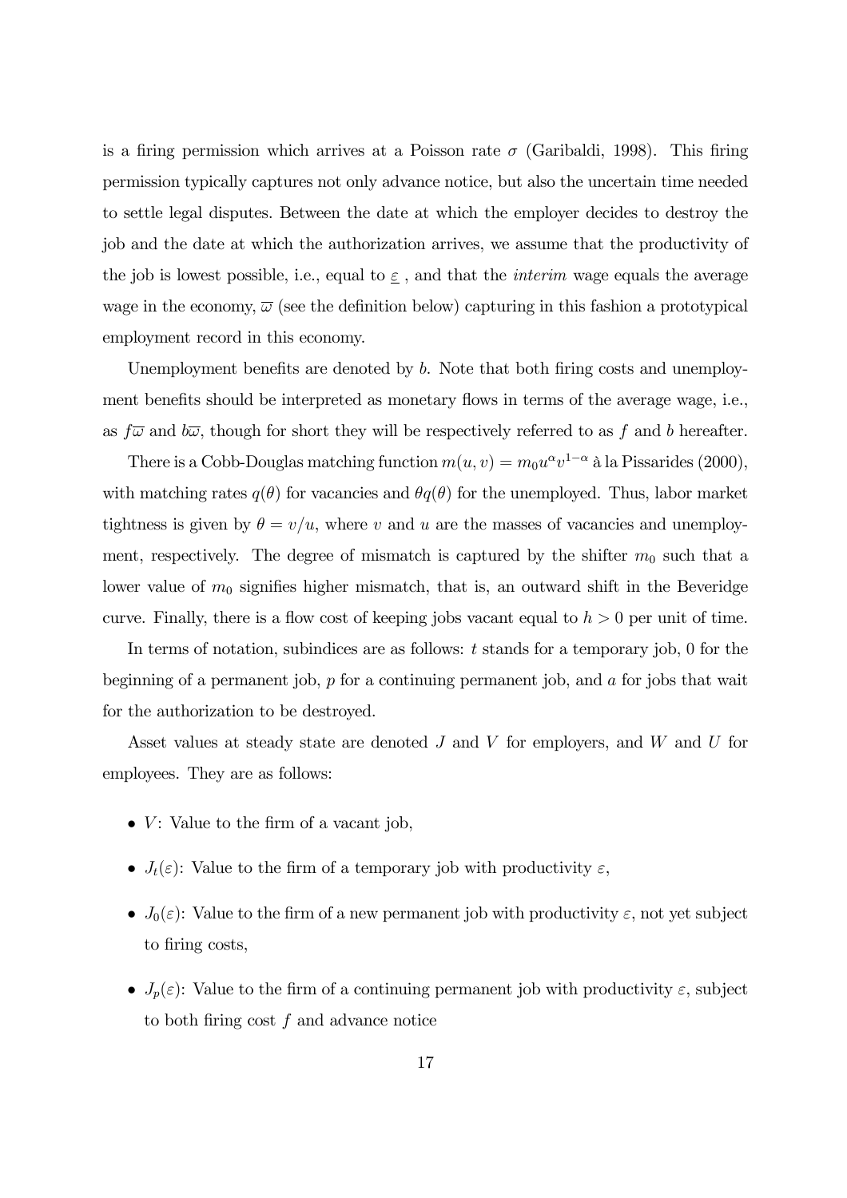is a firing permission which arrives at a Poisson rate $\sigma$ (Garibaldi, 1998). This firing permission typically captures not only advance notice, but also the uncertain time needed to settle legal disputes. Between the date at which the employer decides to destroy the job and the date at which the authorization arrives, we assume that the productivity of the job is lowest possible, i.e., equal to $\underline{\varepsilon}$ , and that the *interim* wage equals the average wage in the economy, $\overline{\omega}$ (see the definition below) capturing in this fashion a prototypical employment record in this economy.

Unemployment benefits are denoted by $b$. Note that both firing costs and unemployment benefits should be interpreted as monetary flows in terms of the average wage, i.e., as $f\overline{\omega}$ and $b\overline{\omega}$, though for short they will be respectively referred to as $f$ and $b$ hereafter.

There is a Cobb-Douglas matching function $m(u, v) = m_0 u^{\alpha} v^{1-\alpha}$ à la Pissarides (2000), with matching rates $q(\theta)$ for vacancies and $\theta q(\theta)$ for the unemployed. Thus, labor market tightness is given by $\theta = v/u$, where $v$ and $u$ are the masses of vacancies and unemployment, respectively. The degree of mismatch is captured by the shifter $m_0$ such that a lower value of $m_0$ signifies higher mismatch, that is, an outward shift in the Beveridge curve. Finally, there is a flow cost of keeping jobs vacant equal to $h > 0$ per unit of time.

In terms of notation, subindices are as follows: $t$ stands for a temporary job, 0 for the beginning of a permanent job, $p$ for a continuing permanent job, and $a$ for jobs that wait for the authorization to be destroyed.

Asset values at steady state are denoted $J$ and $V$ for employers, and $W$ and $U$ for employees. They are as follows:

- $V$: Value to the firm of a vacant job,
- $J_t(\varepsilon)$: Value to the firm of a temporary job with productivity $\varepsilon$,
- $J_0(\varepsilon)$: Value to the firm of a new permanent job with productivity $\varepsilon$, not yet subject to firing costs,
- $J_p(\varepsilon)$: Value to the firm of a continuing permanent job with productivity $\varepsilon$, subject to both firing cost $f$ and advance notice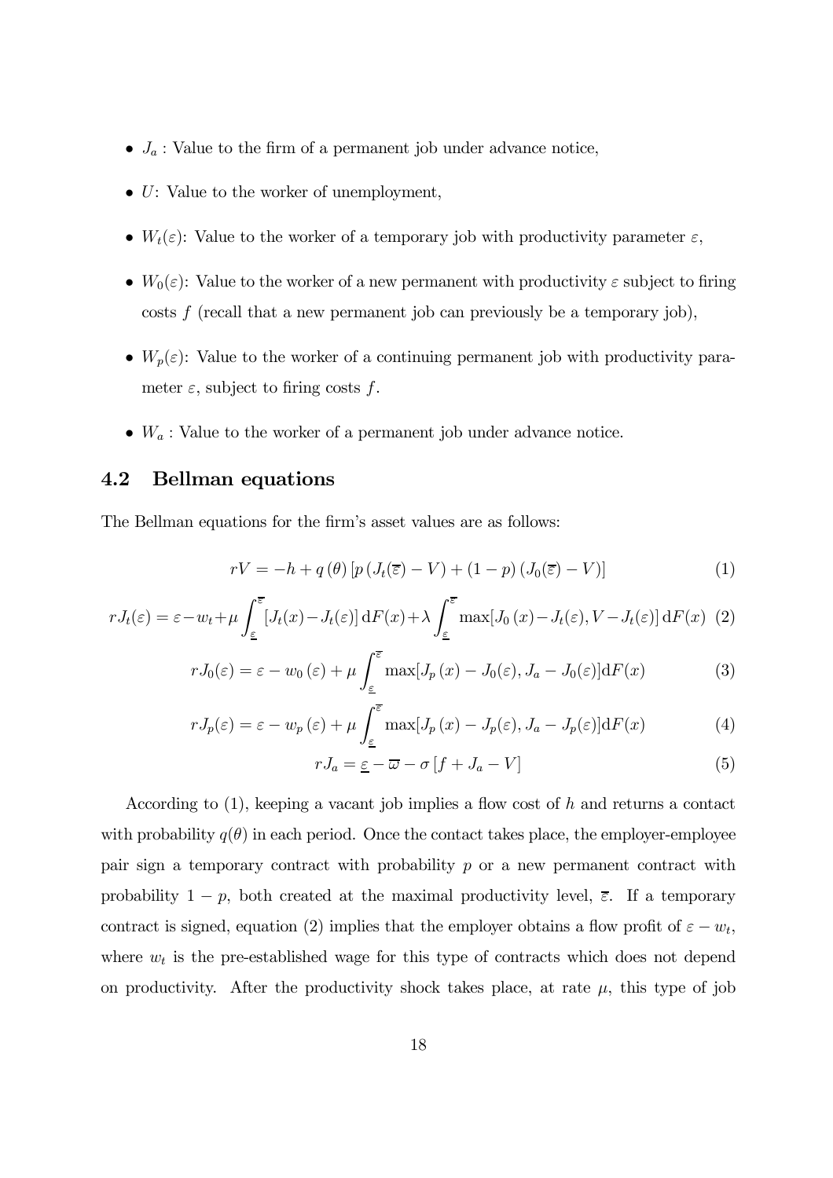- $J_a$ : Value to the firm of a permanent job under advance notice,
- $U$: Value to the worker of unemployment,
- $W_t(\varepsilon)$: Value to the worker of a temporary job with productivity parameter $\varepsilon$,
- $W_0(\varepsilon)$: Value to the worker of a new permanent with productivity $\varepsilon$ subject to firing costs $f$ (recall that a new permanent job can previously be a temporary job),
- $W_p(\varepsilon)$: Value to the worker of a continuing permanent job with productivity parameter $\varepsilon$, subject to firing costs $f$.
- $W_a$ : Value to the worker of a permanent job under advance notice.

## 4.2 Bellman equations

The Bellman equations for the firm's asset values are as follows:

$$rV = -h + q(\theta)\left[p\left(J_t(\overline{\varepsilon}) - V\right) + (1-p)\left(J_0(\overline{\varepsilon}) - V\right)\right] \tag{1}$$

$$rJ_t(\varepsilon) = \varepsilon - w_t + \mu \int_{\underline{\varepsilon}}^{\overline{\varepsilon}} \left[J_t(x) - J_t(\varepsilon)\right] \mathrm{d}F(x) + \lambda \int_{\underline{\varepsilon}}^{\overline{\varepsilon}} \max[J_0(x) - J_t(\varepsilon), V - J_t(\varepsilon)] \,\mathrm{d}F(x) \tag{2}$$

$$rJ_0(\varepsilon) = \varepsilon - w_0(\varepsilon) + \mu \int_{\underline{\varepsilon}}^{\overline{\varepsilon}} \max[J_p(x) - J_0(\varepsilon), J_a - J_0(\varepsilon)] \mathrm{d}F(x) \tag{3}$$

$$rJ_p(\varepsilon) = \varepsilon - w_p(\varepsilon) + \mu \int_{\underline{\varepsilon}}^{\overline{\varepsilon}} \max[J_p(x) - J_p(\varepsilon), J_a - J_p(\varepsilon)] \mathrm{d}F(x) \tag{4}$$

$$rJ_a = \underline{\varepsilon} - \overline{\varpi} - \sigma\left[f + J_a - V\right] \tag{5}$$

According to (1), keeping a vacant job implies a flow cost of $h$ and returns a contact with probability $q(\theta)$ in each period. Once the contact takes place, the employer-employee pair sign a temporary contract with probability $p$ or a new permanent contract with probability $1-p$, both created at the maximal productivity level, $\overline{\varepsilon}$. If a temporary contract is signed, equation (2) implies that the employer obtains a flow profit of $\varepsilon - w_t$, where $w_t$ is the pre-established wage for this type of contracts which does not depend on productivity. After the productivity shock takes place, at rate $\mu$, this type of job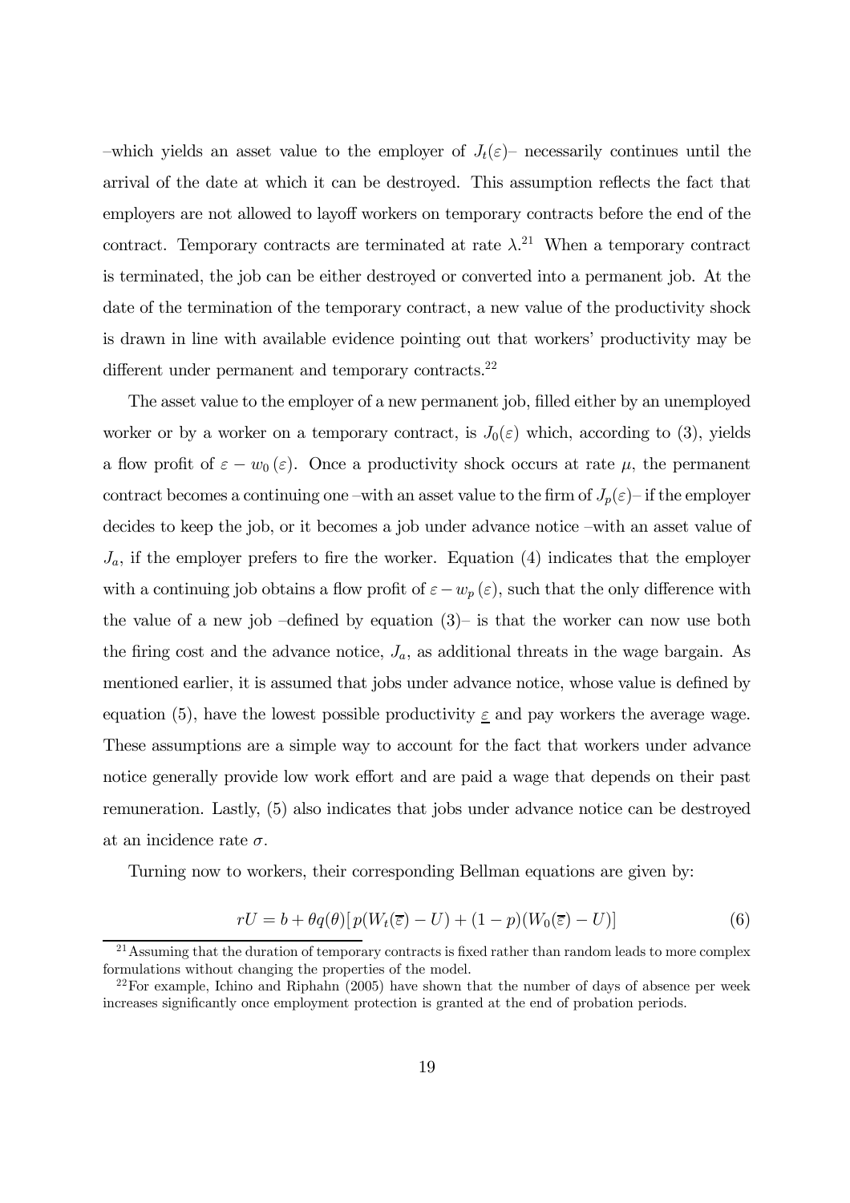–which yields an asset value to the employer of $J_t(\varepsilon)$– necessarily continues until the arrival of the date at which it can be destroyed. This assumption reflects the fact that employers are not allowed to layoff workers on temporary contracts before the end of the contract. Temporary contracts are terminated at rate $\lambda$.[21] When a temporary contract is terminated, the job can be either destroyed or converted into a permanent job. At the date of the termination of the temporary contract, a new value of the productivity shock is drawn in line with available evidence pointing out that workers' productivity may be different under permanent and temporary contracts.[22]

The asset value to the employer of a new permanent job, filled either by an unemployed worker or by a worker on a temporary contract, is $J_0(\varepsilon)$ which, according to (3), yields a flow profit of $\varepsilon - w_0(\varepsilon)$. Once a productivity shock occurs at rate $\mu$, the permanent contract becomes a continuing one –with an asset value to the firm of $J_p(\varepsilon)$– if the employer decides to keep the job, or it becomes a job under advance notice –with an asset value of $J_a$, if the employer prefers to fire the worker. Equation (4) indicates that the employer with a continuing job obtains a flow profit of $\varepsilon - w_p(\varepsilon)$, such that the only difference with the value of a new job –defined by equation (3)– is that the worker can now use both the firing cost and the advance notice, $J_a$, as additional threats in the wage bargain. As mentioned earlier, it is assumed that jobs under advance notice, whose value is defined by equation (5), have the lowest possible productivity $\underline{\varepsilon}$ and pay workers the average wage. These assumptions are a simple way to account for the fact that workers under advance notice generally provide low work effort and are paid a wage that depends on their past remuneration. Lastly, (5) also indicates that jobs under advance notice can be destroyed at an incidence rate $\sigma$.

Turning now to workers, their corresponding Bellman equations are given by:

$$rU = b + \theta q(\theta)[\,p(W_t(\overline{\varepsilon}) - U) + (1-p)(W_0(\overline{\varepsilon}) - U)] \tag{6}$$

[21] Assuming that the duration of temporary contracts is fixed rather than random leads to more complex formulations without changing the properties of the model.

[22] For example, Ichino and Riphahn (2005) have shown that the number of days of absence per week increases significantly once employment protection is granted at the end of probation periods.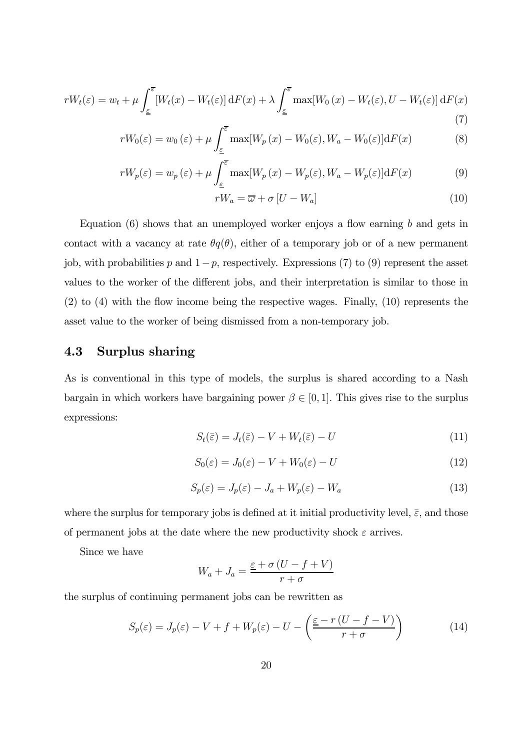$$rW_t(\varepsilon) = w_t + \mu \int_{\underline{\varepsilon}}^{\overline{\overline{\varepsilon}}} [W_t(x) - W_t(\varepsilon)] \, \mathrm{d}F(x) + \lambda \int_{\underline{\varepsilon}}^{\overline{\overline{\varepsilon}}} \max[W_0(x) - W_t(\varepsilon), U - W_t(\varepsilon)] \, \mathrm{d}F(x) \tag{7}$$

$$rW_0(\varepsilon) = w_0(\varepsilon) + \mu \int_{\underline{\varepsilon}}^{\overline{\overline{\varepsilon}}} \max[W_p(x) - W_0(\varepsilon), W_a - W_0(\varepsilon)] \mathrm{d}F(x) \tag{8}$$

$$rW_p(\varepsilon) = w_p(\varepsilon) + \mu \int_{\underline{\varepsilon}}^{\overline{\overline{\varepsilon}}} \max[W_p(x) - W_p(\varepsilon), W_a - W_p(\varepsilon)] \mathrm{d}F(x) \tag{9}$$

$$rW_a = \overline{\varpi} + \sigma [U - W_a] \tag{10}$$

Equation (6) shows that an unemployed worker enjoys a flow earning $b$ and gets in contact with a vacancy at rate $\theta q(\theta)$, either of a temporary job or of a new permanent job, with probabilities $p$ and $1-p$, respectively. Expressions (7) to (9) represent the asset values to the worker of the different jobs, and their interpretation is similar to those in (2) to (4) with the flow income being the respective wages. Finally, (10) represents the asset value to the worker of being dismissed from a non-temporary job.

## 4.3 Surplus sharing

As is conventional in this type of models, the surplus is shared according to a Nash bargain in which workers have bargaining power $\beta \in [0, 1]$. This gives rise to the surplus expressions:

$$S_t(\bar{\varepsilon}) = J_t(\bar{\varepsilon}) - V + W_t(\bar{\varepsilon}) - U \tag{11}$$

$$S_0(\varepsilon) = J_0(\varepsilon) - V + W_0(\varepsilon) - U \tag{12}$$

$$S_p(\varepsilon) = J_p(\varepsilon) - J_a + W_p(\varepsilon) - W_a \tag{13}$$

where the surplus for temporary jobs is defined at it initial productivity level, $\bar{\varepsilon}$, and those of permanent jobs at the date where the new productivity shock $\varepsilon$ arrives.

Since we have

$$W_a + J_a = \frac{\underline{\varepsilon} + \sigma (U - f + V)}{r + \sigma}$$

the surplus of continuing permanent jobs can be rewritten as

$$S_p(\varepsilon) = J_p(\varepsilon) - V + f + W_p(\varepsilon) - U - \left( \frac{\underline{\varepsilon} - r (U - f - V)}{r + \sigma} \right) \tag{14}$$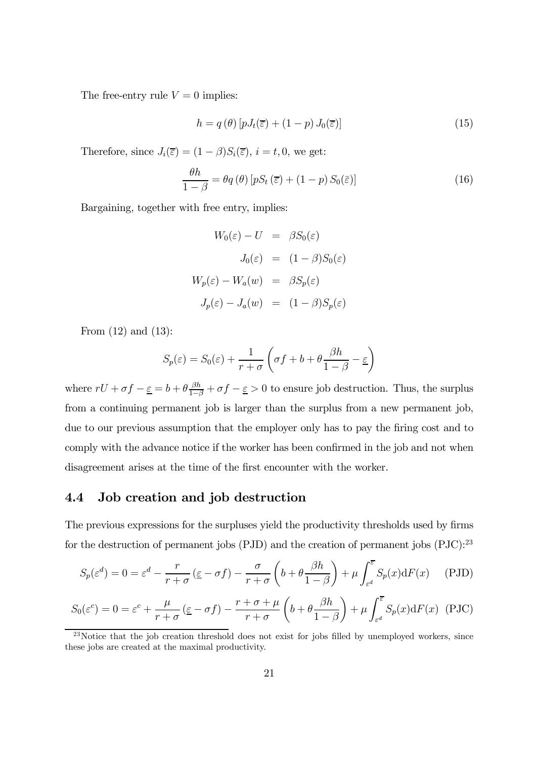The free-entry rule $V = 0$ implies:

$$h = q(\theta)\left[pJ_t(\overline{\varepsilon}) + (1-p)\,J_0(\overline{\varepsilon})\right] \tag{15}$$

Therefore, since $J_i(\overline{\varepsilon}) = (1-\beta)S_i(\overline{\varepsilon})$, $i = t, 0$, we get:

$$\frac{\theta h}{1-\beta} = \theta q(\theta)\left[pS_t(\overline{\varepsilon}) + (1-p)\,S_0(\bar{\varepsilon})\right] \tag{16}$$

Bargaining, together with free entry, implies:

$$\begin{aligned}
W_0(\varepsilon) - U &= \beta S_0(\varepsilon) \\
J_0(\varepsilon) &= (1-\beta)S_0(\varepsilon) \\
W_p(\varepsilon) - W_a(w) &= \beta S_p(\varepsilon) \\
J_p(\varepsilon) - J_a(w) &= (1-\beta)S_p(\varepsilon)
\end{aligned}$$

From (12) and (13):

$$S_p(\varepsilon) = S_0(\varepsilon) + \frac{1}{r+\sigma}\left(\sigma f + b + \theta\frac{\beta h}{1-\beta} - \underline{\varepsilon}\right)$$

where $rU + \sigma f - \underline{\varepsilon} = b + \theta\frac{\beta h}{1-\beta} + \sigma f - \underline{\varepsilon} > 0$ to ensure job destruction. Thus, the surplus from a continuing permanent job is larger than the surplus from a new permanent job, due to our previous assumption that the employer only has to pay the firing cost and to comply with the advance notice if the worker has been confirmed in the job and not when disagreement arises at the time of the first encounter with the worker.

## 4.4 Job creation and job destruction

The previous expressions for the surpluses yield the productivity thresholds used by firms for the destruction of permanent jobs (PJD) and the creation of permanent jobs (PJC):[23]

$$S_p(\varepsilon^d) = 0 = \varepsilon^d - \frac{r}{r+\sigma}\left(\underline{\varepsilon} - \sigma f\right) - \frac{\sigma}{r+\sigma}\left(b + \theta\frac{\beta h}{1-\beta}\right) + \mu\int_{\varepsilon^d}^{\overline{\varepsilon}} S_p(x)\mathrm{d}F(x) \qquad \text{(PJD)}$$

$$S_0(\varepsilon^c) = 0 = \varepsilon^c + \frac{\mu}{r+\sigma}\left(\underline{\varepsilon} - \sigma f\right) - \frac{r+\sigma+\mu}{r+\sigma}\left(b + \theta\frac{\beta h}{1-\beta}\right) + \mu\int_{\varepsilon^d}^{\overline{\varepsilon}} S_p(x)\mathrm{d}F(x) \quad \text{(PJC)}$$

[23]Notice that the job creation threshold does not exist for jobs filled by unemployed workers, since these jobs are created at the maximal productivity.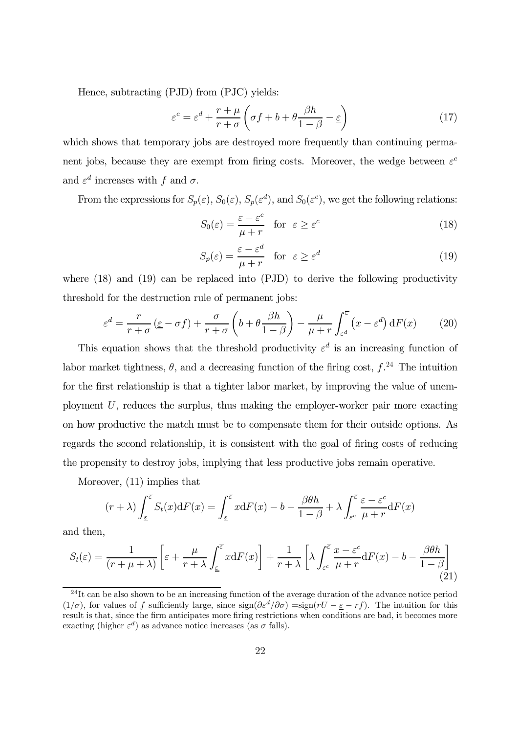Hence, subtracting (PJD) from (PJC) yields:

$$\varepsilon^c = \varepsilon^d + \frac{r+\mu}{r+\sigma}\left(\sigma f + b + \theta\frac{\beta h}{1-\beta} - \underline{\varepsilon}\right) \tag{17}$$

which shows that temporary jobs are destroyed more frequently than continuing permanent jobs, because they are exempt from firing costs. Moreover, the wedge between $\varepsilon^c$ and $\varepsilon^d$ increases with $f$ and $\sigma$.

From the expressions for $S_p(\varepsilon)$, $S_0(\varepsilon)$, $S_p(\varepsilon^d)$, and $S_0(\varepsilon^c)$, we get the following relations:

$$S_0(\varepsilon) = \frac{\varepsilon - \varepsilon^c}{\mu + r} \quad \text{for} \quad \varepsilon \geq \varepsilon^c \tag{18}$$

$$S_p(\varepsilon) = \frac{\varepsilon - \varepsilon^d}{\mu + r} \quad \text{for} \quad \varepsilon \geq \varepsilon^d \tag{19}$$

where (18) and (19) can be replaced into (PJD) to derive the following productivity threshold for the destruction rule of permanent jobs:

$$\varepsilon^d = \frac{r}{r+\sigma}\left(\underline{\varepsilon} - \sigma f\right) + \frac{\sigma}{r+\sigma}\left(b + \theta\frac{\beta h}{1-\beta}\right) - \frac{\mu}{\mu+r}\int_{\varepsilon^d}^{\overline{\varepsilon}}\left(x - \varepsilon^d\right)\mathrm{d}F(x) \tag{20}$$

This equation shows that the threshold productivity $\varepsilon^d$ is an increasing function of labor market tightness, $\theta$, and a decreasing function of the firing cost, $f$.[24] The intuition for the first relationship is that a tighter labor market, by improving the value of unemployment $U$, reduces the surplus, thus making the employer-worker pair more exacting on how productive the match must be to compensate them for their outside options. As regards the second relationship, it is consistent with the goal of firing costs of reducing the propensity to destroy jobs, implying that less productive jobs remain operative.

Moreover, (11) implies that

$$(r+\lambda)\int_{\underline{\varepsilon}}^{\overline{\varepsilon}} S_t(x)\mathrm{d}F(x) = \int_{\underline{\varepsilon}}^{\overline{\varepsilon}} x\mathrm{d}F(x) - b - \frac{\beta\theta h}{1-\beta} + \lambda\int_{\varepsilon^c}^{\overline{\varepsilon}}\frac{\varepsilon - \varepsilon^c}{\mu + r}\mathrm{d}F(x)$$

and then,

$$S_t(\varepsilon) = \frac{1}{(r+\mu+\lambda)}\left[\varepsilon + \frac{\mu}{r+\lambda}\int_{\underline{\varepsilon}}^{\overline{\varepsilon}} x\mathrm{d}F(x)\right] + \frac{1}{r+\lambda}\left[\lambda\int_{\varepsilon^c}^{\overline{\varepsilon}}\frac{x-\varepsilon^c}{\mu+r}\mathrm{d}F(x) - b - \frac{\beta\theta h}{1-\beta}\right] \tag{21}$$

---

[24] It can be also shown to be an increasing function of the average duration of the advance notice period $(1/\sigma)$, for values of $f$ sufficiently large, since $\mathrm{sign}(\partial\varepsilon^d/\partial\sigma) = \mathrm{sign}(rU - \underline{\varepsilon} - rf)$. The intuition for this result is that, since the firm anticipates more firing restrictions when conditions are bad, it becomes more exacting (higher $\varepsilon^d$) as advance notice increases (as $\sigma$ falls).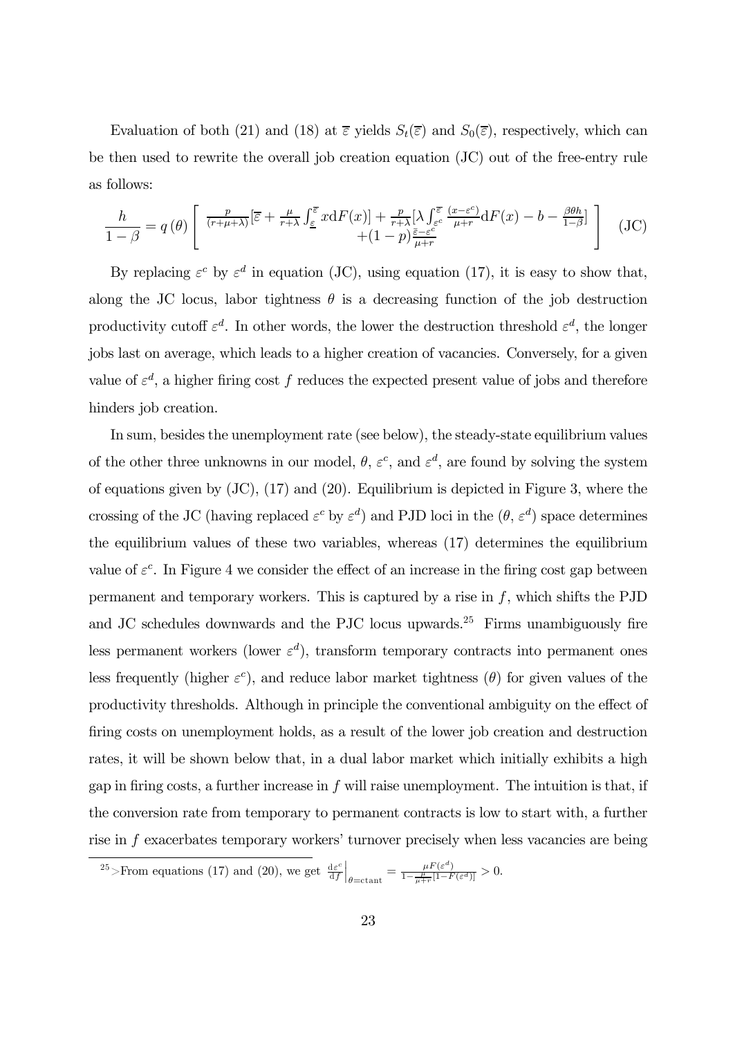Evaluation of both (21) and (18) at $\overline{\varepsilon}$ yields $S_t(\overline{\varepsilon})$ and $S_0(\overline{\varepsilon})$, respectively, which can be then used to rewrite the overall job creation equation (JC) out of the free-entry rule as follows:

$$\frac{h}{1-\beta} = q(\theta) \left[ \begin{array}{c} \frac{p}{(r+\mu+\lambda)}[\overline{\varepsilon} + \frac{\mu}{r+\lambda}\int_{\underline{\varepsilon}}^{\overline{\varepsilon}} x \mathrm{d}F(x)] + \frac{p}{r+\lambda}[\lambda \int_{\varepsilon^c}^{\overline{\varepsilon}} \frac{(x-\varepsilon^c)}{\mu+r} \mathrm{d}F(x) - b - \frac{\beta\theta h}{1-\beta}] \\ +(1-p)\frac{\overline{\varepsilon}-\varepsilon^c}{\mu+r} \end{array} \right] \quad \text{(JC)}$$

By replacing $\varepsilon^c$ by $\varepsilon^d$ in equation (JC), using equation (17), it is easy to show that, along the JC locus, labor tightness $\theta$ is a decreasing function of the job destruction productivity cutoff $\varepsilon^d$. In other words, the lower the destruction threshold $\varepsilon^d$, the longer jobs last on average, which leads to a higher creation of vacancies. Conversely, for a given value of $\varepsilon^d$, a higher firing cost $f$ reduces the expected present value of jobs and therefore hinders job creation.

In sum, besides the unemployment rate (see below), the steady-state equilibrium values of the other three unknowns in our model, $\theta$, $\varepsilon^c$, and $\varepsilon^d$, are found by solving the system of equations given by (JC), (17) and (20). Equilibrium is depicted in Figure 3, where the crossing of the JC (having replaced $\varepsilon^c$ by $\varepsilon^d$) and PJD loci in the ($\theta$, $\varepsilon^d$) space determines the equilibrium values of these two variables, whereas (17) determines the equilibrium value of $\varepsilon^c$. In Figure 4 we consider the effect of an increase in the firing cost gap between permanent and temporary workers. This is captured by a rise in $f$, which shifts the PJD and JC schedules downwards and the PJC locus upwards.[25] Firms unambiguously fire less permanent workers (lower $\varepsilon^d$), transform temporary contracts into permanent ones less frequently (higher $\varepsilon^c$), and reduce labor market tightness ($\theta$) for given values of the productivity thresholds. Although in principle the conventional ambiguity on the effect of firing costs on unemployment holds, as a result of the lower job creation and destruction rates, it will be shown below that, in a dual labor market which initially exhibits a high gap in firing costs, a further increase in $f$ will raise unemployment. The intuition is that, if the conversion rate from temporary to permanent contracts is low to start with, a further rise in $f$ exacerbates temporary workers' turnover precisely when less vacancies are being

[25] >From equations (17) and (20), we get $\left.\frac{\mathrm{d}\varepsilon^c}{\mathrm{d}f}\right|_{\theta=\mathrm{ctant}} = \frac{\mu F(\varepsilon^d)}{1-\frac{\mu}{\mu+r}[1-F(\varepsilon^d)]} > 0$.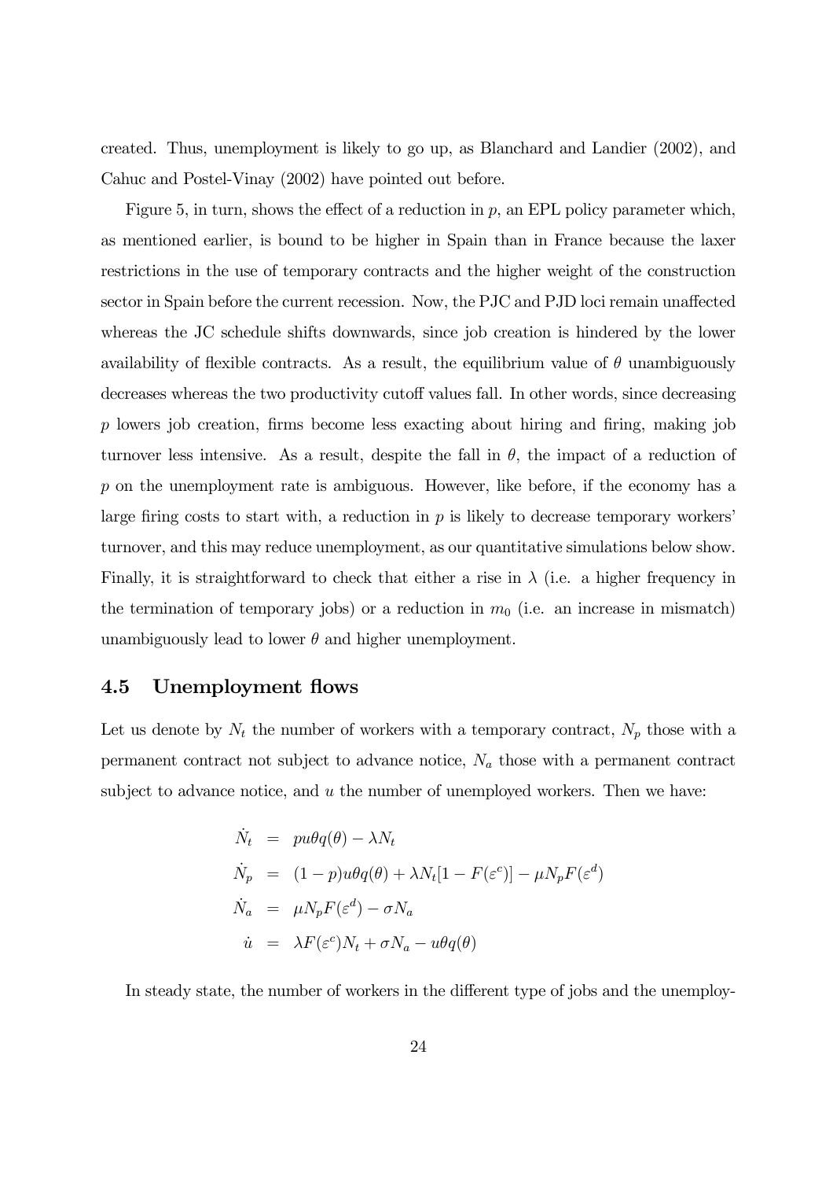created. Thus, unemployment is likely to go up, as Blanchard and Landier (2002), and Cahuc and Postel-Vinay (2002) have pointed out before.

Figure 5, in turn, shows the effect of a reduction in $p$, an EPL policy parameter which, as mentioned earlier, is bound to be higher in Spain than in France because the laxer restrictions in the use of temporary contracts and the higher weight of the construction sector in Spain before the current recession. Now, the PJC and PJD loci remain unaffected whereas the JC schedule shifts downwards, since job creation is hindered by the lower availability of flexible contracts. As a result, the equilibrium value of $\theta$ unambiguously decreases whereas the two productivity cutoff values fall. In other words, since decreasing $p$ lowers job creation, firms become less exacting about hiring and firing, making job turnover less intensive. As a result, despite the fall in $\theta$, the impact of a reduction of $p$ on the unemployment rate is ambiguous. However, like before, if the economy has a large firing costs to start with, a reduction in $p$ is likely to decrease temporary workers' turnover, and this may reduce unemployment, as our quantitative simulations below show. Finally, it is straightforward to check that either a rise in $\lambda$ (i.e. a higher frequency in the termination of temporary jobs) or a reduction in $m_0$ (i.e. an increase in mismatch) unambiguously lead to lower $\theta$ and higher unemployment.

## 4.5 Unemployment flows

Let us denote by $N_t$ the number of workers with a temporary contract, $N_p$ those with a permanent contract not subject to advance notice, $N_a$ those with a permanent contract subject to advance notice, and $u$ the number of unemployed workers. Then we have:

$$
\begin{aligned}
\dot{N}_t &= pu\theta q(\theta) - \lambda N_t \\
\dot{N}_p &= (1-p)u\theta q(\theta) + \lambda N_t[1 - F(\varepsilon^c)] - \mu N_p F(\varepsilon^d) \\
\dot{N}_a &= \mu N_p F(\varepsilon^d) - \sigma N_a \\
\dot{u} &= \lambda F(\varepsilon^c) N_t + \sigma N_a - u\theta q(\theta)
\end{aligned}
$$

In steady state, the number of workers in the different type of jobs and the unemploy-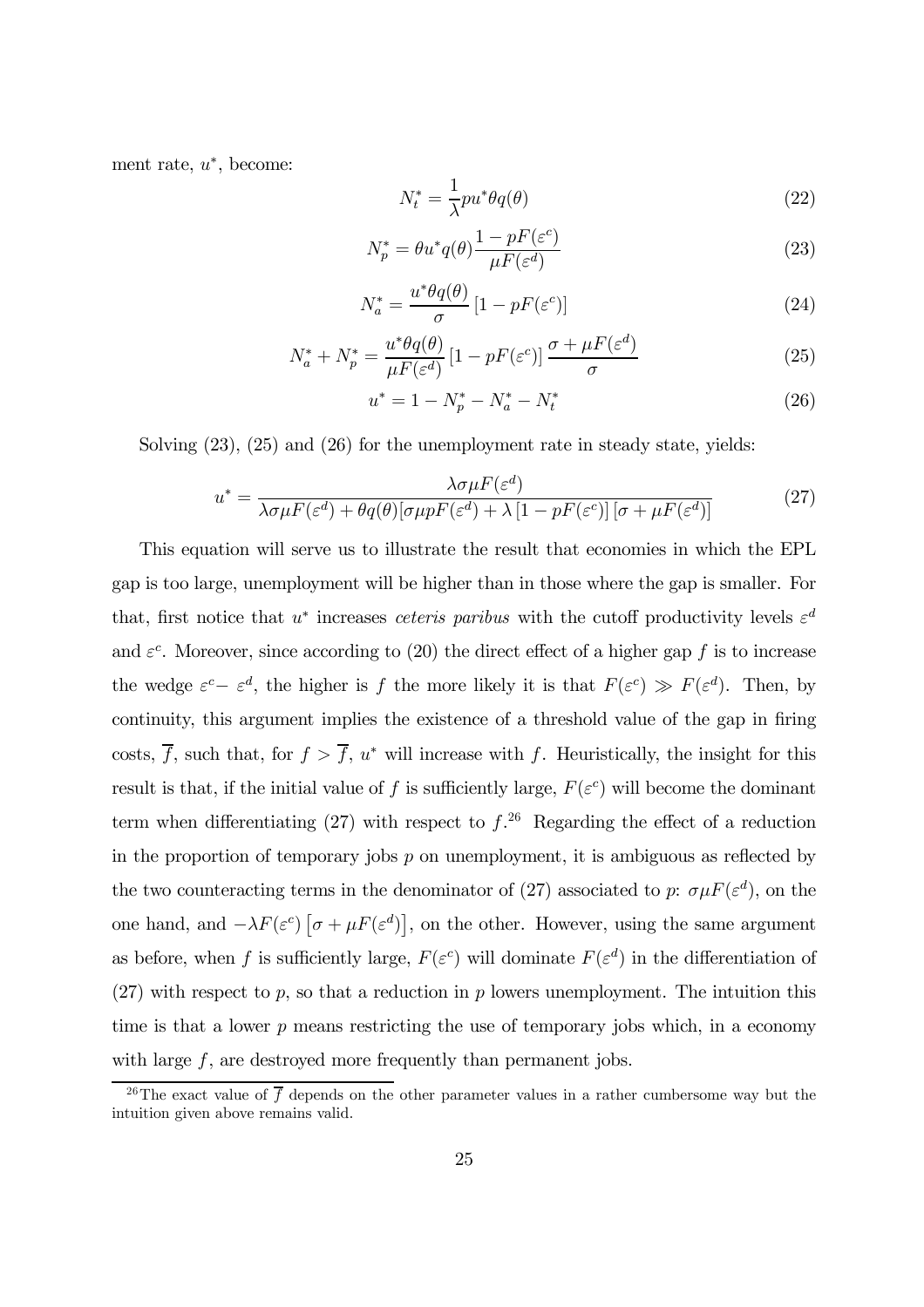ment rate, $u^*$, become:

$$N_t^* = \frac{1}{\lambda} p u^* \theta q(\theta) \tag{22}$$

$$N_p^* = \theta u^* q(\theta) \frac{1 - pF(\varepsilon^c)}{\mu F(\varepsilon^d)} \tag{23}$$

$$N_a^* = \frac{u^* \theta q(\theta)}{\sigma} \left[1 - pF(\varepsilon^c)\right] \tag{24}$$

$$N_a^* + N_p^* = \frac{u^* \theta q(\theta)}{\mu F(\varepsilon^d)} \left[1 - pF(\varepsilon^c)\right] \frac{\sigma + \mu F(\varepsilon^d)}{\sigma} \tag{25}$$

$$u^* = 1 - N_p^* - N_a^* - N_t^* \tag{26}$$

Solving (23), (25) and (26) for the unemployment rate in steady state, yields:

$$u^* = \frac{\lambda \sigma \mu F(\varepsilon^d)}{\lambda \sigma \mu F(\varepsilon^d) + \theta q(\theta)[\sigma \mu p F(\varepsilon^d) + \lambda \left[1 - pF(\varepsilon^c)\right]\left[\sigma + \mu F(\varepsilon^d)\right]} \tag{27}$$

This equation will serve us to illustrate the result that economies in which the EPL gap is too large, unemployment will be higher than in those where the gap is smaller. For that, first notice that $u^*$ increases *ceteris paribus* with the cutoff productivity levels $\varepsilon^d$ and $\varepsilon^c$. Moreover, since according to (20) the direct effect of a higher gap $f$ is to increase the wedge $\varepsilon^c - \varepsilon^d$, the higher is $f$ the more likely it is that $F(\varepsilon^c) \gg F(\varepsilon^d)$. Then, by continuity, this argument implies the existence of a threshold value of the gap in firing costs, $\overline{f}$, such that, for $f > \overline{f}$, $u^*$ will increase with $f$. Heuristically, the insight for this result is that, if the initial value of $f$ is sufficiently large, $F(\varepsilon^c)$ will become the dominant term when differentiating (27) with respect to $f$.[26] Regarding the effect of a reduction in the proportion of temporary jobs $p$ on unemployment, it is ambiguous as reflected by the two counteracting terms in the denominator of (27) associated to $p$: $\sigma \mu F(\varepsilon^d)$, on the one hand, and $-\lambda F(\varepsilon^c)\left[\sigma + \mu F(\varepsilon^d)\right]$, on the other. However, using the same argument as before, when $f$ is sufficiently large, $F(\varepsilon^c)$ will dominate $F(\varepsilon^d)$ in the differentiation of (27) with respect to $p$, so that a reduction in $p$ lowers unemployment. The intuition this time is that a lower $p$ means restricting the use of temporary jobs which, in a economy with large $f$, are destroyed more frequently than permanent jobs.

[26] The exact value of $\overline{f}$ depends on the other parameter values in a rather cumbersome way but the intuition given above remains valid.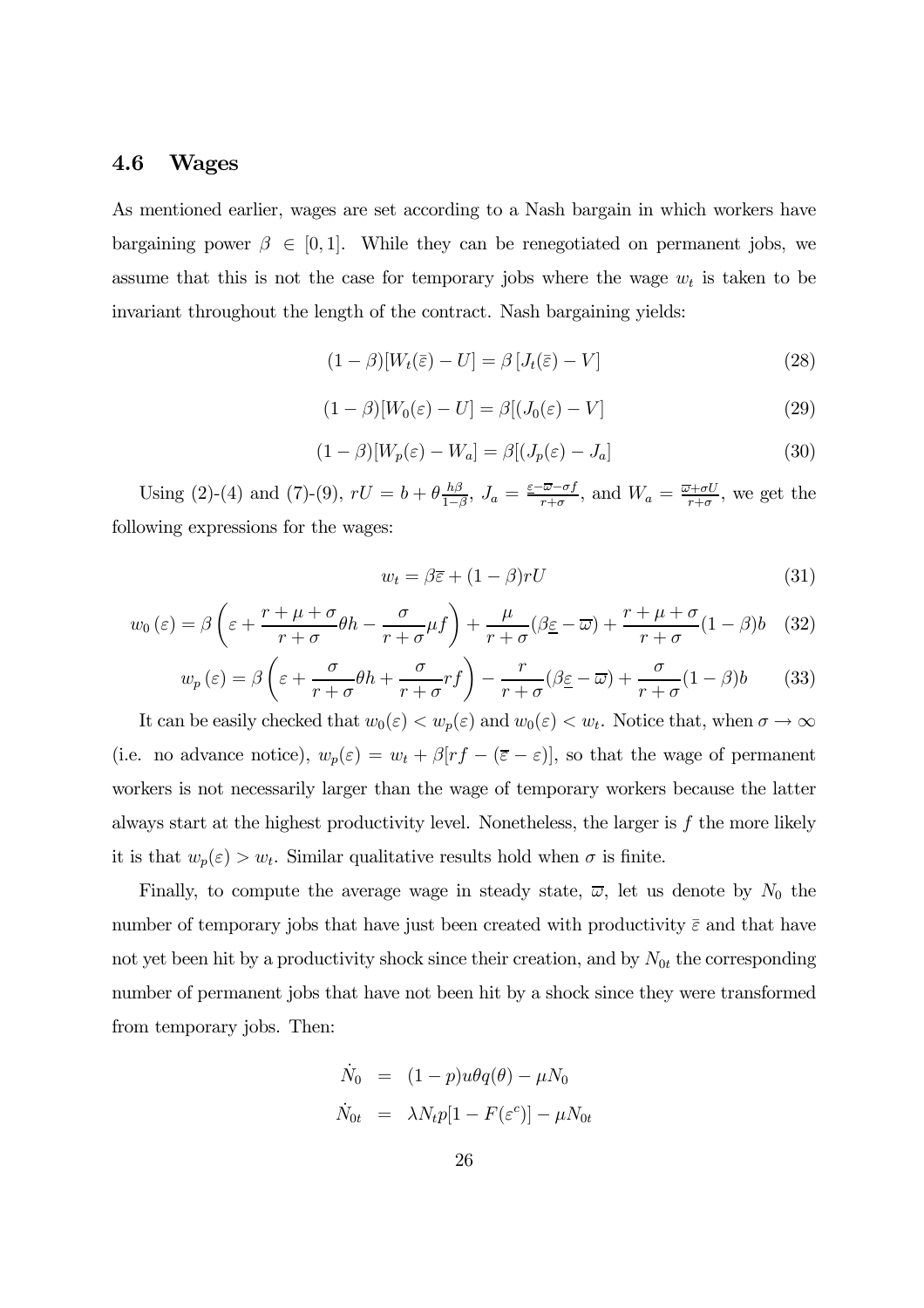## 4.6 Wages

As mentioned earlier, wages are set according to a Nash bargain in which workers have bargaining power $\beta \in [0,1]$. While they can be renegotiated on permanent jobs, we assume that this is not the case for temporary jobs where the wage $w_t$ is taken to be invariant throughout the length of the contract. Nash bargaining yields:

$$(1-\beta)[W_t(\bar{\varepsilon}) - U] = \beta\left[J_t(\bar{\varepsilon}) - V\right] \tag{28}$$

$$(1-\beta)[W_0(\varepsilon) - U] = \beta[(J_0(\varepsilon) - V] \tag{29}$$

$$(1-\beta)[W_p(\varepsilon) - W_a] = \beta[(J_p(\varepsilon) - J_a] \tag{30}$$

Using (2)-(4) and (7)-(9), $rU = b + \theta\frac{h\beta}{1-\beta}$, $J_a = \frac{\underline{\varepsilon} - \overline{\varpi} - \sigma f}{r+\sigma}$, and $W_a = \frac{\overline{\varpi} + \sigma U}{r+\sigma}$, we get the following expressions for the wages:

$$w_t = \beta\overline{\varepsilon} + (1-\beta)rU \tag{31}$$

$$w_0(\varepsilon) = \beta\left(\varepsilon + \frac{r+\mu+\sigma}{r+\sigma}\theta h - \frac{\sigma}{r+\sigma}\mu f\right) + \frac{\mu}{r+\sigma}(\beta\underline{\varepsilon} - \overline{\varpi}) + \frac{r+\mu+\sigma}{r+\sigma}(1-\beta)b \tag{32}$$

$$w_p(\varepsilon) = \beta\left(\varepsilon + \frac{\sigma}{r+\sigma}\theta h + \frac{\sigma}{r+\sigma}rf\right) - \frac{r}{r+\sigma}(\beta\underline{\varepsilon} - \overline{\varpi}) + \frac{\sigma}{r+\sigma}(1-\beta)b \tag{33}$$

It can be easily checked that $w_0(\varepsilon) < w_p(\varepsilon)$ and $w_0(\varepsilon) < w_t$. Notice that, when $\sigma \to \infty$ (i.e. no advance notice), $w_p(\varepsilon) = w_t + \beta[rf - (\overline{\varepsilon} - \varepsilon)]$, so that the wage of permanent workers is not necessarily larger than the wage of temporary workers because the latter always start at the highest productivity level. Nonetheless, the larger is $f$ the more likely it is that $w_p(\varepsilon) > w_t$. Similar qualitative results hold when $\sigma$ is finite.

Finally, to compute the average wage in steady state, $\overline{\varpi}$, let us denote by $N_0$ the number of temporary jobs that have just been created with productivity $\bar{\varepsilon}$ and that have not yet been hit by a productivity shock since their creation, and by $N_{0t}$ the corresponding number of permanent jobs that have not been hit by a shock since they were transformed from temporary jobs. Then:

$$\begin{aligned}
\dot{N}_0 &= (1-p)u\theta q(\theta) - \mu N_0 \\
\dot{N}_{0t} &= \lambda N_t p[1 - F(\varepsilon^c)] - \mu N_{0t}
\end{aligned}$$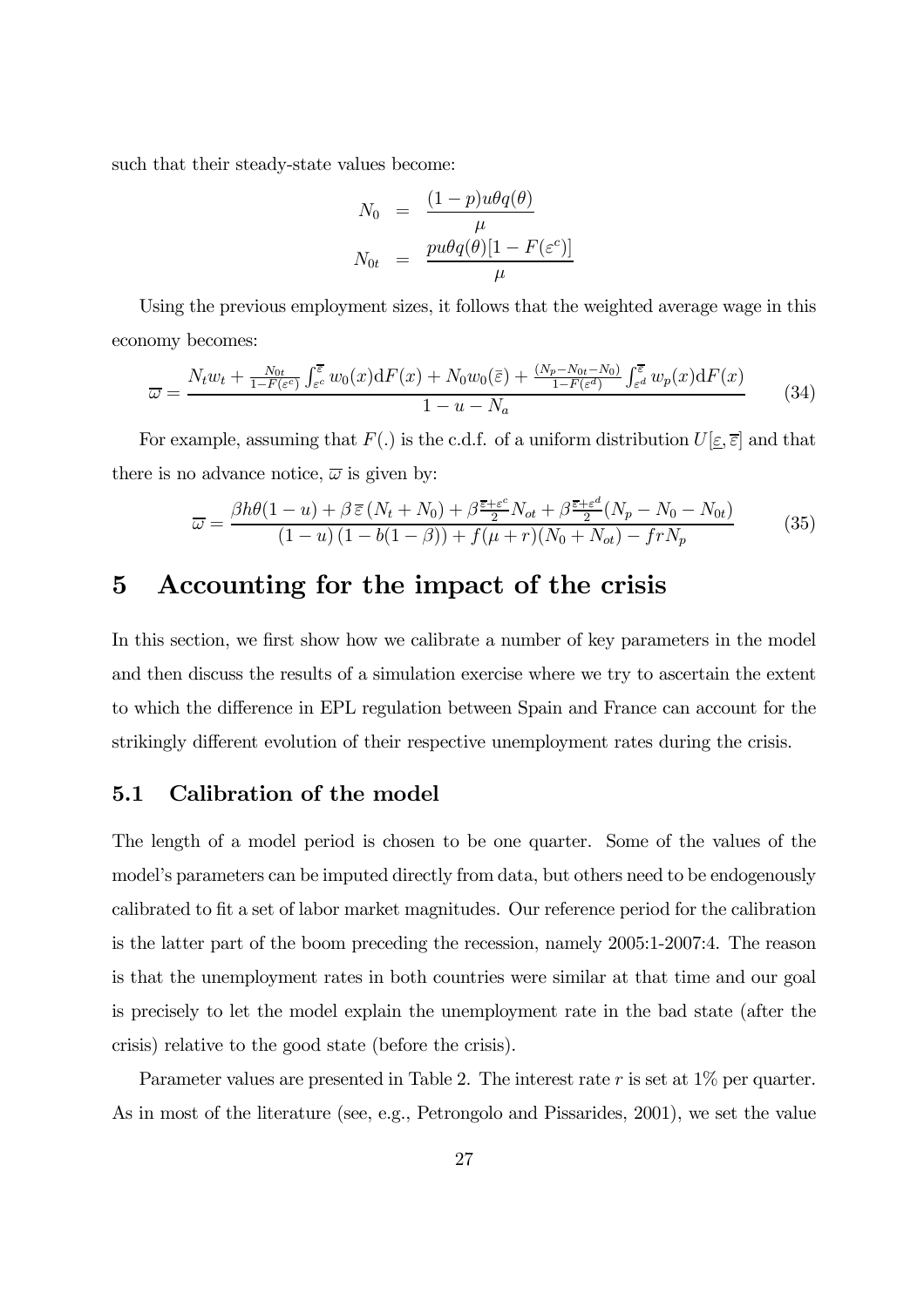such that their steady-state values become:

$$N_0 = \frac{(1-p)u\theta q(\theta)}{\mu}$$

$$N_{0t} = \frac{pu\theta q(\theta)[1-F(\varepsilon^c)]}{\mu}$$

Using the previous employment sizes, it follows that the weighted average wage in this economy becomes:

$$\overline{\omega} = \frac{N_t w_t + \frac{N_{0t}}{1-F(\varepsilon^c)} \int_{\varepsilon^c}^{\overline{\varepsilon}} w_0(x) \mathrm{d}F(x) + N_0 w_0(\bar{\varepsilon}) + \frac{(N_p - N_{0t} - N_0)}{1-F(\varepsilon^d)} \int_{\varepsilon^d}^{\overline{\varepsilon}} w_p(x) \mathrm{d}F(x)}{1-u-N_a} \tag{34}$$

For example, assuming that $F(.)$ is the c.d.f. of a uniform distribution $U[\underline{\varepsilon}, \overline{\varepsilon}]$ and that there is no advance notice, $\overline{\omega}$ is given by:

$$\overline{\omega} = \frac{\beta h\theta(1-u) + \beta\,\overline{\varepsilon}\,(N_t + N_0) + \beta\frac{\overline{\varepsilon}+\varepsilon^c}{2}N_{ot} + \beta\frac{\overline{\varepsilon}+\varepsilon^d}{2}(N_p - N_0 - N_{0t})}{(1-u)\,(1-b(1-\beta)) + f(\mu + r)(N_0 + N_{ot}) - frN_p} \tag{35}$$

# 5 Accounting for the impact of the crisis

In this section, we first show how we calibrate a number of key parameters in the model and then discuss the results of a simulation exercise where we try to ascertain the extent to which the difference in EPL regulation between Spain and France can account for the strikingly different evolution of their respective unemployment rates during the crisis.

## 5.1 Calibration of the model

The length of a model period is chosen to be one quarter. Some of the values of the model's parameters can be imputed directly from data, but others need to be endogenously calibrated to fit a set of labor market magnitudes. Our reference period for the calibration is the latter part of the boom preceding the recession, namely 2005:1-2007:4. The reason is that the unemployment rates in both countries were similar at that time and our goal is precisely to let the model explain the unemployment rate in the bad state (after the crisis) relative to the good state (before the crisis).

Parameter values are presented in Table 2. The interest rate $r$ is set at 1% per quarter. As in most of the literature (see, e.g., Petrongolo and Pissarides, 2001), we set the value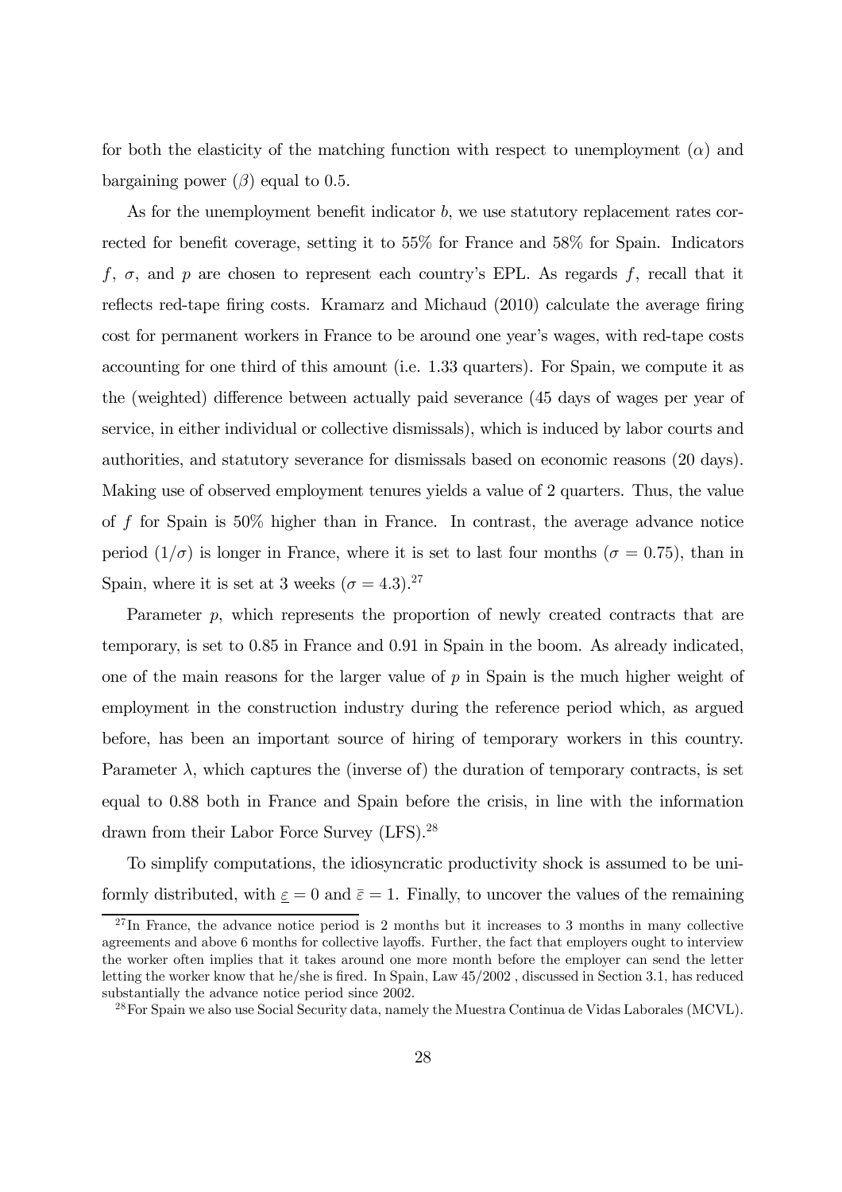for both the elasticity of the matching function with respect to unemployment ($\alpha$) and bargaining power ($\beta$) equal to 0.5.

As for the unemployment benefit indicator $b$, we use statutory replacement rates corrected for benefit coverage, setting it to 55% for France and 58% for Spain. Indicators $f$, $\sigma$, and $p$ are chosen to represent each country's EPL. As regards $f$, recall that it reflects red-tape firing costs. Kramarz and Michaud (2010) calculate the average firing cost for permanent workers in France to be around one year's wages, with red-tape costs accounting for one third of this amount (i.e. 1.33 quarters). For Spain, we compute it as the (weighted) difference between actually paid severance (45 days of wages per year of service, in either individual or collective dismissals), which is induced by labor courts and authorities, and statutory severance for dismissals based on economic reasons (20 days). Making use of observed employment tenures yields a value of 2 quarters. Thus, the value of $f$ for Spain is 50% higher than in France. In contrast, the average advance notice period ($1/\sigma$) is longer in France, where it is set to last four months ($\sigma = 0.75$), than in Spain, where it is set at 3 weeks ($\sigma = 4.3$).[27]

Parameter $p$, which represents the proportion of newly created contracts that are temporary, is set to 0.85 in France and 0.91 in Spain in the boom. As already indicated, one of the main reasons for the larger value of $p$ in Spain is the much higher weight of employment in the construction industry during the reference period which, as argued before, has been an important source of hiring of temporary workers in this country. Parameter $\lambda$, which captures the (inverse of) the duration of temporary contracts, is set equal to 0.88 both in France and Spain before the crisis, in line with the information drawn from their Labor Force Survey (LFS).[28]

To simplify computations, the idiosyncratic productivity shock is assumed to be uniformly distributed, with $\underline{\varepsilon} = 0$ and $\bar{\varepsilon} = 1$. Finally, to uncover the values of the remaining

[27] In France, the advance notice period is 2 months but it increases to 3 months in many collective agreements and above 6 months for collective layoffs. Further, the fact that employers ought to interview the worker often implies that it takes around one more month before the employer can send the letter letting the worker know that he/she is fired. In Spain, Law 45/2002 , discussed in Section 3.1, has reduced substantially the advance notice period since 2002.

[28] For Spain we also use Social Security data, namely the Muestra Continua de Vidas Laborales (MCVL).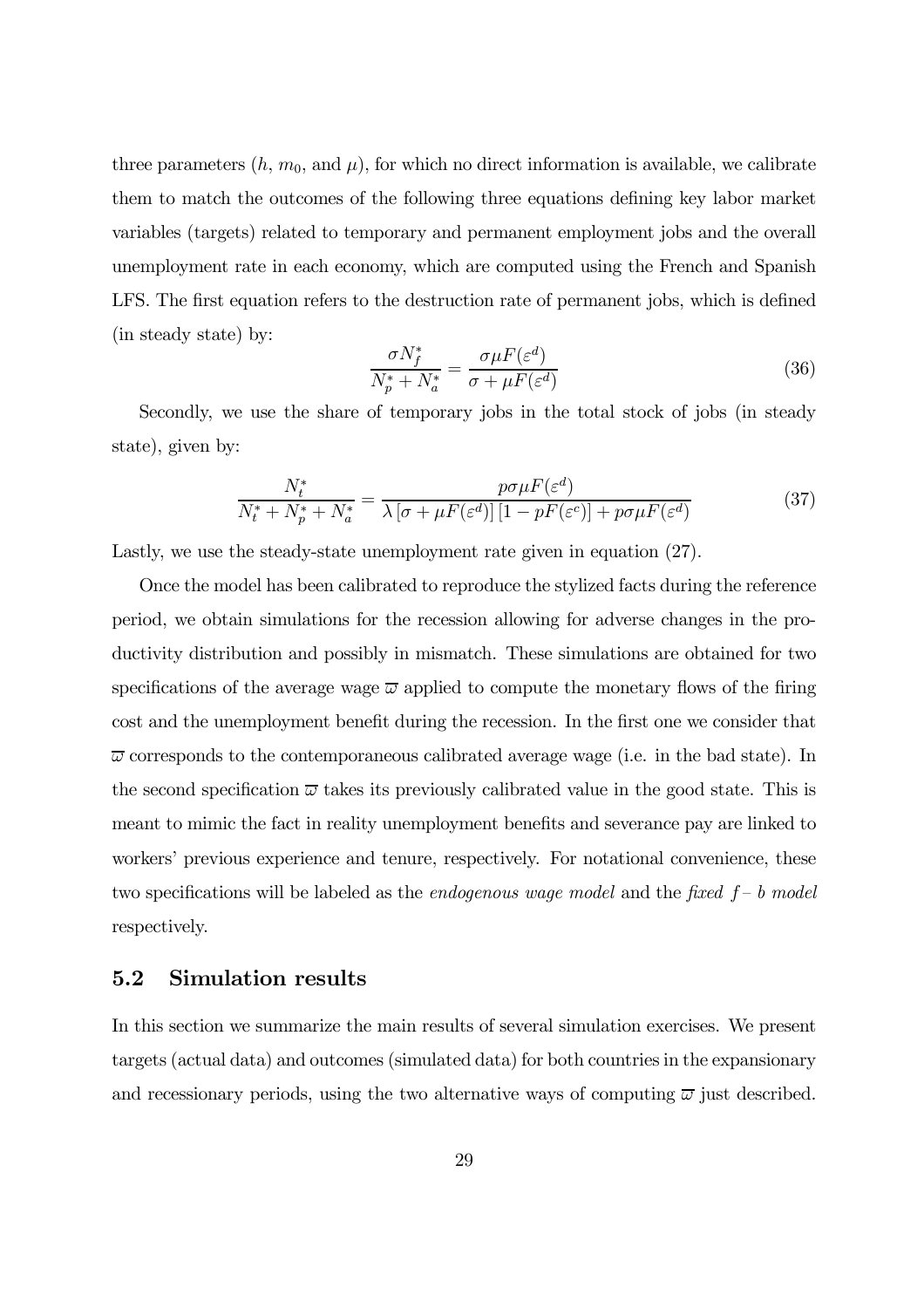three parameters ($h$, $m_0$, and $\mu$), for which no direct information is available, we calibrate them to match the outcomes of the following three equations defining key labor market variables (targets) related to temporary and permanent employment jobs and the overall unemployment rate in each economy, which are computed using the French and Spanish LFS. The first equation refers to the destruction rate of permanent jobs, which is defined (in steady state) by:

$$\frac{\sigma N_f^*}{N_p^* + N_a^*} = \frac{\sigma \mu F(\varepsilon^d)}{\sigma + \mu F(\varepsilon^d)} \tag{36}$$

Secondly, we use the share of temporary jobs in the total stock of jobs (in steady state), given by:

$$\frac{N_t^*}{N_t^* + N_p^* + N_a^*} = \frac{p\sigma\mu F(\varepsilon^d)}{\lambda\left[\sigma + \mu F(\varepsilon^d)\right]\left[1 - pF(\varepsilon^c)\right] + p\sigma\mu F(\varepsilon^d)} \tag{37}$$

Lastly, we use the steady-state unemployment rate given in equation (27).

Once the model has been calibrated to reproduce the stylized facts during the reference period, we obtain simulations for the recession allowing for adverse changes in the productivity distribution and possibly in mismatch. These simulations are obtained for two specifications of the average wage $\overline{\varpi}$ applied to compute the monetary flows of the firing cost and the unemployment benefit during the recession. In the first one we consider that $\overline{\varpi}$ corresponds to the contemporaneous calibrated average wage (i.e. in the bad state). In the second specification $\overline{\varpi}$ takes its previously calibrated value in the good state. This is meant to mimic the fact in reality unemployment benefits and severance pay are linked to workers' previous experience and tenure, respectively. For notational convenience, these two specifications will be labeled as the *endogenous wage model* and the *fixed* $f$*– b model* respectively.

## 5.2 Simulation results

In this section we summarize the main results of several simulation exercises. We present targets (actual data) and outcomes (simulated data) for both countries in the expansionary and recessionary periods, using the two alternative ways of computing $\overline{\varpi}$ just described.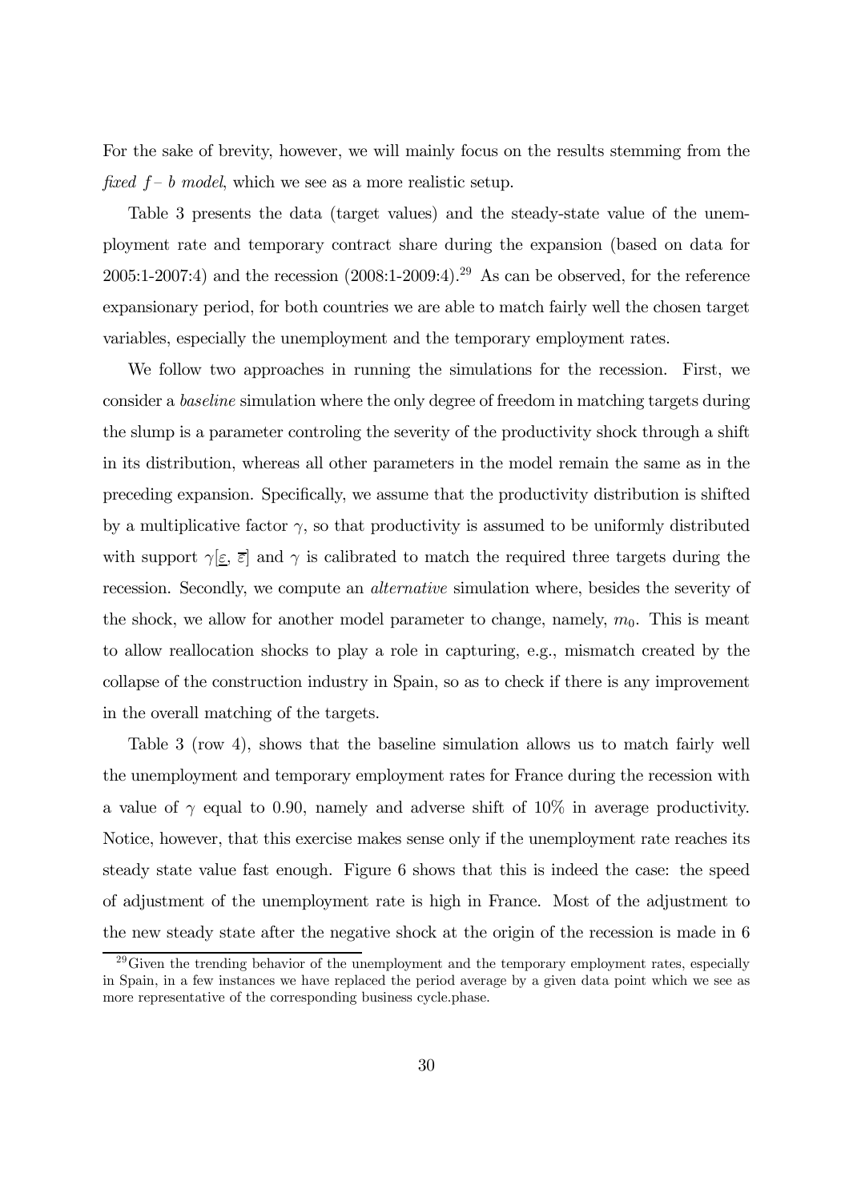For the sake of brevity, however, we will mainly focus on the results stemming from the *fixed* $f - b$ *model*, which we see as a more realistic setup.

Table 3 presents the data (target values) and the steady-state value of the unemployment rate and temporary contract share during the expansion (based on data for 2005:1-2007:4) and the recession (2008:1-2009:4).[29] As can be observed, for the reference expansionary period, for both countries we are able to match fairly well the chosen target variables, especially the unemployment and the temporary employment rates.

We follow two approaches in running the simulations for the recession. First, we consider a *baseline* simulation where the only degree of freedom in matching targets during the slump is a parameter controling the severity of the productivity shock through a shift in its distribution, whereas all other parameters in the model remain the same as in the preceding expansion. Specifically, we assume that the productivity distribution is shifted by a multiplicative factor $\gamma$, so that productivity is assumed to be uniformly distributed with support $\gamma[\underline{\varepsilon}, \overline{\varepsilon}]$ and $\gamma$ is calibrated to match the required three targets during the recession. Secondly, we compute an *alternative* simulation where, besides the severity of the shock, we allow for another model parameter to change, namely, $m_0$. This is meant to allow reallocation shocks to play a role in capturing, e.g., mismatch created by the collapse of the construction industry in Spain, so as to check if there is any improvement in the overall matching of the targets.

Table 3 (row 4), shows that the baseline simulation allows us to match fairly well the unemployment and temporary employment rates for France during the recession with a value of $\gamma$ equal to 0.90, namely and adverse shift of 10% in average productivity. Notice, however, that this exercise makes sense only if the unemployment rate reaches its steady state value fast enough. Figure 6 shows that this is indeed the case: the speed of adjustment of the unemployment rate is high in France. Most of the adjustment to the new steady state after the negative shock at the origin of the recession is made in 6

[29] Given the trending behavior of the unemployment and the temporary employment rates, especially in Spain, in a few instances we have replaced the period average by a given data point which we see as more representative of the corresponding business cycle.phase.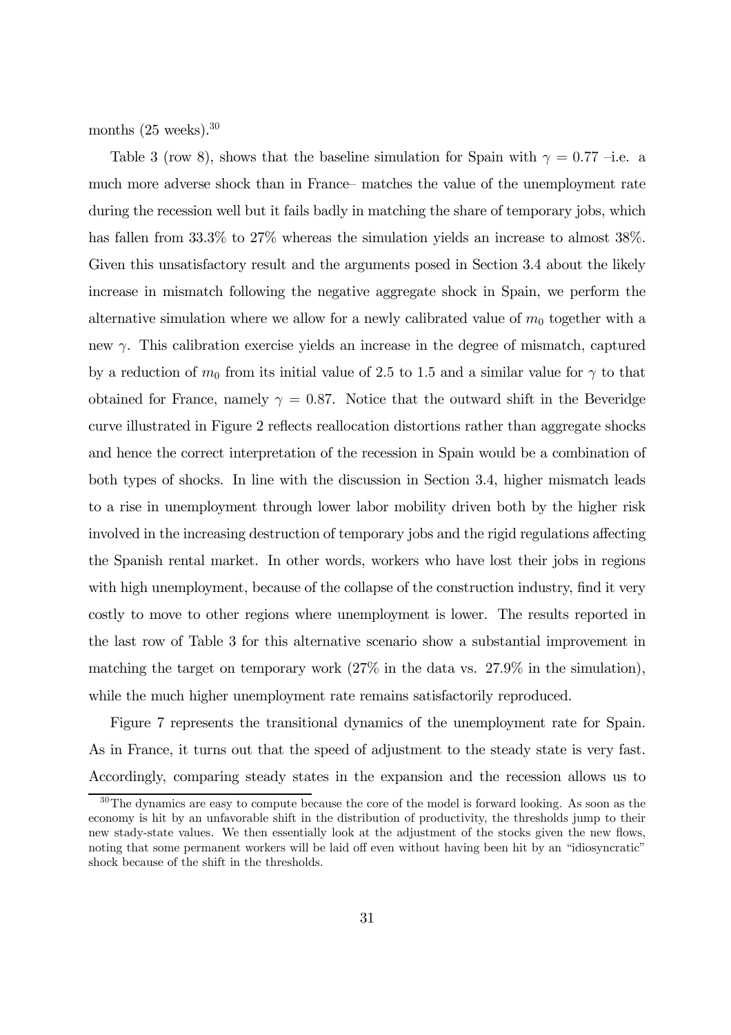months (25 weeks).[30]

Table 3 (row 8), shows that the baseline simulation for Spain with $\gamma = 0.77$ –i.e. a much more adverse shock than in France– matches the value of the unemployment rate during the recession well but it fails badly in matching the share of temporary jobs, which has fallen from 33.3% to 27% whereas the simulation yields an increase to almost 38%. Given this unsatisfactory result and the arguments posed in Section 3.4 about the likely increase in mismatch following the negative aggregate shock in Spain, we perform the alternative simulation where we allow for a newly calibrated value of $m_0$ together with a new $\gamma$. This calibration exercise yields an increase in the degree of mismatch, captured by a reduction of $m_0$ from its initial value of 2.5 to 1.5 and a similar value for $\gamma$ to that obtained for France, namely $\gamma = 0.87$. Notice that the outward shift in the Beveridge curve illustrated in Figure 2 reflects reallocation distortions rather than aggregate shocks and hence the correct interpretation of the recession in Spain would be a combination of both types of shocks. In line with the discussion in Section 3.4, higher mismatch leads to a rise in unemployment through lower labor mobility driven both by the higher risk involved in the increasing destruction of temporary jobs and the rigid regulations affecting the Spanish rental market. In other words, workers who have lost their jobs in regions with high unemployment, because of the collapse of the construction industry, find it very costly to move to other regions where unemployment is lower. The results reported in the last row of Table 3 for this alternative scenario show a substantial improvement in matching the target on temporary work (27% in the data vs. 27.9% in the simulation), while the much higher unemployment rate remains satisfactorily reproduced.

Figure 7 represents the transitional dynamics of the unemployment rate for Spain. As in France, it turns out that the speed of adjustment to the steady state is very fast. Accordingly, comparing steady states in the expansion and the recession allows us to

[30] The dynamics are easy to compute because the core of the model is forward looking. As soon as the economy is hit by an unfavorable shift in the distribution of productivity, the thresholds jump to their new stady-state values. We then essentially look at the adjustment of the stocks given the new flows, noting that some permanent workers will be laid off even without having been hit by an "idiosyncratic" shock because of the shift in the thresholds.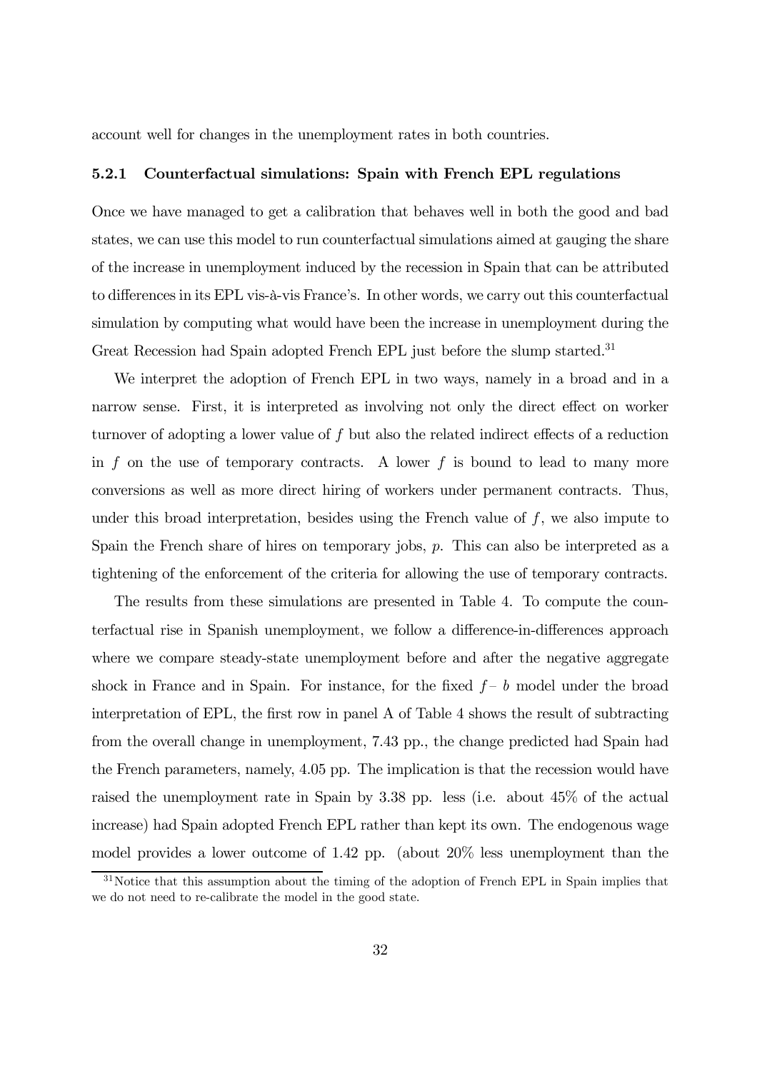account well for changes in the unemployment rates in both countries.

### 5.2.1 Counterfactual simulations: Spain with French EPL regulations

Once we have managed to get a calibration that behaves well in both the good and bad states, we can use this model to run counterfactual simulations aimed at gauging the share of the increase in unemployment induced by the recession in Spain that can be attributed to differences in its EPL vis-à-vis France's. In other words, we carry out this counterfactual simulation by computing what would have been the increase in unemployment during the Great Recession had Spain adopted French EPL just before the slump started.[31]

We interpret the adoption of French EPL in two ways, namely in a broad and in a narrow sense. First, it is interpreted as involving not only the direct effect on worker turnover of adopting a lower value of $f$ but also the related indirect effects of a reduction in $f$ on the use of temporary contracts. A lower $f$ is bound to lead to many more conversions as well as more direct hiring of workers under permanent contracts. Thus, under this broad interpretation, besides using the French value of $f$, we also impute to Spain the French share of hires on temporary jobs, $p$. This can also be interpreted as a tightening of the enforcement of the criteria for allowing the use of temporary contracts.

The results from these simulations are presented in Table 4. To compute the counterfactual rise in Spanish unemployment, we follow a difference-in-differences approach where we compare steady-state unemployment before and after the negative aggregate shock in France and in Spain. For instance, for the fixed $f - b$ model under the broad interpretation of EPL, the first row in panel A of Table 4 shows the result of subtracting from the overall change in unemployment, 7.43 pp., the change predicted had Spain had the French parameters, namely, 4.05 pp. The implication is that the recession would have raised the unemployment rate in Spain by 3.38 pp. less (i.e. about 45% of the actual increase) had Spain adopted French EPL rather than kept its own. The endogenous wage model provides a lower outcome of 1.42 pp. (about 20% less unemployment than the

[31]Notice that this assumption about the timing of the adoption of French EPL in Spain implies that we do not need to re-calibrate the model in the good state.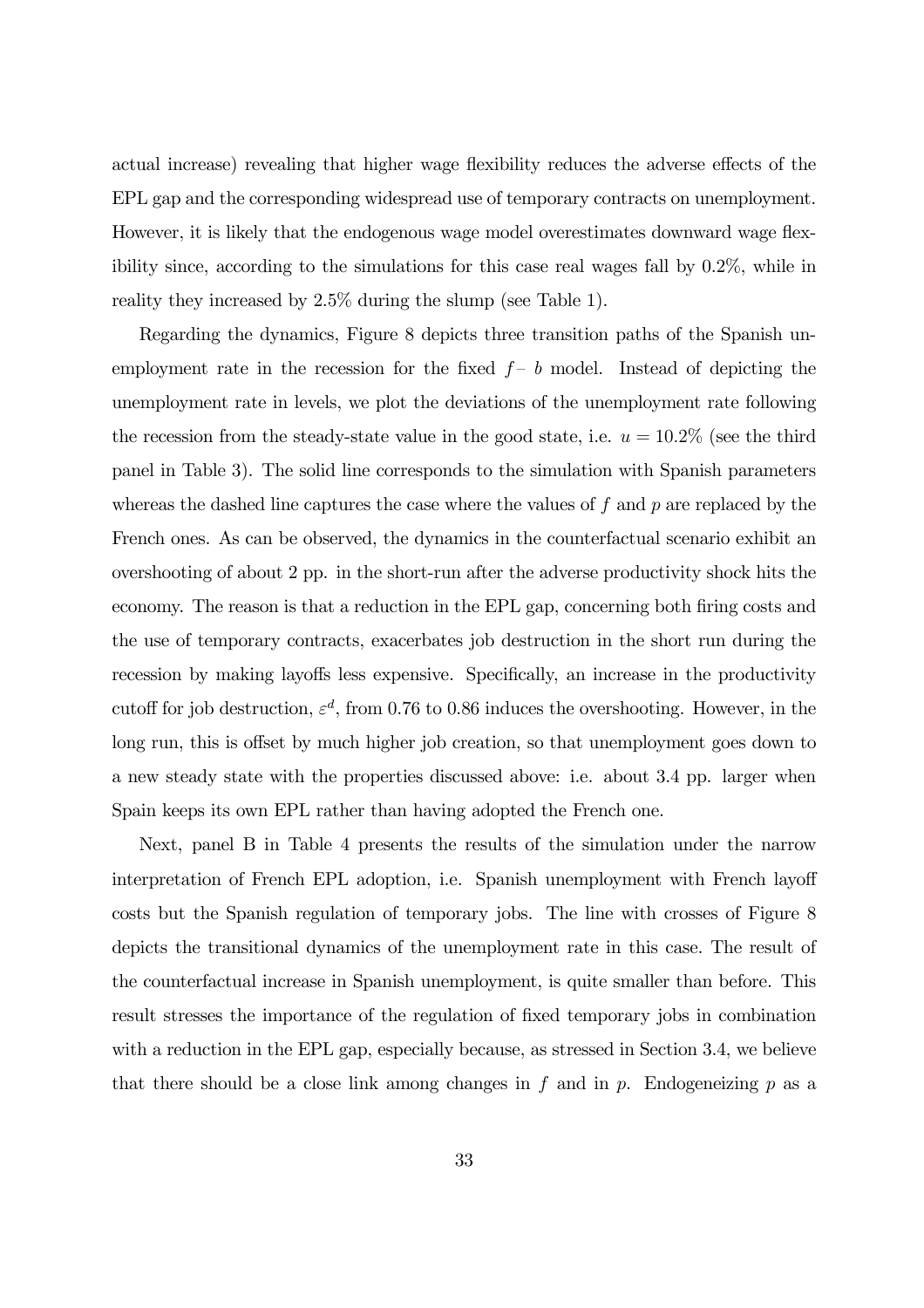actual increase) revealing that higher wage flexibility reduces the adverse effects of the EPL gap and the corresponding widespread use of temporary contracts on unemployment. However, it is likely that the endogenous wage model overestimates downward wage flexibility since, according to the simulations for this case real wages fall by 0.2%, while in reality they increased by 2.5% during the slump (see Table 1).

Regarding the dynamics, Figure 8 depicts three transition paths of the Spanish unemployment rate in the recession for the fixed $f - b$ model. Instead of depicting the unemployment rate in levels, we plot the deviations of the unemployment rate following the recession from the steady-state value in the good state, i.e. $u = 10.2\%$ (see the third panel in Table 3). The solid line corresponds to the simulation with Spanish parameters whereas the dashed line captures the case where the values of $f$ and $p$ are replaced by the French ones. As can be observed, the dynamics in the counterfactual scenario exhibit an overshooting of about 2 pp. in the short-run after the adverse productivity shock hits the economy. The reason is that a reduction in the EPL gap, concerning both firing costs and the use of temporary contracts, exacerbates job destruction in the short run during the recession by making layoffs less expensive. Specifically, an increase in the productivity cutoff for job destruction, $\varepsilon^d$, from 0.76 to 0.86 induces the overshooting. However, in the long run, this is offset by much higher job creation, so that unemployment goes down to a new steady state with the properties discussed above: i.e. about 3.4 pp. larger when Spain keeps its own EPL rather than having adopted the French one.

Next, panel B in Table 4 presents the results of the simulation under the narrow interpretation of French EPL adoption, i.e. Spanish unemployment with French layoff costs but the Spanish regulation of temporary jobs. The line with crosses of Figure 8 depicts the transitional dynamics of the unemployment rate in this case. The result of the counterfactual increase in Spanish unemployment, is quite smaller than before. This result stresses the importance of the regulation of fixed temporary jobs in combination with a reduction in the EPL gap, especially because, as stressed in Section 3.4, we believe that there should be a close link among changes in $f$ and in $p$. Endogeneizing $p$ as a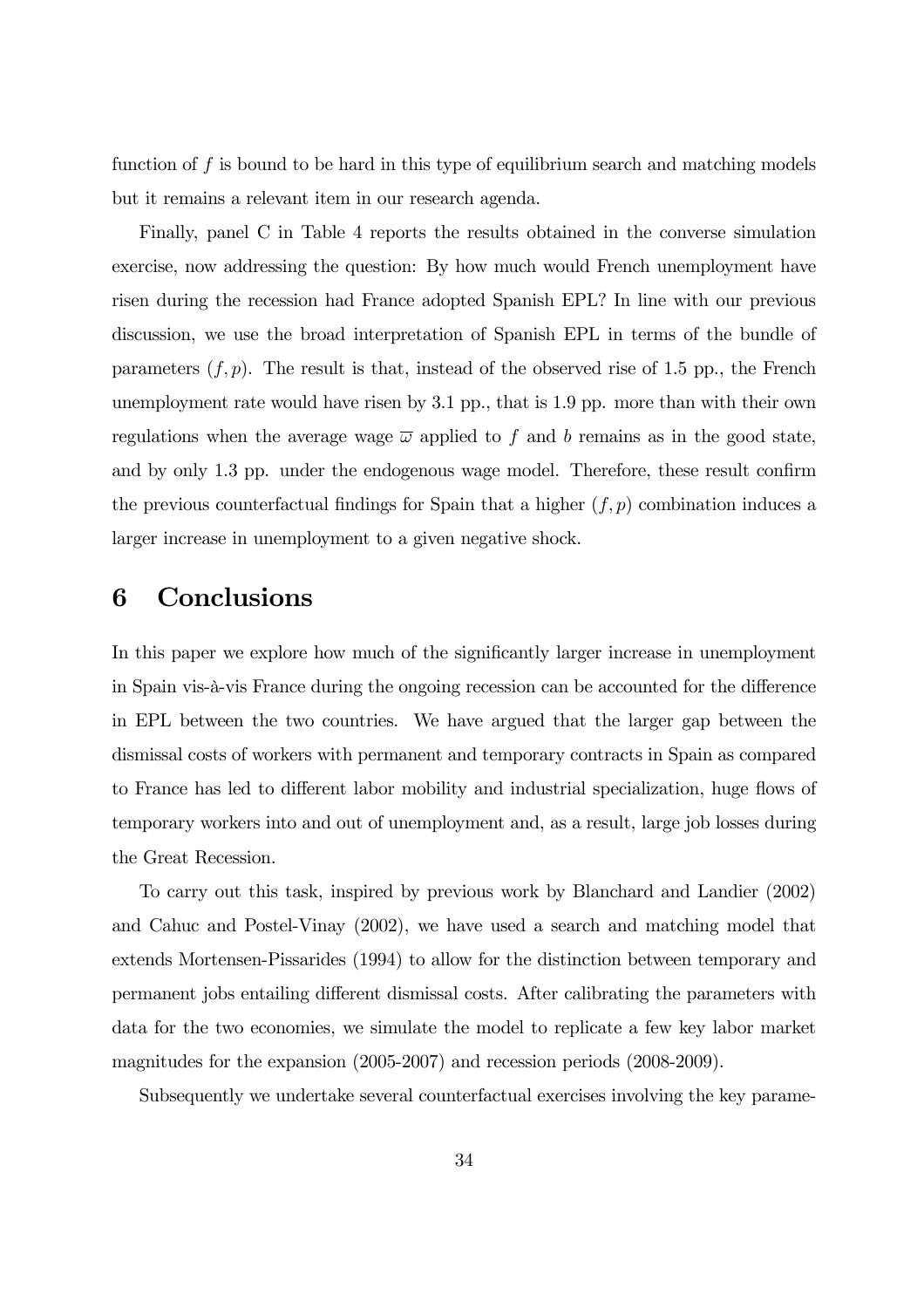function of $f$ is bound to be hard in this type of equilibrium search and matching models but it remains a relevant item in our research agenda.

Finally, panel C in Table 4 reports the results obtained in the converse simulation exercise, now addressing the question: By how much would French unemployment have risen during the recession had France adopted Spanish EPL? In line with our previous discussion, we use the broad interpretation of Spanish EPL in terms of the bundle of parameters $(f, p)$. The result is that, instead of the observed rise of 1.5 pp., the French unemployment rate would have risen by 3.1 pp., that is 1.9 pp. more than with their own regulations when the average wage $\overline{\omega}$ applied to $f$ and $b$ remains as in the good state, and by only 1.3 pp. under the endogenous wage model. Therefore, these result confirm the previous counterfactual findings for Spain that a higher $(f, p)$ combination induces a larger increase in unemployment to a given negative shock.

# 6 Conclusions

In this paper we explore how much of the significantly larger increase in unemployment in Spain vis-à-vis France during the ongoing recession can be accounted for the difference in EPL between the two countries. We have argued that the larger gap between the dismissal costs of workers with permanent and temporary contracts in Spain as compared to France has led to different labor mobility and industrial specialization, huge flows of temporary workers into and out of unemployment and, as a result, large job losses during the Great Recession.

To carry out this task, inspired by previous work by Blanchard and Landier (2002) and Cahuc and Postel-Vinay (2002), we have used a search and matching model that extends Mortensen-Pissarides (1994) to allow for the distinction between temporary and permanent jobs entailing different dismissal costs. After calibrating the parameters with data for the two economies, we simulate the model to replicate a few key labor market magnitudes for the expansion (2005-2007) and recession periods (2008-2009).

Subsequently we undertake several counterfactual exercises involving the key parame-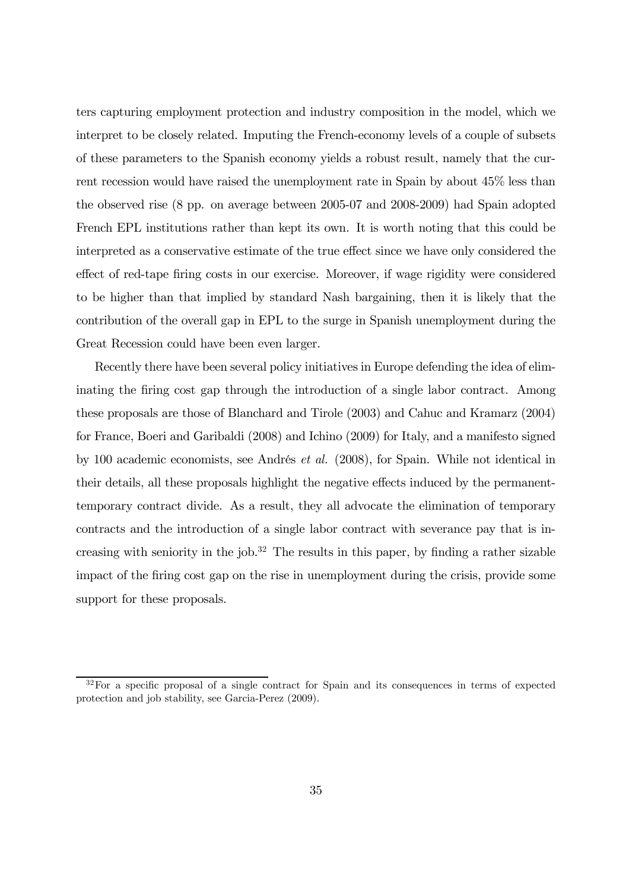ters capturing employment protection and industry composition in the model, which we interpret to be closely related. Imputing the French-economy levels of a couple of subsets of these parameters to the Spanish economy yields a robust result, namely that the current recession would have raised the unemployment rate in Spain by about 45% less than the observed rise (8 pp. on average between 2005-07 and 2008-2009) had Spain adopted French EPL institutions rather than kept its own. It is worth noting that this could be interpreted as a conservative estimate of the true effect since we have only considered the effect of red-tape firing costs in our exercise. Moreover, if wage rigidity were considered to be higher than that implied by standard Nash bargaining, then it is likely that the contribution of the overall gap in EPL to the surge in Spanish unemployment during the Great Recession could have been even larger.

Recently there have been several policy initiatives in Europe defending the idea of eliminating the firing cost gap through the introduction of a single labor contract. Among these proposals are those of Blanchard and Tirole (2003) and Cahuc and Kramarz (2004) for France, Boeri and Garibaldi (2008) and Ichino (2009) for Italy, and a manifesto signed by 100 academic economists, see Andrés *et al.* (2008), for Spain. While not identical in their details, all these proposals highlight the negative effects induced by the permanent-temporary contract divide. As a result, they all advocate the elimination of temporary contracts and the introduction of a single labor contract with severance pay that is increasing with seniority in the job.[32] The results in this paper, by finding a rather sizable impact of the firing cost gap on the rise in unemployment during the crisis, provide some support for these proposals.

[32] For a specific proposal of a single contract for Spain and its consequences in terms of expected protection and job stability, see Garcia-Perez (2009).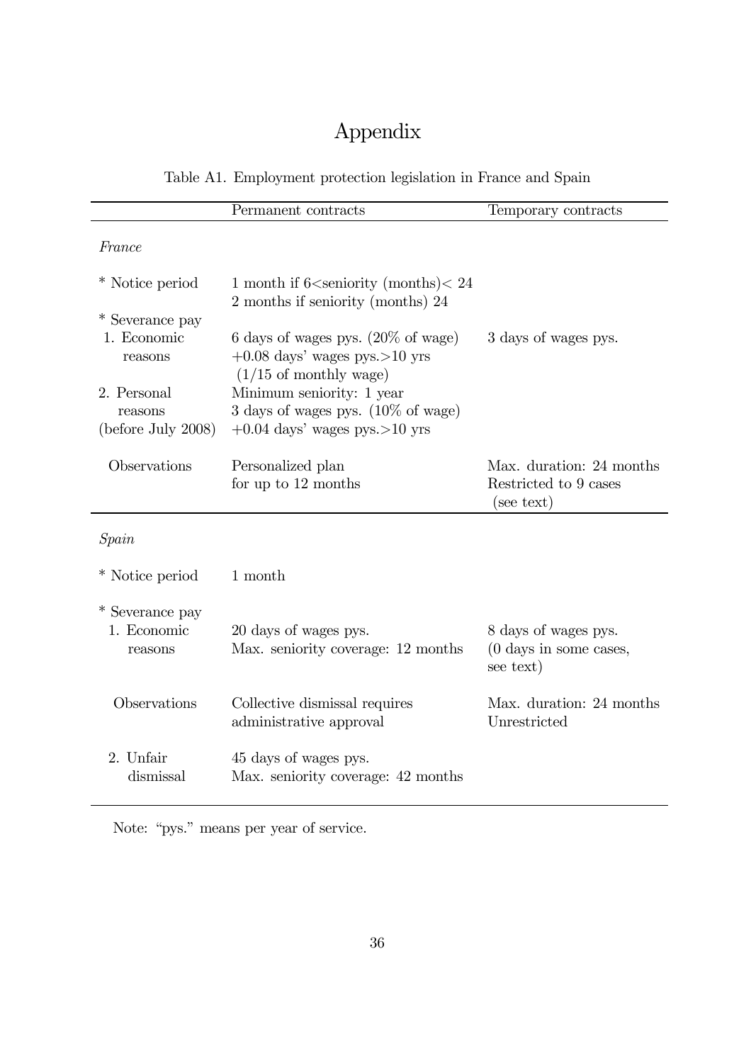# Appendix

Table A1. Employment protection legislation in France and Spain

| | Permanent contracts | Temporary contracts |
|---|---|---|
| *France* | | |
| * Notice period | 1 month if 6<seniority (months)< 24<br>2 months if seniority (months) 24 | |
| * Severance pay<br>1. Economic reasons | 6 days of wages pys. (20% of wage)<br>+0.08 days' wages pys.>10 yrs<br>(1/15 of monthly wage) | 3 days of wages pys. |
| 2. Personal reasons (before July 2008) | Minimum seniority: 1 year<br>3 days of wages pys. (10% of wage)<br>+0.04 days' wages pys.>10 yrs | |
| Observations | Personalized plan for up to 12 months | Max. duration: 24 months<br>Restricted to 9 cases (see text) |
| *Spain* | | |
| * Notice period | 1 month | |
| * Severance pay<br>1. Economic reasons | 20 days of wages pys.<br>Max. seniority coverage: 12 months | 8 days of wages pys.<br>(0 days in some cases, see text) |
| Observations | Collective dismissal requires administrative approval | Max. duration: 24 months<br>Unrestricted |
| 2. Unfair dismissal | 45 days of wages pys.<br>Max. seniority coverage: 42 months | |

Note: "pys." means per year of service.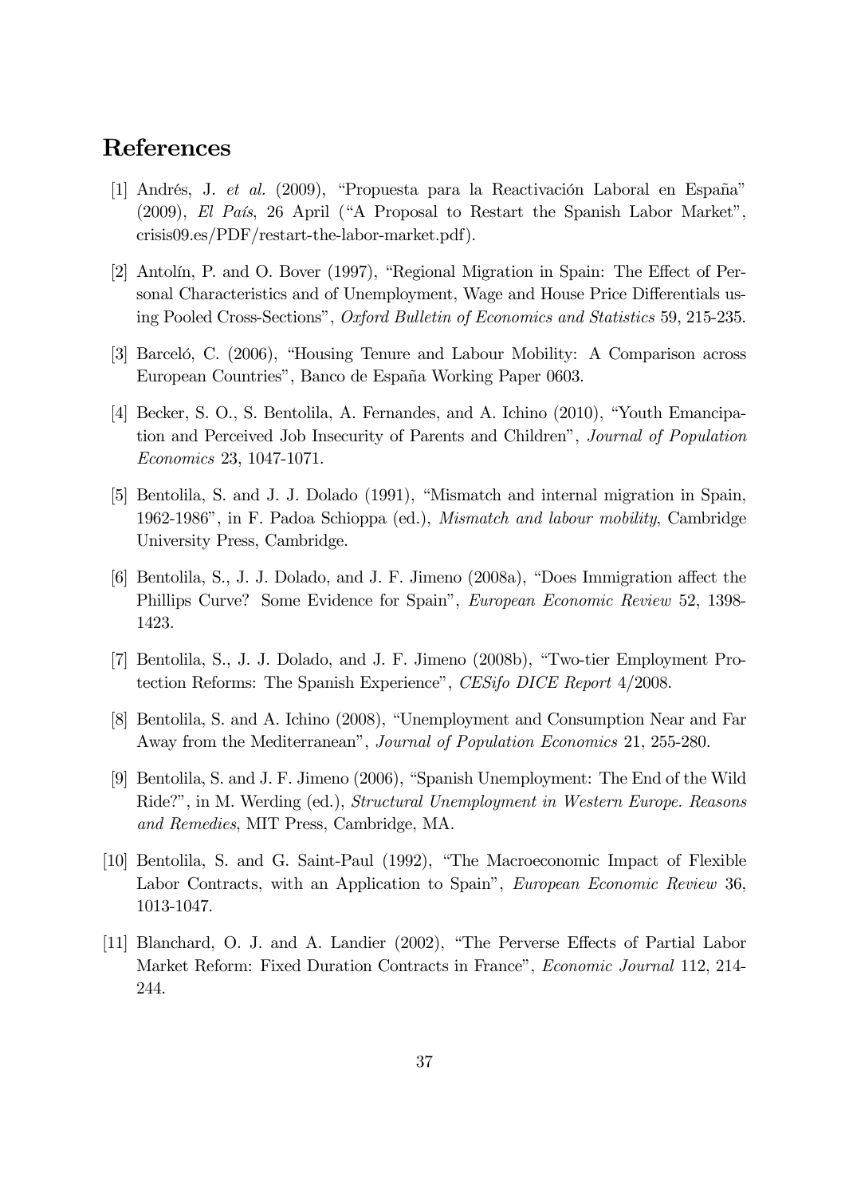## References

[1] Andrés, J. *et al.* (2009), "Propuesta para la Reactivación Laboral en España" (2009), *El País*, 26 April ("A Proposal to Restart the Spanish Labor Market", crisis09.es/PDF/restart-the-labor-market.pdf).

[2] Antolín, P. and O. Bover (1997), "Regional Migration in Spain: The Effect of Personal Characteristics and of Unemployment, Wage and House Price Differentials using Pooled Cross-Sections", *Oxford Bulletin of Economics and Statistics* 59, 215-235.

[3] Barceló, C. (2006), "Housing Tenure and Labour Mobility: A Comparison across European Countries", Banco de España Working Paper 0603.

[4] Becker, S. O., S. Bentolila, A. Fernandes, and A. Ichino (2010), "Youth Emancipation and Perceived Job Insecurity of Parents and Children", *Journal of Population Economics* 23, 1047-1071.

[5] Bentolila, S. and J. J. Dolado (1991), "Mismatch and internal migration in Spain, 1962-1986", in F. Padoa Schioppa (ed.), *Mismatch and labour mobility*, Cambridge University Press, Cambridge.

[6] Bentolila, S., J. J. Dolado, and J. F. Jimeno (2008a), "Does Immigration affect the Phillips Curve? Some Evidence for Spain", *European Economic Review* 52, 1398-1423.

[7] Bentolila, S., J. J. Dolado, and J. F. Jimeno (2008b), "Two-tier Employment Protection Reforms: The Spanish Experience", *CESifo DICE Report* 4/2008.

[8] Bentolila, S. and A. Ichino (2008), "Unemployment and Consumption Near and Far Away from the Mediterranean", *Journal of Population Economics* 21, 255-280.

[9] Bentolila, S. and J. F. Jimeno (2006), "Spanish Unemployment: The End of the Wild Ride?", in M. Werding (ed.), *Structural Unemployment in Western Europe. Reasons and Remedies*, MIT Press, Cambridge, MA.

[10] Bentolila, S. and G. Saint-Paul (1992), "The Macroeconomic Impact of Flexible Labor Contracts, with an Application to Spain", *European Economic Review* 36, 1013-1047.

[11] Blanchard, O. J. and A. Landier (2002), "The Perverse Effects of Partial Labor Market Reform: Fixed Duration Contracts in France", *Economic Journal* 112, 214-244.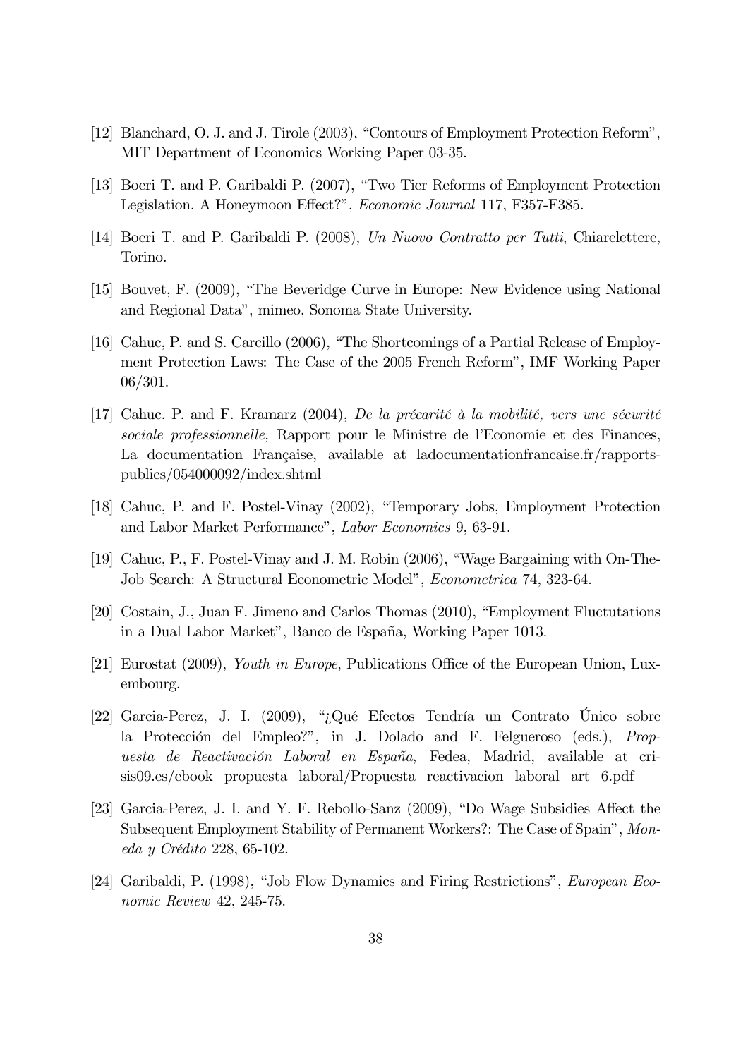[12] Blanchard, O. J. and J. Tirole (2003), "Contours of Employment Protection Reform", MIT Department of Economics Working Paper 03-35.

[13] Boeri T. and P. Garibaldi P. (2007), "Two Tier Reforms of Employment Protection Legislation. A Honeymoon Effect?", *Economic Journal* 117, F357-F385.

[14] Boeri T. and P. Garibaldi P. (2008), *Un Nuovo Contratto per Tutti*, Chiarelettere, Torino.

[15] Bouvet, F. (2009), "The Beveridge Curve in Europe: New Evidence using National and Regional Data", mimeo, Sonoma State University.

[16] Cahuc, P. and S. Carcillo (2006), "The Shortcomings of a Partial Release of Employment Protection Laws: The Case of the 2005 French Reform", IMF Working Paper 06/301.

[17] Cahuc. P. and F. Kramarz (2004), *De la précarité à la mobilité, vers une sécurité sociale professionnelle,* Rapport pour le Ministre de l'Economie et des Finances, La documentation Française, available at ladocumentationfrancaise.fr/rapports-publics/054000092/index.shtml

[18] Cahuc, P. and F. Postel-Vinay (2002), "Temporary Jobs, Employment Protection and Labor Market Performance", *Labor Economics* 9, 63-91.

[19] Cahuc, P., F. Postel-Vinay and J. M. Robin (2006), "Wage Bargaining with On-The-Job Search: A Structural Econometric Model", *Econometrica* 74, 323-64.

[20] Costain, J., Juan F. Jimeno and Carlos Thomas (2010), "Employment Fluctutations in a Dual Labor Market", Banco de España, Working Paper 1013.

[21] Eurostat (2009), *Youth in Europe*, Publications Office of the European Union, Luxembourg.

[22] Garcia-Perez, J. I. (2009), "¿Qué Efectos Tendría un Contrato Único sobre la Protección del Empleo?", in J. Dolado and F. Felgueroso (eds.), *Propuesta de Reactivación Laboral en España*, Fedea, Madrid, available at crisis09.es/ebook_propuesta_laboral/Propuesta_reactivacion_laboral_art_6.pdf

[23] Garcia-Perez, J. I. and Y. F. Rebollo-Sanz (2009), "Do Wage Subsidies Affect the Subsequent Employment Stability of Permanent Workers?: The Case of Spain", *Moneda y Crédito* 228, 65-102.

[24] Garibaldi, P. (1998), "Job Flow Dynamics and Firing Restrictions", *European Economic Review* 42, 245-75.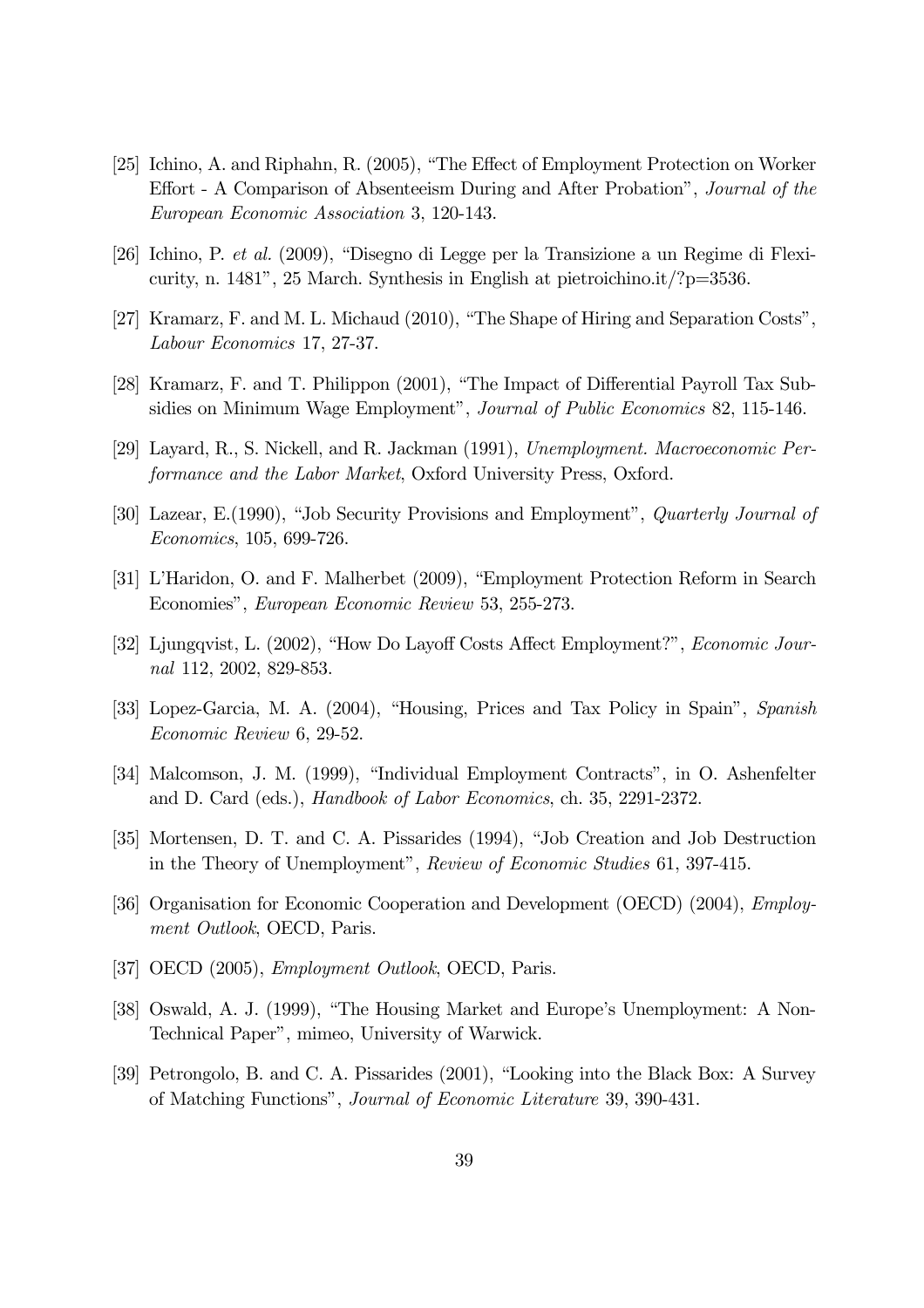[25] Ichino, A. and Riphahn, R. (2005), "The Effect of Employment Protection on Worker Effort - A Comparison of Absenteeism During and After Probation", *Journal of the European Economic Association* 3, 120-143.

[26] Ichino, P. *et al.* (2009), "Disegno di Legge per la Transizione a un Regime di Flexicurity, n. 1481", 25 March. Synthesis in English at pietroichino.it/?p=3536.

[27] Kramarz, F. and M. L. Michaud (2010), "The Shape of Hiring and Separation Costs", *Labour Economics* 17, 27-37.

[28] Kramarz, F. and T. Philippon (2001), "The Impact of Differential Payroll Tax Subsidies on Minimum Wage Employment", *Journal of Public Economics* 82, 115-146.

[29] Layard, R., S. Nickell, and R. Jackman (1991), *Unemployment. Macroeconomic Performance and the Labor Market*, Oxford University Press, Oxford.

[30] Lazear, E.(1990), "Job Security Provisions and Employment", *Quarterly Journal of Economics*, 105, 699-726.

[31] L'Haridon, O. and F. Malherbet (2009), "Employment Protection Reform in Search Economies", *European Economic Review* 53, 255-273.

[32] Ljungqvist, L. (2002), "How Do Layoff Costs Affect Employment?", *Economic Journal* 112, 2002, 829-853.

[33] Lopez-Garcia, M. A. (2004), "Housing, Prices and Tax Policy in Spain", *Spanish Economic Review* 6, 29-52.

[34] Malcomson, J. M. (1999), "Individual Employment Contracts", in O. Ashenfelter and D. Card (eds.), *Handbook of Labor Economics*, ch. 35, 2291-2372.

[35] Mortensen, D. T. and C. A. Pissarides (1994), "Job Creation and Job Destruction in the Theory of Unemployment", *Review of Economic Studies* 61, 397-415.

[36] Organisation for Economic Cooperation and Development (OECD) (2004), *Employment Outlook*, OECD, Paris.

[37] OECD (2005), *Employment Outlook*, OECD, Paris.

[38] Oswald, A. J. (1999), "The Housing Market and Europe's Unemployment: A Non-Technical Paper", mimeo, University of Warwick.

[39] Petrongolo, B. and C. A. Pissarides (2001), "Looking into the Black Box: A Survey of Matching Functions", *Journal of Economic Literature* 39, 390-431.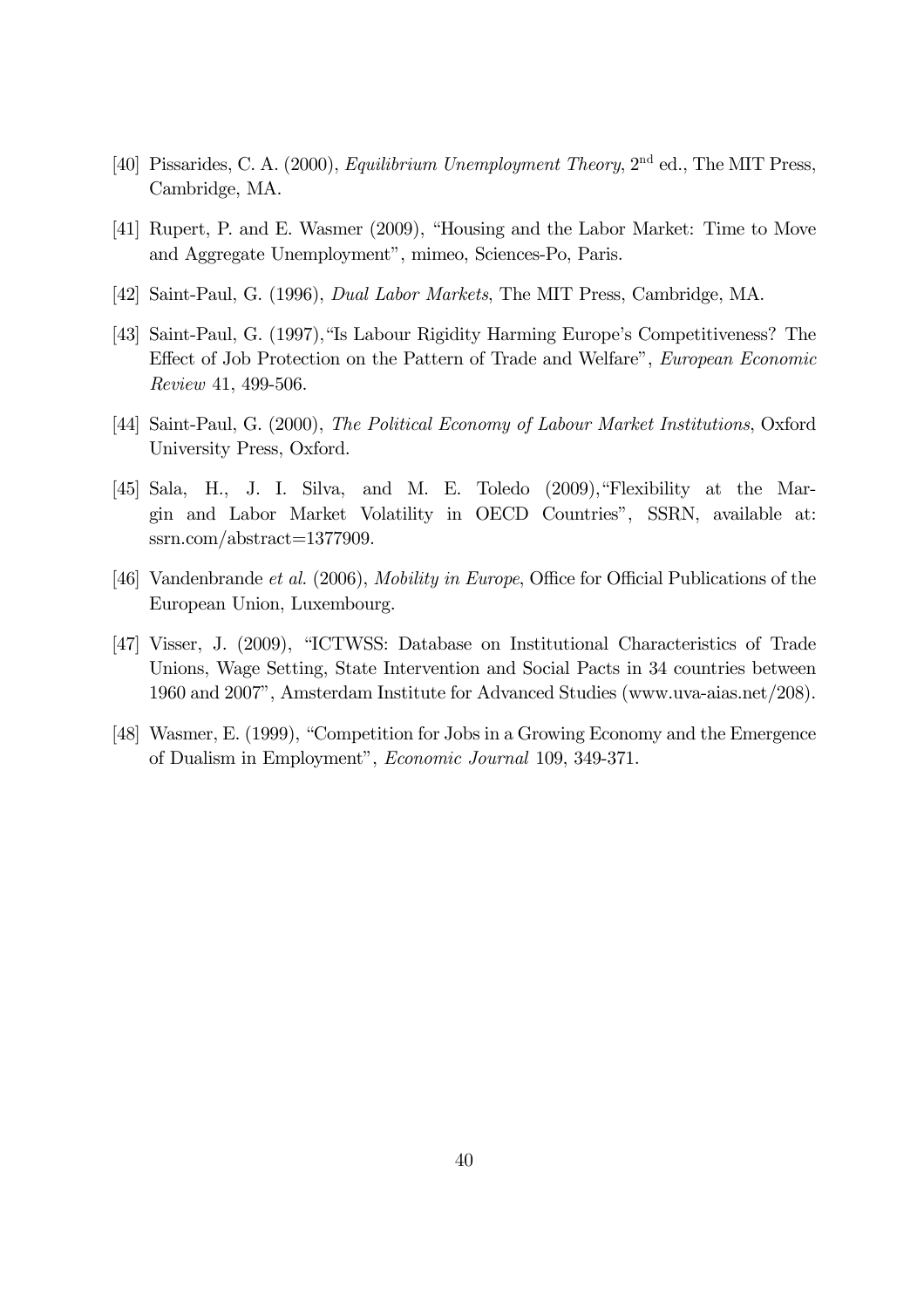[40] Pissarides, C. A. (2000), *Equilibrium Unemployment Theory*, 2[nd] ed., The MIT Press, Cambridge, MA.

[41] Rupert, P. and E. Wasmer (2009), "Housing and the Labor Market: Time to Move and Aggregate Unemployment", mimeo, Sciences-Po, Paris.

[42] Saint-Paul, G. (1996), *Dual Labor Markets*, The MIT Press, Cambridge, MA.

[43] Saint-Paul, G. (1997),"Is Labour Rigidity Harming Europe's Competitiveness? The Effect of Job Protection on the Pattern of Trade and Welfare", *European Economic Review* 41, 499-506.

[44] Saint-Paul, G. (2000), *The Political Economy of Labour Market Institutions*, Oxford University Press, Oxford.

[45] Sala, H., J. I. Silva, and M. E. Toledo (2009),"Flexibility at the Margin and Labor Market Volatility in OECD Countries", SSRN, available at: ssrn.com/abstract=1377909.

[46] Vandenbrande *et al.* (2006), *Mobility in Europe*, Office for Official Publications of the European Union, Luxembourg.

[47] Visser, J. (2009), "ICTWSS: Database on Institutional Characteristics of Trade Unions, Wage Setting, State Intervention and Social Pacts in 34 countries between 1960 and 2007", Amsterdam Institute for Advanced Studies (www.uva-aias.net/208).

[48] Wasmer, E. (1999), "Competition for Jobs in a Growing Economy and the Emergence of Dualism in Employment", *Economic Journal* 109, 349-371.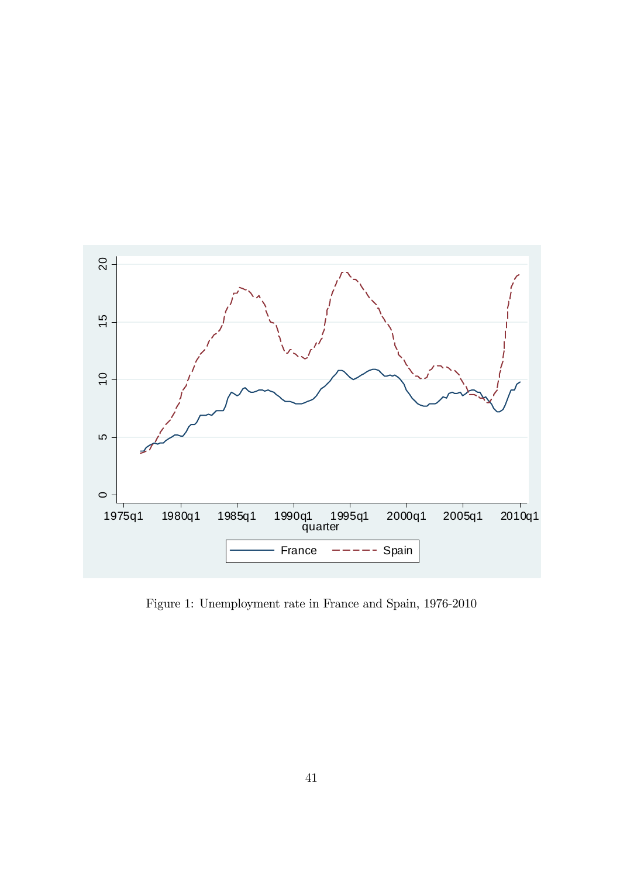Figure 1: Unemployment rate in France and Spain, 1976-2010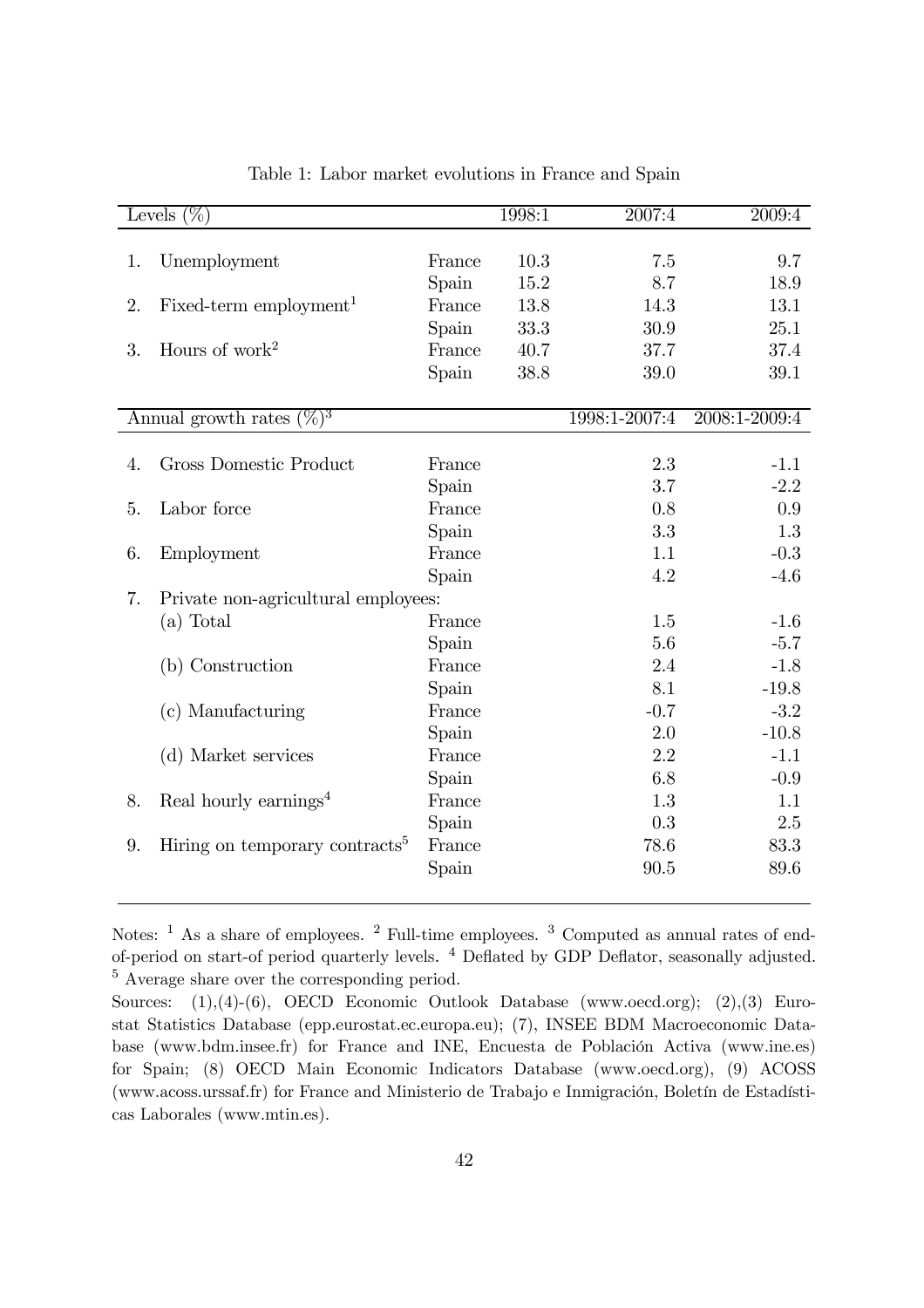Table 1: Labor market evolutions in France and Spain

| Levels (%) | | | 1998:1 | 2007:4 | 2009:4 |
|---|---|---|---|---|---|
| 1. | Unemployment | France | 10.3 | 7.5 | 9.7 |
| | | Spain | 15.2 | 8.7 | 18.9 |
| 2. | Fixed-term employment[1] | France | 13.8 | 14.3 | 13.1 |
| | | Spain | 33.3 | 30.9 | 25.1 |
| 3. | Hours of work[2] | France | 40.7 | 37.7 | 37.4 |
| | | Spain | 38.8 | 39.0 | 39.1 |
| **Annual growth rates (%)[3]** | | | | **1998:1-2007:4** | **2008:1-2009:4** |
| 4. | Gross Domestic Product | France | | 2.3 | -1.1 |
| | | Spain | | 3.7 | -2.2 |
| 5. | Labor force | France | | 0.8 | 0.9 |
| | | Spain | | 3.3 | 1.3 |
| 6. | Employment | France | | 1.1 | -0.3 |
| | | Spain | | 4.2 | -4.6 |
| 7. | Private non-agricultural employees: | | | | |
| | (a) Total | France | | 1.5 | -1.6 |
| | | Spain | | 5.6 | -5.7 |
| | (b) Construction | France | | 2.4 | -1.8 |
| | | Spain | | 8.1 | -19.8 |
| | (c) Manufacturing | France | | -0.7 | -3.2 |
| | | Spain | | 2.0 | -10.8 |
| | (d) Market services | France | | 2.2 | -1.1 |
| | | Spain | | 6.8 | -0.9 |
| 8. | Real hourly earnings[4] | France | | 1.3 | 1.1 |
| | | Spain | | 0.3 | 2.5 |
| 9. | Hiring on temporary contracts[5] | France | | 78.6 | 83.3 |
| | | Spain | | 90.5 | 89.6 |

Notes: [1] As a share of employees. [2] Full-time employees. [3] Computed as annual rates of end-of-period on start-of period quarterly levels. [4] Deflated by GDP Deflator, seasonally adjusted. [5] Average share over the corresponding period.

Sources: (1),(4)-(6), OECD Economic Outlook Database (www.oecd.org); (2),(3) Eurostat Statistics Database (epp.eurostat.ec.europa.eu); (7), INSEE BDM Macroeconomic Database (www.bdm.insee.fr) for France and INE, Encuesta de Población Activa (www.ine.es) for Spain; (8) OECD Main Economic Indicators Database (www.oecd.org), (9) ACOSS (www.acoss.urssaf.fr) for France and Ministerio de Trabajo e Inmigración, Boletín de Estadísticas Laborales (www.mtin.es).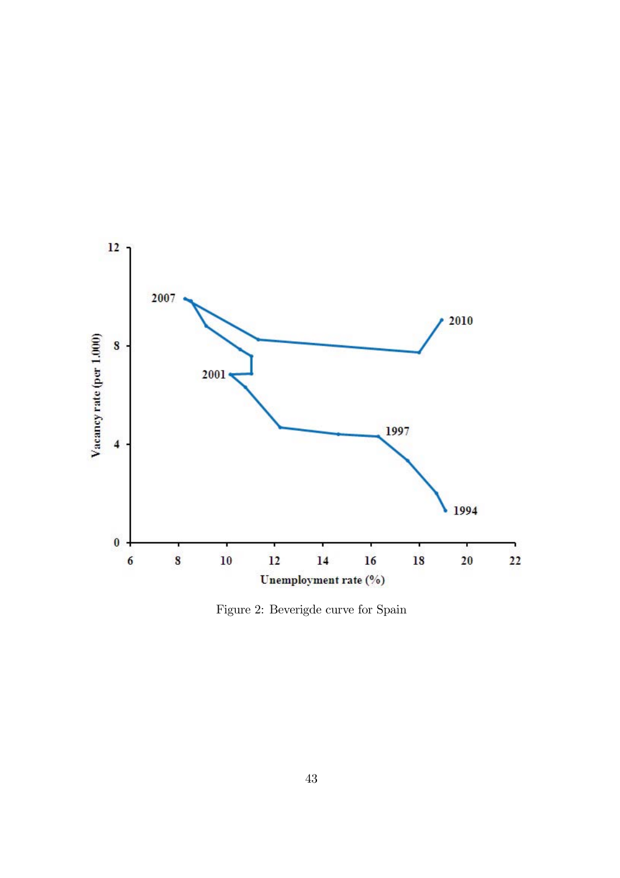Figure 2: Beverigde curve for Spain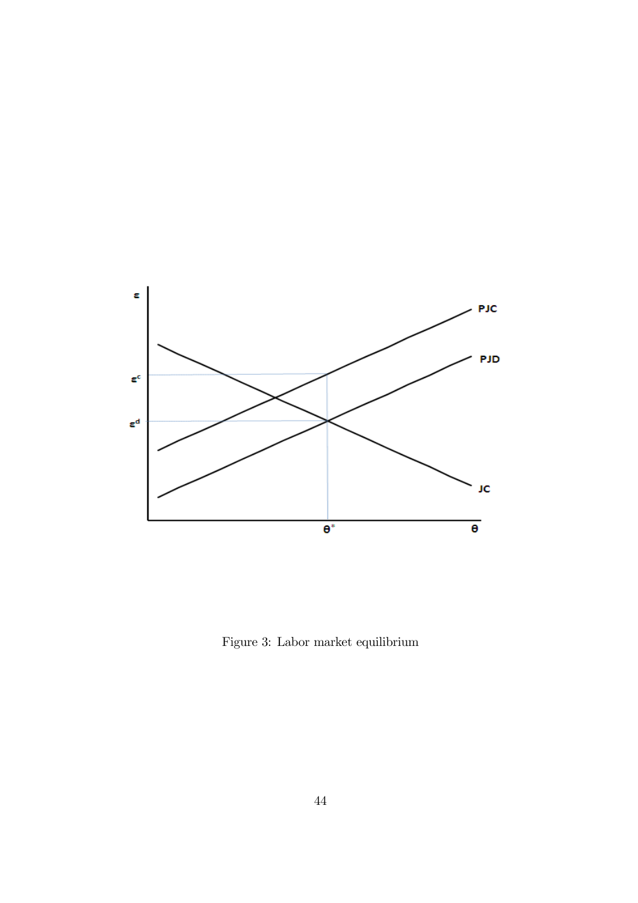Figure 3: Labor market equilibrium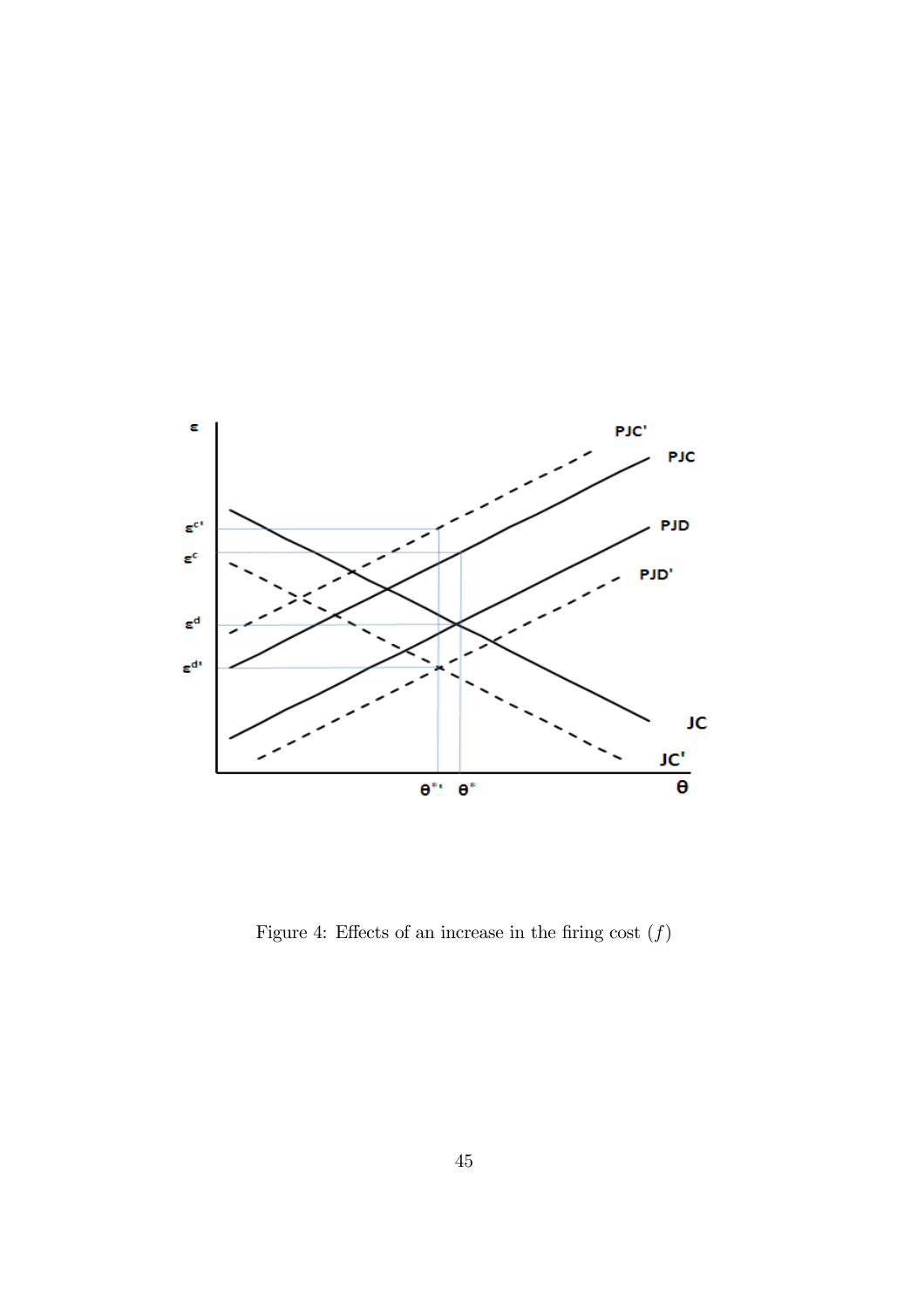Figure 4: Effects of an increase in the firing cost $(f)$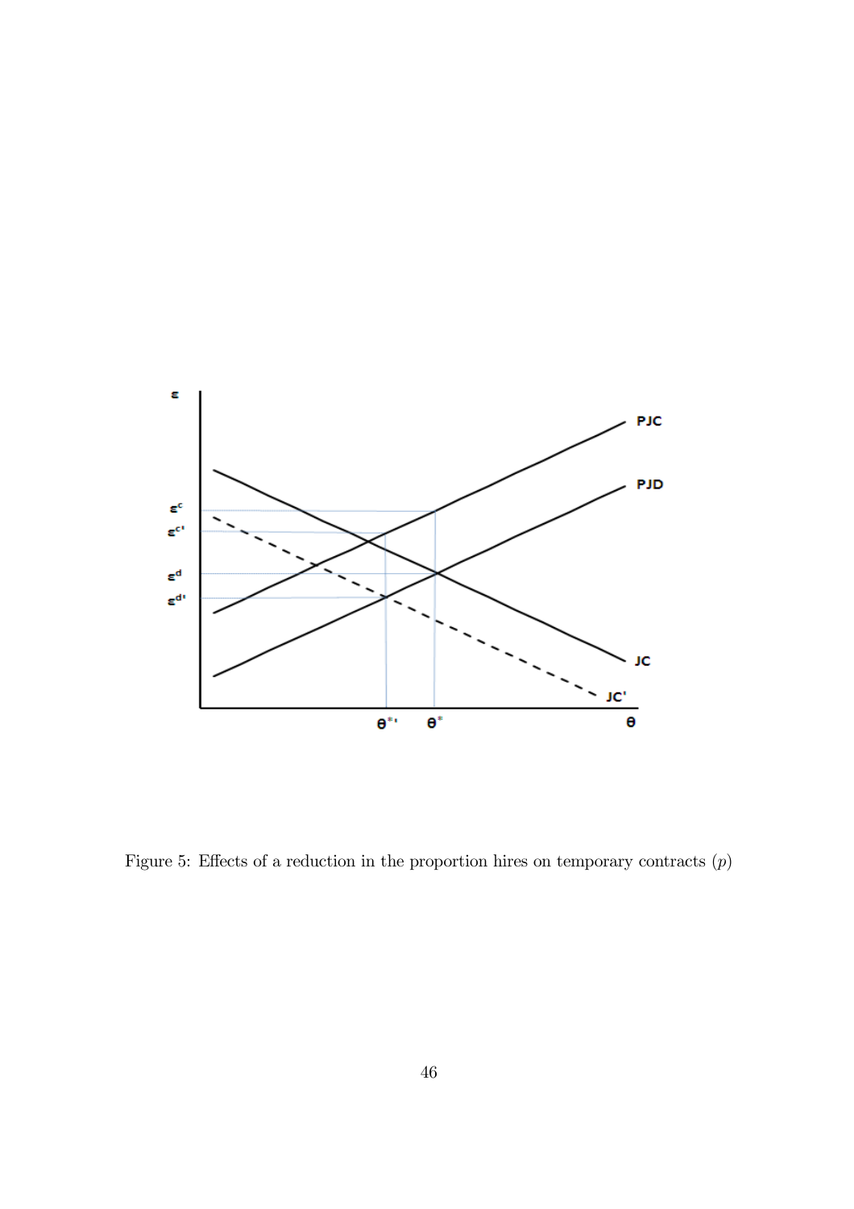Figure 5: Effects of a reduction in the proportion hires on temporary contracts ($p$)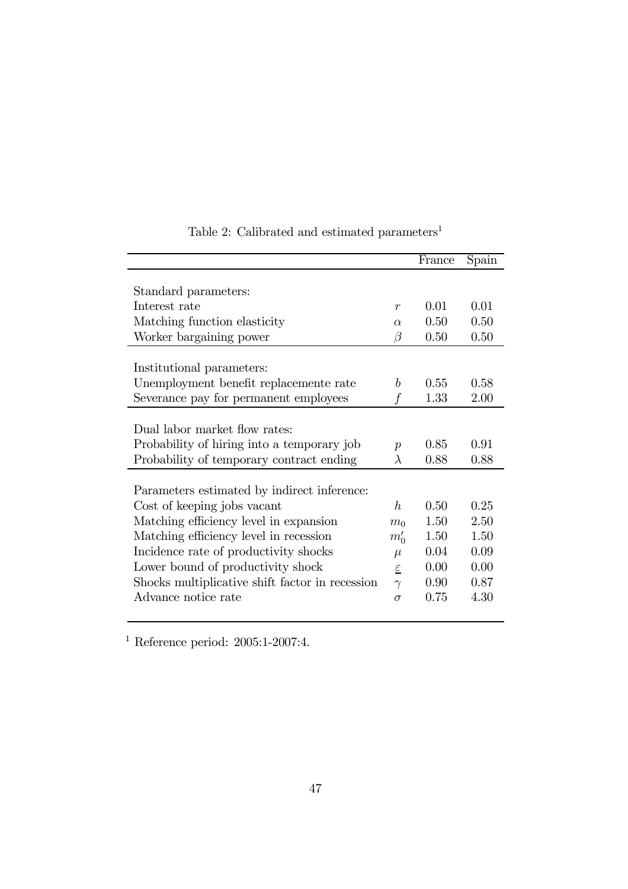Table 2: Calibrated and estimated parameters[1]

| | | France | Spain |
|---|---|---|---|
| Standard parameters: | | | |
| Interest rate | $r$ | 0.01 | 0.01 |
| Matching function elasticity | $\alpha$ | 0.50 | 0.50 |
| Worker bargaining power | $\beta$ | 0.50 | 0.50 |
| Institutional parameters: | | | |
| Unemployment benefit replacemente rate | $b$ | 0.55 | 0.58 |
| Severance pay for permanent employees | $f$ | 1.33 | 2.00 |
| Dual labor market flow rates: | | | |
| Probability of hiring into a temporary job | $p$ | 0.85 | 0.91 |
| Probability of temporary contract ending | $\lambda$ | 0.88 | 0.88 |
| Parameters estimated by indirect inference: | | | |
| Cost of keeping jobs vacant | $h$ | 0.50 | 0.25 |
| Matching efficiency level in expansion | $m_0$ | 1.50 | 2.50 |
| Matching efficiency level in recession | $m_0'$ | 1.50 | 1.50 |
| Incidence rate of productivity shocks | $\mu$ | 0.04 | 0.09 |
| Lower bound of productivity shock | $\underline{\varepsilon}$ | 0.00 | 0.00 |
| Shocks multiplicative shift factor in recession | $\gamma$ | 0.90 | 0.87 |
| Advance notice rate | $\sigma$ | 0.75 | 4.30 |

[1] Reference period: 2005:1-2007:4.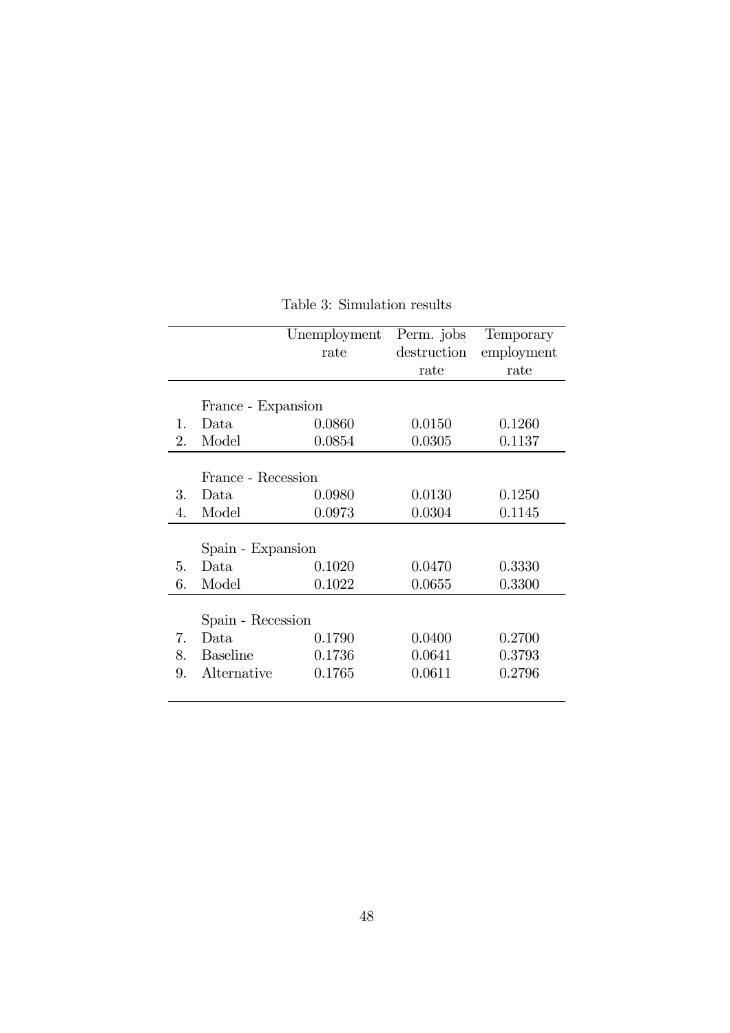Table 3: Simulation results

| | | Unemployment rate | Perm. jobs destruction rate | Temporary employment rate |
|---|---|---|---|---|
| | France - Expansion | | | |
| 1. | Data | 0.0860 | 0.0150 | 0.1260 |
| 2. | Model | 0.0854 | 0.0305 | 0.1137 |
| | France - Recession | | | |
| 3. | Data | 0.0980 | 0.0130 | 0.1250 |
| 4. | Model | 0.0973 | 0.0304 | 0.1145 |
| | Spain - Expansion | | | |
| 5. | Data | 0.1020 | 0.0470 | 0.3330 |
| 6. | Model | 0.1022 | 0.0655 | 0.3300 |
| | Spain - Recession | | | |
| 7. | Data | 0.1790 | 0.0400 | 0.2700 |
| 8. | Baseline | 0.1736 | 0.0641 | 0.3793 |
| 9. | Alternative | 0.1765 | 0.0611 | 0.2796 |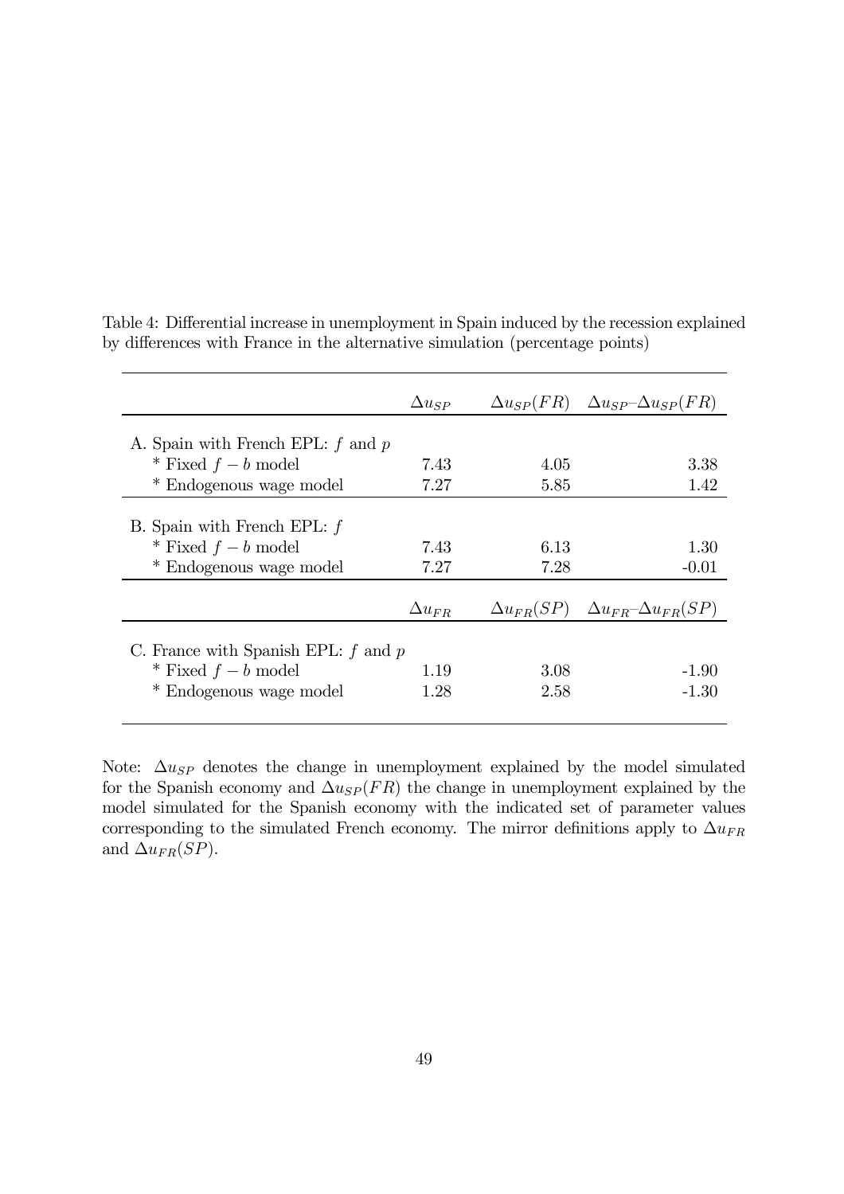Table 4: Differential increase in unemployment in Spain induced by the recession explained by differences with France in the alternative simulation (percentage points)

| | $\Delta u_{SP}$ | $\Delta u_{SP}(FR)$ | $\Delta u_{SP}$–$\Delta u_{SP}(FR)$ |
|---|---|---|---|
| A. Spain with French EPL: $f$ and $p$ | | | |
| * Fixed $f-b$ model | 7.43 | 4.05 | 3.38 |
| * Endogenous wage model | 7.27 | 5.85 | 1.42 |
| B. Spain with French EPL: $f$ | | | |
| * Fixed $f-b$ model | 7.43 | 6.13 | 1.30 |
| * Endogenous wage model | 7.27 | 7.28 | -0.01 |
| | $\Delta u_{FR}$ | $\Delta u_{FR}(SP)$ | $\Delta u_{FR}$–$\Delta u_{FR}(SP)$ |
| C. France with Spanish EPL: $f$ and $p$ | | | |
| * Fixed $f-b$ model | 1.19 | 3.08 | -1.90 |
| * Endogenous wage model | 1.28 | 2.58 | -1.30 |

Note: $\Delta u_{SP}$ denotes the change in unemployment explained by the model simulated for the Spanish economy and $\Delta u_{SP}(FR)$ the change in unemployment explained by the model simulated for the Spanish economy with the indicated set of parameter values corresponding to the simulated French economy. The mirror definitions apply to $\Delta u_{FR}$ and $\Delta u_{FR}(SP)$.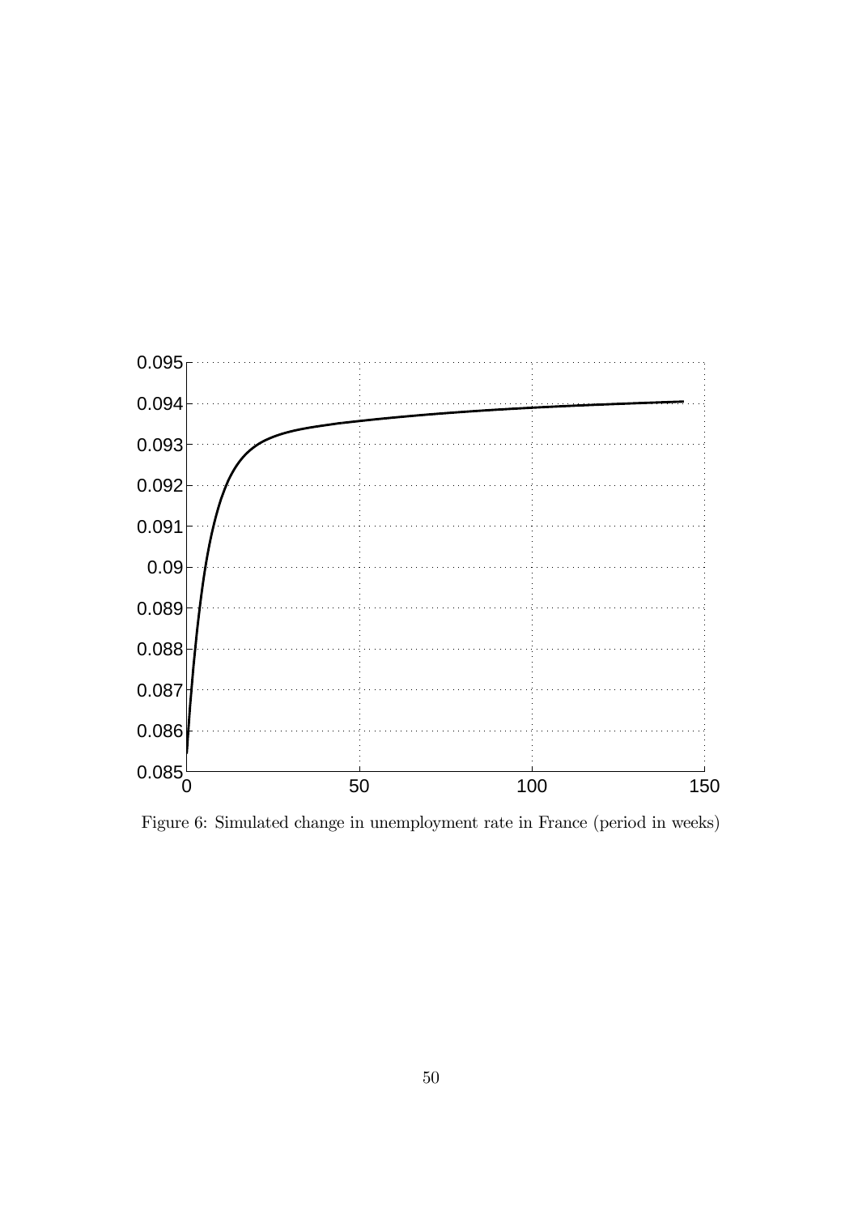Figure 6: Simulated change in unemployment rate in France (period in weeks)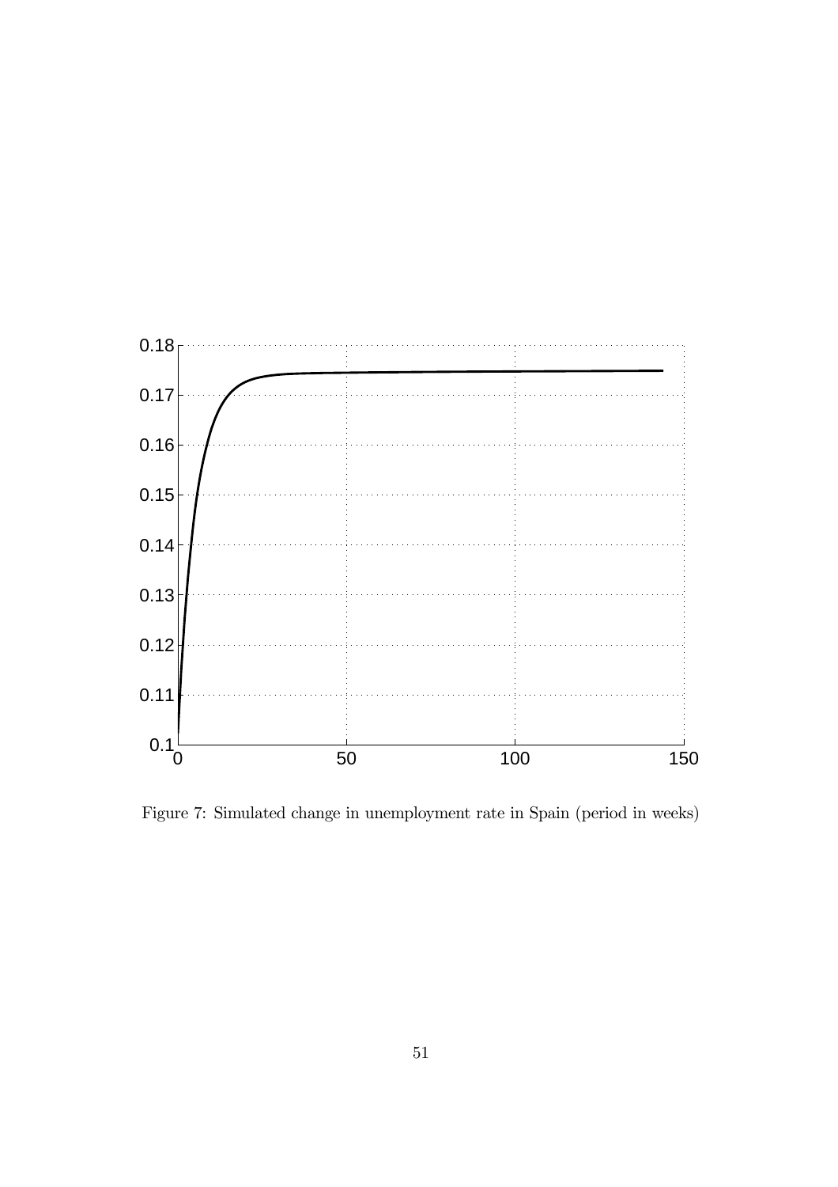Figure 7: Simulated change in unemployment rate in Spain (period in weeks)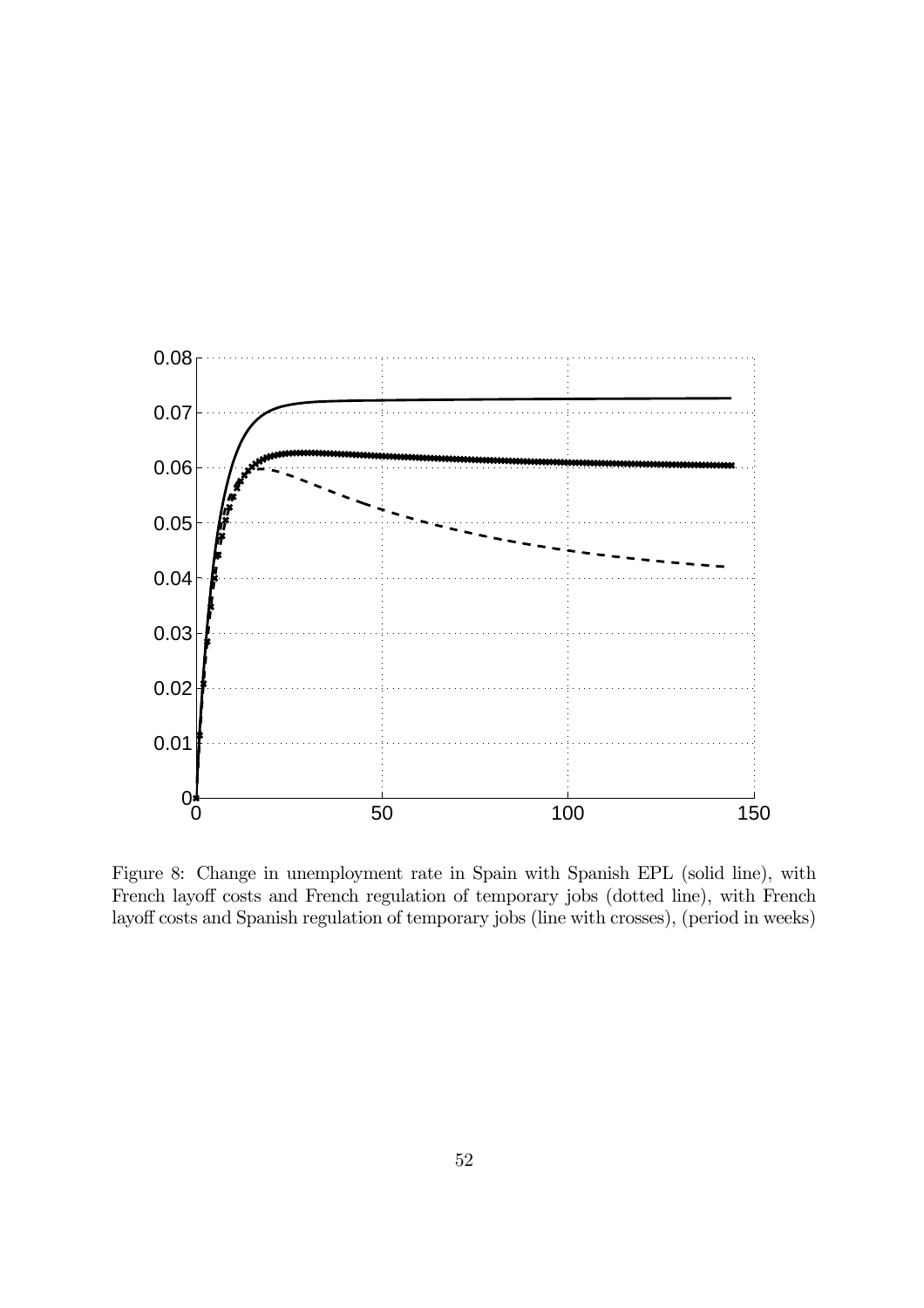0.08
0.07
0.06
0.05
0.04
0.03
0.02
0.01
0
0
50
100
150

Figure 8: Change in unemployment rate in Spain with Spanish EPL (solid line), with French layoff costs and French regulation of temporary jobs (dotted line), with French layoff costs and Spanish regulation of temporary jobs (line with crosses), (period in weeks)